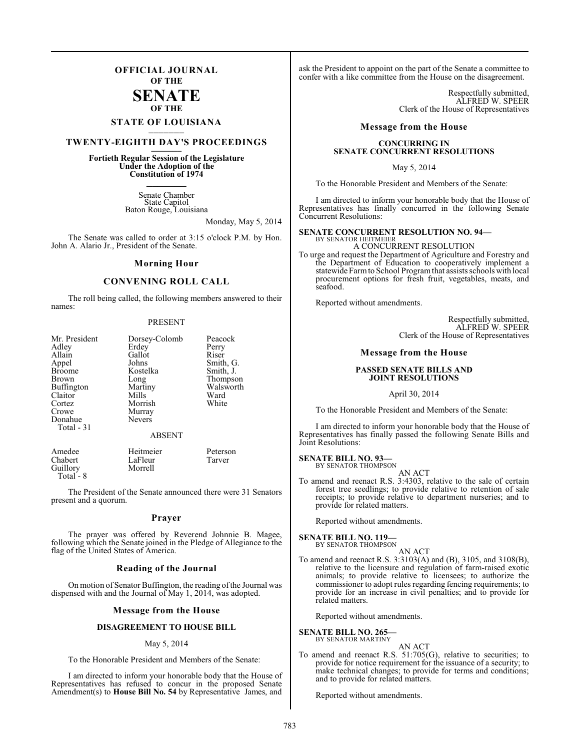# OFFICIAL JOURNAL OF THE SENATE OF THE STATE OF LOUISIANA

## TWENTY-EIGHTH DAY'S PROCEEDINGS

**Fortieth Regular Session of the Legislature Under the Adoption of the Constitution of 1974**

Senate Chamber
State Capitol
Baton Rouge, Louisiana

Monday, May 5, 2014

The Senate was called to order at 3:15 o'clock P.M. by Hon. John A. Alario Jr., President of the Senate.

### Morning Hour

### CONVENING ROLL CALL

The roll being called, the following members answered to their names:

PRESENT

| | | |
|---|---|---|
| Mr. President | Dorsey-Colomb | Peacock |
| Adley | Erdey | Perry |
| Allain | Gallot | Riser |
| Appel | Johns | Smith, G. |
| Broome | Kostelka | Smith, J. |
| Brown | Long | Thompson |
| Buffington | Martiny | Walsworth |
| Claitor | Mills | Ward |
| Cortez | Morrish | White |
| Crowe | Murray | |
| Donahue | Nevers | |

Total - 31

ABSENT

| | | |
|---|---|---|
| Amedee | Heitmeier | Peterson |
| Chabert | LaFleur | Tarver |
| Guillory | Morrell | |

Total - 8

The President of the Senate announced there were 31 Senators present and a quorum.

### Prayer

The prayer was offered by Reverend Johnnie B. Magee, following which the Senate joined in the Pledge of Allegiance to the flag of the United States of America.

### Reading of the Journal

On motion of Senator Buffington, the reading of the Journal was dispensed with and the Journal of May 1, 2014, was adopted.

### Message from the House

**DISAGREEMENT TO HOUSE BILL**

May 5, 2014

To the Honorable President and Members of the Senate:

I am directed to inform your honorable body that the House of Representatives has refused to concur in the proposed Senate Amendment(s) to **House Bill No. 54** by Representative James, and ask the President to appoint on the part of the Senate a committee to confer with a like committee from the House on the disagreement.

Respectfully submitted,
ALFRED W. SPEER
Clerk of the House of Representatives

### Message from the House

**CONCURRING IN SENATE CONCURRENT RESOLUTIONS**

May 5, 2014

To the Honorable President and Members of the Senate:

I am directed to inform your honorable body that the House of Representatives has finally concurred in the following Senate Concurrent Resolutions:

**SENATE CONCURRENT RESOLUTION NO. 94—**
BY SENATOR HEITMEIER
A CONCURRENT RESOLUTION
To urge and request the Department of Agriculture and Forestry and the Department of Education to cooperatively implement a statewide Farm to School Program that assists schools with local procurement options for fresh fruit, vegetables, meats, and seafood.

Reported without amendments.

Respectfully submitted,
ALFRED W. SPEER
Clerk of the House of Representatives

### Message from the House

**PASSED SENATE BILLS AND JOINT RESOLUTIONS**

April 30, 2014

To the Honorable President and Members of the Senate:

I am directed to inform your honorable body that the House of Representatives has finally passed the following Senate Bills and Joint Resolutions:

**SENATE BILL NO. 93—**
BY SENATOR THOMPSON
AN ACT
To amend and reenact R.S. 3:4303, relative to the sale of certain forest tree seedlings; to provide relative to retention of sale receipts; to provide relative to department nurseries; and to provide for related matters.

Reported without amendments.

**SENATE BILL NO. 119—**
BY SENATOR THOMPSON
AN ACT
To amend and reenact R.S. 3:3103(A) and (B), 3105, and 3108(B), relative to the licensure and regulation of farm-raised exotic animals; to provide relative to licensees; to authorize the commissioner to adopt rules regarding fencing requirements; to provide for an increase in civil penalties; and to provide for related matters.

Reported without amendments.

**SENATE BILL NO. 265—**
BY SENATOR MARTINY
AN ACT
To amend and reenact R.S. 51:705(G), relative to securities; to provide for notice requirement for the issuance of a security; to make technical changes; to provide for terms and conditions; and to provide for related matters.

Reported without amendments.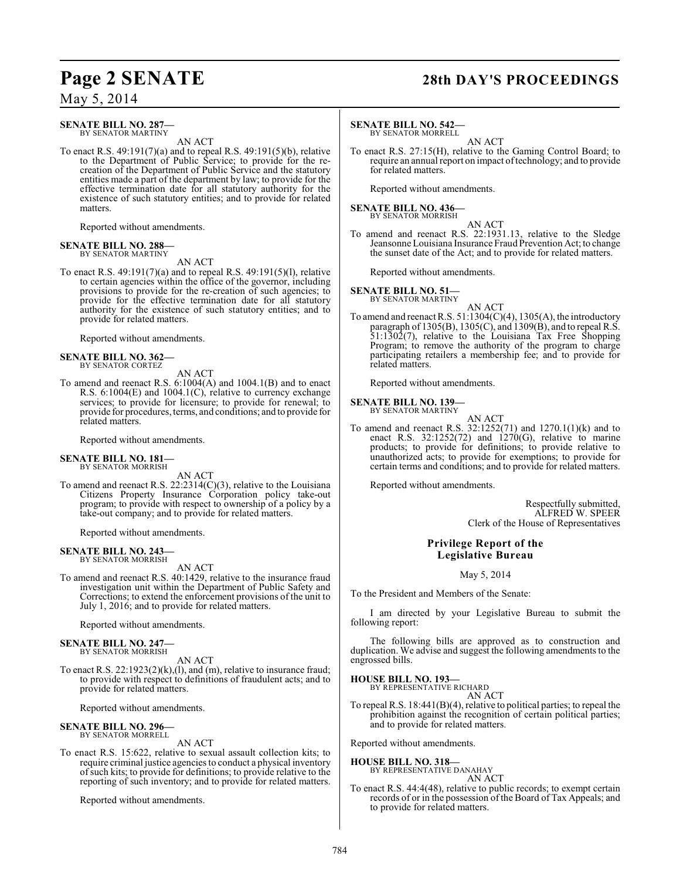**SENATE BILL NO. 287—**
BY SENATOR MARTINY

AN ACT

To enact R.S. 49:191(7)(a) and to repeal R.S. 49:191(5)(b), relative to the Department of Public Service; to provide for the re-creation of the Department of Public Service and the statutory entities made a part of the department by law; to provide for the effective termination date for all statutory authority for the existence of such statutory entities; and to provide for related matters.

Reported without amendments.

**SENATE BILL NO. 288—**
BY SENATOR MARTINY

AN ACT

To enact R.S. 49:191(7)(a) and to repeal R.S. 49:191(5)(l), relative to certain agencies within the office of the governor, including provisions to provide for the re-creation of such agencies; to provide for the effective termination date for all statutory authority for the existence of such statutory entities; and to provide for related matters.

Reported without amendments.

**SENATE BILL NO. 362—**
BY SENATOR CORTEZ

AN ACT

To amend and reenact R.S. 6:1004(A) and 1004.1(B) and to enact R.S. 6:1004(E) and 1004.1(C), relative to currency exchange services; to provide for licensure; to provide for renewal; to provide for procedures, terms, and conditions; and to provide for related matters.

Reported without amendments.

**SENATE BILL NO. 181—**
BY SENATOR MORRISH

AN ACT

To amend and reenact R.S. 22:2314(C)(3), relative to the Louisiana Citizens Property Insurance Corporation policy take-out program; to provide with respect to ownership of a policy by a take-out company; and to provide for related matters.

Reported without amendments.

**SENATE BILL NO. 243—**
BY SENATOR MORRISH

AN ACT

To amend and reenact R.S. 40:1429, relative to the insurance fraud investigation unit within the Department of Public Safety and Corrections; to extend the enforcement provisions of the unit to July 1, 2016; and to provide for related matters.

Reported without amendments.

**SENATE BILL NO. 247—**
BY SENATOR MORRISH

AN ACT

To enact R.S. 22:1923(2)(k),(l), and (m), relative to insurance fraud; to provide with respect to definitions of fraudulent acts; and to provide for related matters.

Reported without amendments.

**SENATE BILL NO. 296—**
BY SENATOR MORRELL

AN ACT

To enact R.S. 15:622, relative to sexual assault collection kits; to require criminal justice agencies to conduct a physical inventory of such kits; to provide for definitions; to provide relative to the reporting of such inventory; and to provide for related matters.

Reported without amendments.

**SENATE BILL NO. 542—**
BY SENATOR MORRELL

AN ACT

To enact R.S. 27:15(H), relative to the Gaming Control Board; to require an annual report on impact of technology; and to provide for related matters.

Reported without amendments.

**SENATE BILL NO. 436—**
BY SENATOR MORRISH

AN ACT

To amend and reenact R.S. 22:1931.13, relative to the Sledge Jeansonne Louisiana Insurance Fraud Prevention Act; to change the sunset date of the Act; and to provide for related matters.

Reported without amendments.

**SENATE BILL NO. 51—**
BY SENATOR MARTINY

AN ACT

To amend and reenact R.S. 51:1304(C)(4), 1305(A), the introductory paragraph of 1305(B), 1305(C), and 1309(B), and to repeal R.S. 51:1302(7), relative to the Louisiana Tax Free Shopping Program; to remove the authority of the program to charge participating retailers a membership fee; and to provide for related matters.

Reported without amendments.

**SENATE BILL NO. 139—**
BY SENATOR MARTINY

AN ACT

To amend and reenact R.S. 32:1252(71) and 1270.1(1)(k) and to enact R.S. 32:1252(72) and 1270(G), relative to marine products; to provide for definitions; to provide relative to unauthorized acts; to provide for exemptions; to provide for certain terms and conditions; and to provide for related matters.

Reported without amendments.

Respectfully submitted,
ALFRED W. SPEER
Clerk of the House of Representatives

## Privilege Report of the Legislative Bureau

May 5, 2014

To the President and Members of the Senate:

I am directed by your Legislative Bureau to submit the following report:

The following bills are approved as to construction and duplication. We advise and suggest the following amendments to the engrossed bills.

**HOUSE BILL NO. 193—**
BY REPRESENTATIVE RICHARD

AN ACT

To repeal R.S. 18:441(B)(4), relative to political parties; to repeal the prohibition against the recognition of certain political parties; and to provide for related matters.

Reported without amendments.

**HOUSE BILL NO. 318—**
BY REPRESENTATIVE DANAHAY

AN ACT

To enact R.S. 44:4(48), relative to public records; to exempt certain records of or in the possession of the Board of Tax Appeals; and to provide for related matters.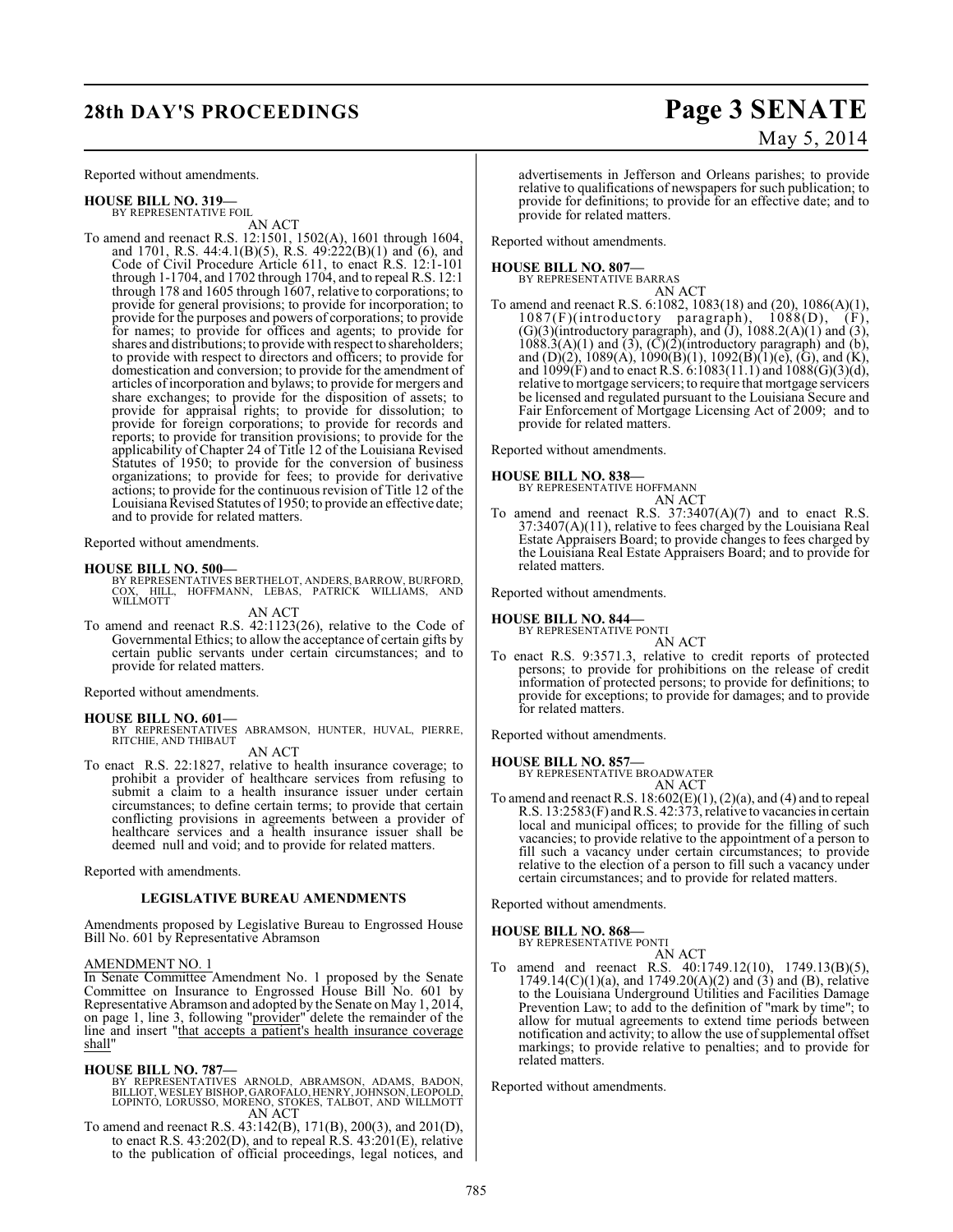Reported without amendments.

**HOUSE BILL NO. 319—**
BY REPRESENTATIVE FOIL

AN ACT

To amend and reenact R.S. 12:1501, 1502(A), 1601 through 1604, and 1701, R.S. 44:4.1(B)(5), R.S. 49:222(B)(1) and (6), and Code of Civil Procedure Article 611, to enact R.S. 12:1-101 through 1-1704, and 1702 through 1704, and to repeal R.S. 12:1 through 178 and 1605 through 1607, relative to corporations; to provide for general provisions; to provide for incorporation; to provide for the purposes and powers of corporations; to provide for names; to provide for offices and agents; to provide for shares and distributions; to provide with respect to shareholders; to provide with respect to directors and officers; to provide for domestication and conversion; to provide for the amendment of articles of incorporation and bylaws; to provide for mergers and share exchanges; to provide for the disposition of assets; to provide for appraisal rights; to provide for dissolution; to provide for foreign corporations; to provide for records and reports; to provide for transition provisions; to provide for the applicability of Chapter 24 of Title 12 of the Louisiana Revised Statutes of 1950; to provide for the conversion of business organizations; to provide for fees; to provide for derivative actions; to provide for the continuous revision of Title 12 of the Louisiana Revised Statutes of 1950; to provide an effective date; and to provide for related matters.

Reported without amendments.

**HOUSE BILL NO. 500—**
BY REPRESENTATIVES BERTHELOT, ANDERS, BARROW, BURFORD, COX, HILL, HOFFMANN, LEBAS, PATRICK WILLIAMS, AND WILLMOTT

AN ACT

To amend and reenact R.S. 42:1123(26), relative to the Code of Governmental Ethics; to allow the acceptance of certain gifts by certain public servants under certain circumstances; and to provide for related matters.

Reported without amendments.

**HOUSE BILL NO. 601—**
BY REPRESENTATIVES ABRAMSON, HUNTER, HUVAL, PIERRE, RITCHIE, AND THIBAUT

AN ACT

To enact R.S. 22:1827, relative to health insurance coverage; to prohibit a provider of healthcare services from refusing to submit a claim to a health insurance issuer under certain circumstances; to define certain terms; to provide that certain conflicting provisions in agreements between a provider of healthcare services and a health insurance issuer shall be deemed null and void; and to provide for related matters.

Reported with amendments.

**LEGISLATIVE BUREAU AMENDMENTS**

Amendments proposed by Legislative Bureau to Engrossed House Bill No. 601 by Representative Abramson

AMENDMENT NO. 1

In Senate Committee Amendment No. 1 proposed by the Senate Committee on Insurance to Engrossed House Bill No. 601 by Representative Abramson and adopted by the Senate on May 1, 2014, on page 1, line 3, following "provider" delete the remainder of the line and insert "that accepts a patient's health insurance coverage shall"

**HOUSE BILL NO. 787—**
BY REPRESENTATIVES ARNOLD, ABRAMSON, ADAMS, BADON, BILLIOT, WESLEY BISHOP, GAROFALO, HENRY, JOHNSON, LEOPOLD, LOPINTO, LORUSSO, MORENO, STOKES, TALBOT, AND WILLMOTT

AN ACT

To amend and reenact R.S. 43:142(B), 171(B), 200(3), and 201(D), to enact R.S. 43:202(D), and to repeal R.S. 43:201(E), relative to the publication of official proceedings, legal notices, and advertisements in Jefferson and Orleans parishes; to provide relative to qualifications of newspapers for such publication; to provide for definitions; to provide for an effective date; and to provide for related matters.

Reported without amendments.

**HOUSE BILL NO. 807—**
BY REPRESENTATIVE BARRAS

AN ACT

To amend and reenact R.S. 6:1082, 1083(18) and (20), 1086(A)(1), 1087(F)(introductory paragraph), 1088(D), (F), (G)(3)(introductory paragraph), and (J), 1088.2(A)(1) and (3), 1088.3(A)(1) and (3), (C)(2)(introductory paragraph) and (b), and (D)(2), 1089(A), 1090(B)(1), 1092(B)(1)(e), (G), and (K), and 1099(F) and to enact R.S. 6:1083(11.1) and 1088(G)(3)(d), relative to mortgage servicers; to require that mortgage servicers be licensed and regulated pursuant to the Louisiana Secure and Fair Enforcement of Mortgage Licensing Act of 2009; and to provide for related matters.

Reported without amendments.

**HOUSE BILL NO. 838—**
BY REPRESENTATIVE HOFFMANN

AN ACT

To amend and reenact R.S. 37:3407(A)(7) and to enact R.S. 37:3407(A)(11), relative to fees charged by the Louisiana Real Estate Appraisers Board; to provide changes to fees charged by the Louisiana Real Estate Appraisers Board; and to provide for related matters.

Reported without amendments.

**HOUSE BILL NO. 844—**
BY REPRESENTATIVE PONTI

AN ACT

To enact R.S. 9:3571.3, relative to credit reports of protected persons; to provide for prohibitions on the release of credit information of protected persons; to provide for definitions; to provide for exceptions; to provide for damages; and to provide for related matters.

Reported without amendments.

**HOUSE BILL NO. 857—**
BY REPRESENTATIVE BROADWATER

AN ACT

To amend and reenact R.S. 18:602(E)(1), (2)(a), and (4) and to repeal R.S. 13:2583(F) and R.S. 42:373, relative to vacancies in certain local and municipal offices; to provide for the filling of such vacancies; to provide relative to the appointment of a person to fill such a vacancy under certain circumstances; to provide relative to the election of a person to fill such a vacancy under certain circumstances; and to provide for related matters.

Reported without amendments.

**HOUSE BILL NO. 868—**
BY REPRESENTATIVE PONTI

AN ACT

To amend and reenact R.S. 40:1749.12(10), 1749.13(B)(5), 1749.14(C)(1)(a), and 1749.20(A)(2) and (3) and (B), relative to the Louisiana Underground Utilities and Facilities Damage Prevention Law; to add to the definition of "mark by time"; to allow for mutual agreements to extend time periods between notification and activity; to allow the use of supplemental offset markings; to provide relative to penalties; and to provide for related matters.

Reported without amendments.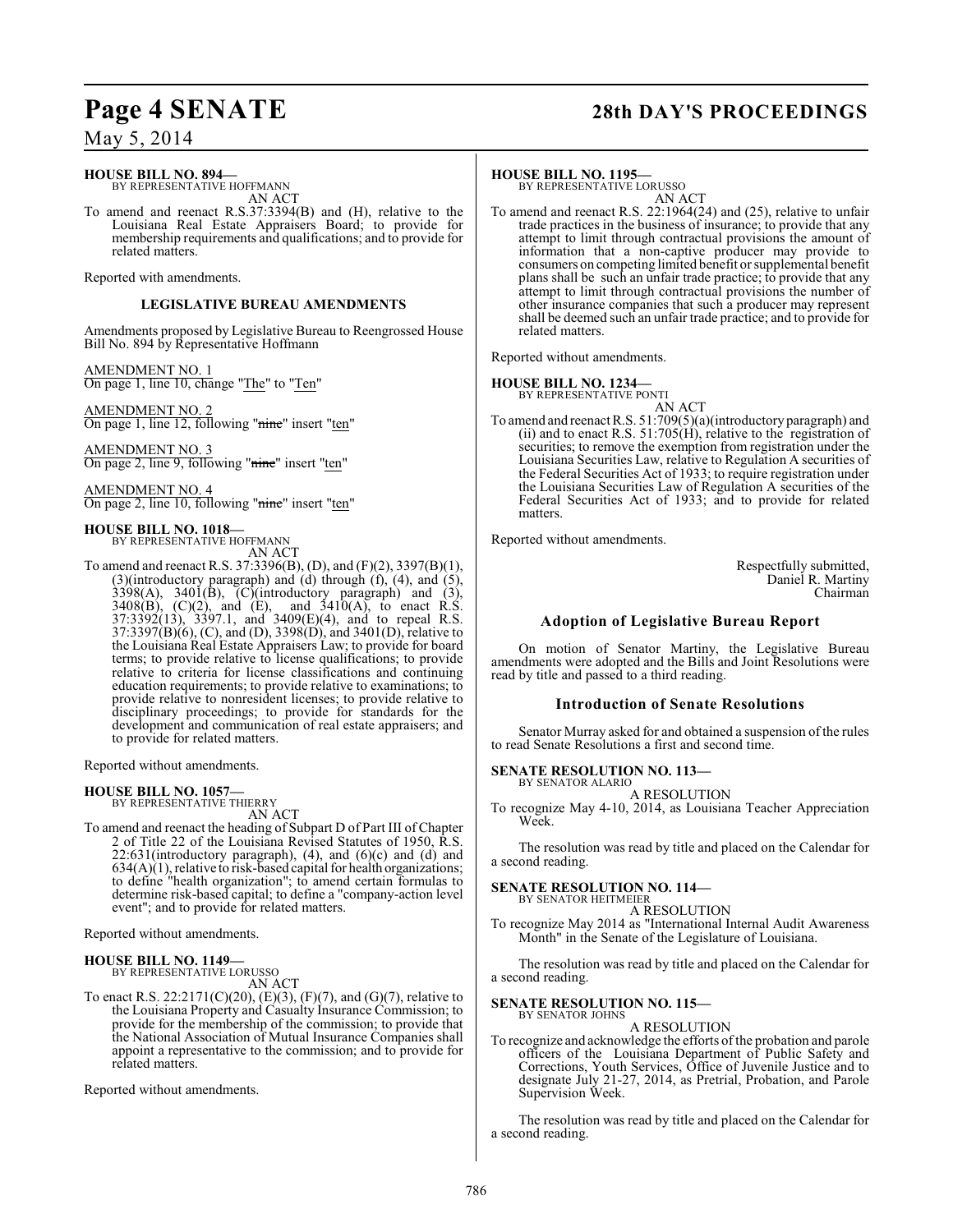**HOUSE BILL NO. 894—**
BY REPRESENTATIVE HOFFMANN

AN ACT

To amend and reenact R.S.37:3394(B) and (H), relative to the Louisiana Real Estate Appraisers Board; to provide for membership requirements and qualifications; and to provide for related matters.

Reported with amendments.

### LEGISLATIVE BUREAU AMENDMENTS

Amendments proposed by Legislative Bureau to Reengrossed House Bill No. 894 by Representative Hoffmann

AMENDMENT NO. 1
On page 1, line 10, change "The" to "Ten"

AMENDMENT NO. 2
On page 1, line 12, following "nine" insert "ten"

AMENDMENT NO. 3
On page 2, line 9, following "nine" insert "ten"

AMENDMENT NO. 4
On page 2, line 10, following "nine" insert "ten"

**HOUSE BILL NO. 1018—**
BY REPRESENTATIVE HOFFMANN

AN ACT

To amend and reenact R.S. 37:3396(B), (D), and (F)(2), 3397(B)(1), (3)(introductory paragraph) and (d) through (f), (4), and (5), 3398(A), 3401(B), (C)(introductory paragraph) and (3), 3408(B), (C)(2), and (E), and 3410(A), to enact R.S. 37:3392(13), 3397.1, and 3409(E)(4), and to repeal R.S. 37:3397(B)(6), (C), and (D), 3398(D), and 3401(D), relative to the Louisiana Real Estate Appraisers Law; to provide for board terms; to provide relative to license qualifications; to provide relative to criteria for license classifications and continuing education requirements; to provide relative to examinations; to provide relative to nonresident licenses; to provide relative to disciplinary proceedings; to provide for standards for the development and communication of real estate appraisers; and to provide for related matters.

Reported without amendments.

**HOUSE BILL NO. 1057—**
BY REPRESENTATIVE THIERRY

AN ACT

To amend and reenact the heading of Subpart D of Part III of Chapter 2 of Title 22 of the Louisiana Revised Statutes of 1950, R.S. 22:631(introductory paragraph), (4), and (6)(c) and (d) and 634(A)(1), relative to risk-based capital for health organizations; to define "health organization"; to amend certain formulas to determine risk-based capital; to define a "company-action level event"; and to provide for related matters.

Reported without amendments.

**HOUSE BILL NO. 1149—**
BY REPRESENTATIVE LORUSSO

AN ACT

To enact R.S. 22:2171(C)(20), (E)(3), (F)(7), and (G)(7), relative to the Louisiana Property and Casualty Insurance Commission; to provide for the membership of the commission; to provide that the National Association of Mutual Insurance Companies shall appoint a representative to the commission; and to provide for related matters.

Reported without amendments.

**HOUSE BILL NO. 1195—**
BY REPRESENTATIVE LORUSSO

AN ACT

To amend and reenact R.S. 22:1964(24) and (25), relative to unfair trade practices in the business of insurance; to provide that any attempt to limit through contractual provisions the amount of information that a non-captive producer may provide to consumers on competing limited benefit or supplemental benefit plans shall be such an unfair trade practice; to provide that any attempt to limit through contractual provisions the number of other insurance companies that such a producer may represent shall be deemed such an unfair trade practice; and to provide for related matters.

Reported without amendments.

**HOUSE BILL NO. 1234—**
BY REPRESENTATIVE PONTI

AN ACT

To amend and reenact R.S. 51:709(5)(a)(introductory paragraph) and (ii) and to enact R.S. 51:705(H), relative to the registration of securities; to remove the exemption from registration under the Louisiana Securities Law, relative to Regulation A securities of the Federal Securities Act of 1933; to require registration under the Louisiana Securities Law of Regulation A securities of the Federal Securities Act of 1933; and to provide for related matters.

Reported without amendments.

Respectfully submitted,
Daniel R. Martiny
Chairman

## Adoption of Legislative Bureau Report

On motion of Senator Martiny, the Legislative Bureau amendments were adopted and the Bills and Joint Resolutions were read by title and passed to a third reading.

## Introduction of Senate Resolutions

Senator Murray asked for and obtained a suspension of the rules to read Senate Resolutions a first and second time.

**SENATE RESOLUTION NO. 113—**
BY SENATOR ALARIO

A RESOLUTION

To recognize May 4-10, 2014, as Louisiana Teacher Appreciation Week.

The resolution was read by title and placed on the Calendar for a second reading.

**SENATE RESOLUTION NO. 114—**
BY SENATOR HEITMEIER

A RESOLUTION

To recognize May 2014 as "International Internal Audit Awareness Month" in the Senate of the Legislature of Louisiana.

The resolution was read by title and placed on the Calendar for a second reading.

**SENATE RESOLUTION NO. 115—**
BY SENATOR JOHNS

A RESOLUTION

To recognize and acknowledge the efforts of the probation and parole officers of the Louisiana Department of Public Safety and Corrections, Youth Services, Office of Juvenile Justice and to designate July 21-27, 2014, as Pretrial, Probation, and Parole Supervision Week.

The resolution was read by title and placed on the Calendar for a second reading.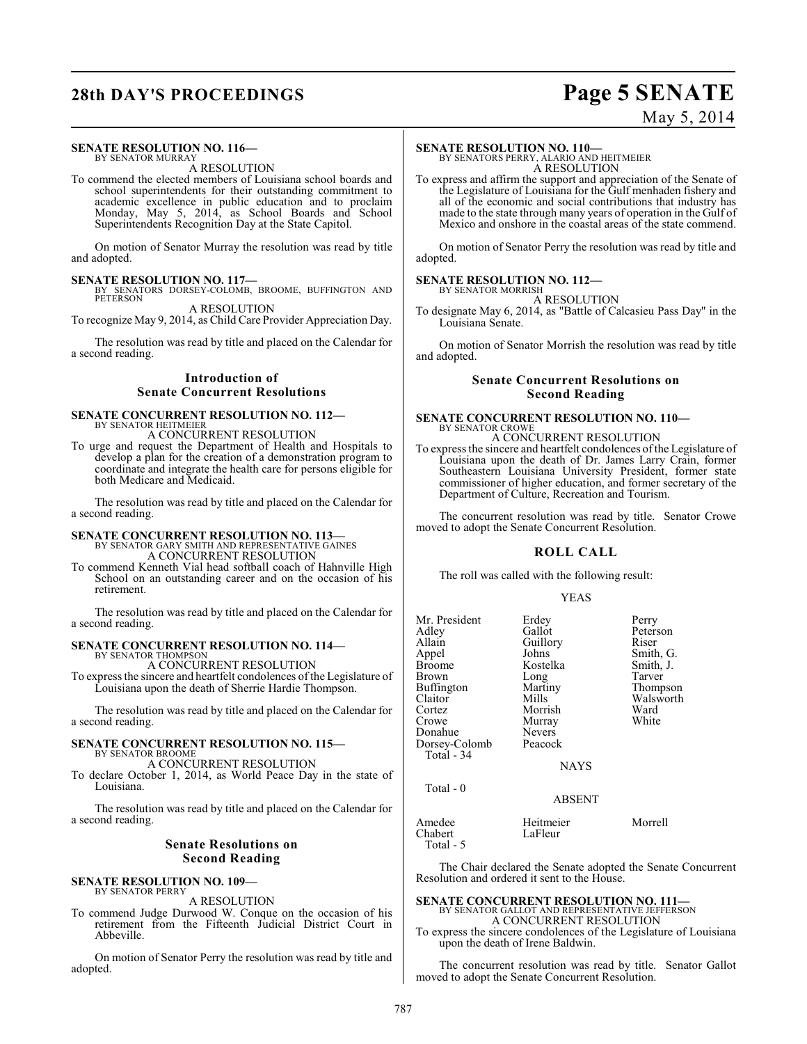**SENATE RESOLUTION NO. 116—**
BY SENATOR MURRAY

A RESOLUTION

To commend the elected members of Louisiana school boards and school superintendents for their outstanding commitment to academic excellence in public education and to proclaim Monday, May 5, 2014, as School Boards and School Superintendents Recognition Day at the State Capitol.

On motion of Senator Murray the resolution was read by title and adopted.

**SENATE RESOLUTION NO. 117—**
BY SENATORS DORSEY-COLOMB, BROOME, BUFFINGTON AND PETERSON

A RESOLUTION

To recognize May 9, 2014, as Child Care Provider Appreciation Day.

The resolution was read by title and placed on the Calendar for a second reading.

### Introduction of Senate Concurrent Resolutions

**SENATE CONCURRENT RESOLUTION NO. 112—**
BY SENATOR HEITMEIER

A CONCURRENT RESOLUTION

To urge and request the Department of Health and Hospitals to develop a plan for the creation of a demonstration program to coordinate and integrate the health care for persons eligible for both Medicare and Medicaid.

The resolution was read by title and placed on the Calendar for a second reading.

**SENATE CONCURRENT RESOLUTION NO. 113—**
BY SENATOR GARY SMITH AND REPRESENTATIVE GAINES

A CONCURRENT RESOLUTION

To commend Kenneth Vial head softball coach of Hahnville High School on an outstanding career and on the occasion of his retirement.

The resolution was read by title and placed on the Calendar for a second reading.

**SENATE CONCURRENT RESOLUTION NO. 114—**
BY SENATOR THOMPSON

A CONCURRENT RESOLUTION

To express the sincere and heartfelt condolences of the Legislature of Louisiana upon the death of Sherrie Hardie Thompson.

The resolution was read by title and placed on the Calendar for a second reading.

**SENATE CONCURRENT RESOLUTION NO. 115—**
BY SENATOR BROOME

A CONCURRENT RESOLUTION

To declare October 1, 2014, as World Peace Day in the state of Louisiana.

The resolution was read by title and placed on the Calendar for a second reading.

### Senate Resolutions on Second Reading

**SENATE RESOLUTION NO. 109—**
BY SENATOR PERRY

A RESOLUTION

To commend Judge Durwood W. Conque on the occasion of his retirement from the Fifteenth Judicial District Court in Abbeville.

On motion of Senator Perry the resolution was read by title and adopted.

**SENATE RESOLUTION NO. 110—**
BY SENATORS PERRY, ALARIO AND HEITMEIER

A RESOLUTION

To express and affirm the support and appreciation of the Senate of the Legislature of Louisiana for the Gulf menhaden fishery and all of the economic and social contributions that industry has made to the state through many years of operation in the Gulf of Mexico and onshore in the coastal areas of the state commend.

On motion of Senator Perry the resolution was read by title and adopted.

**SENATE RESOLUTION NO. 112—**
BY SENATOR MORRISH

A RESOLUTION

To designate May 6, 2014, as "Battle of Calcasieu Pass Day" in the Louisiana Senate.

On motion of Senator Morrish the resolution was read by title and adopted.

### Senate Concurrent Resolutions on Second Reading

**SENATE CONCURRENT RESOLUTION NO. 110—**
BY SENATOR CROWE

A CONCURRENT RESOLUTION

To express the sincere and heartfelt condolences of the Legislature of Louisiana upon the death of Dr. James Larry Crain, former Southeastern Louisiana University President, former state commissioner of higher education, and former secretary of the Department of Culture, Recreation and Tourism.

The concurrent resolution was read by title. Senator Crowe moved to adopt the Senate Concurrent Resolution.

### ROLL CALL

The roll was called with the following result:

YEAS

| | | |
|---|---|---|
| Mr. President | Erdey | Perry |
| Adley | Gallot | Peterson |
| Allain | Guillory | Riser |
| Appel | Johns | Smith, G. |
| Broome | Kostelka | Smith, J. |
| Brown | Long | Tarver |
| Buffington | Martiny | Thompson |
| Claitor | Mills | Walsworth |
| Cortez | Morrish | Ward |
| Crowe | Murray | White |
| Donahue | Nevers | |
| Dorsey-Colomb | Peacock | |

Total - 34

NAYS

Total - 0

ABSENT

| | | |
|---|---|---|
| Amedee | Heitmeier | Morrell |
| Chabert | LaFleur | |

Total - 5

The Chair declared the Senate adopted the Senate Concurrent Resolution and ordered it sent to the House.

**SENATE CONCURRENT RESOLUTION NO. 111—**
BY SENATOR GALLOT AND REPRESENTATIVE JEFFERSON

A CONCURRENT RESOLUTION

To express the sincere condolences of the Legislature of Louisiana upon the death of Irene Baldwin.

The concurrent resolution was read by title. Senator Gallot moved to adopt the Senate Concurrent Resolution.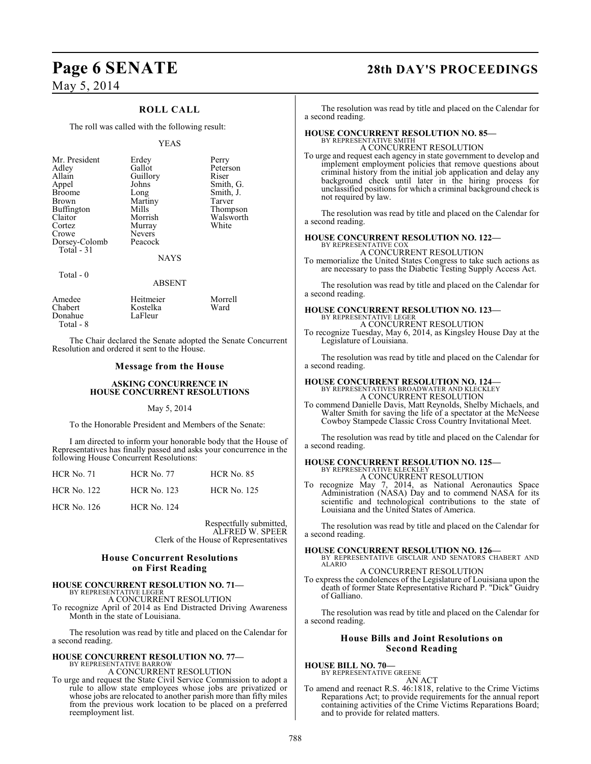## ROLL CALL

The roll was called with the following result:

YEAS

| | | |
|---|---|---|
| Mr. President | Erdey | Perry |
| Adley | Gallot | Peterson |
| Allain | Guillory | Riser |
| Appel | Johns | Smith, G. |
| Broome | Long | Smith, J. |
| Brown | Martiny | Tarver |
| Buffington | Mills | Thompson |
| Claitor | Morrish | Walsworth |
| Cortez | Murray | White |
| Crowe | Nevers | |
| Dorsey-Colomb | Peacock | |
| Total - 31 | | |

NAYS

Total - 0

ABSENT

| | | |
|---|---|---|
| Amedee | Heitmeier | Morrell |
| Chabert | Kostelka | Ward |
| Donahue | LaFleur | |
| Total - 8 | | |

The Chair declared the Senate adopted the Senate Concurrent Resolution and ordered it sent to the House.

## Message from the House

### ASKING CONCURRENCE IN HOUSE CONCURRENT RESOLUTIONS

May 5, 2014

To the Honorable President and Members of the Senate:

I am directed to inform your honorable body that the House of Representatives has finally passed and asks your concurrence in the following House Concurrent Resolutions:

| | | |
|---|---|---|
| HCR No. 71 | HCR No. 77 | HCR No. 85 |
| HCR No. 122 | HCR No. 123 | HCR No. 125 |
| HCR No. 126 | HCR No. 124 | |

Respectfully submitted,
ALFRED W. SPEER
Clerk of the House of Representatives

## House Concurrent Resolutions on First Reading

**HOUSE CONCURRENT RESOLUTION NO. 71—**
BY REPRESENTATIVE LEGER
A CONCURRENT RESOLUTION
To recognize April of 2014 as End Distracted Driving Awareness Month in the state of Louisiana.

The resolution was read by title and placed on the Calendar for a second reading.

**HOUSE CONCURRENT RESOLUTION NO. 77—**
BY REPRESENTATIVE BARROW
A CONCURRENT RESOLUTION
To urge and request the State Civil Service Commission to adopt a rule to allow state employees whose jobs are privatized or whose jobs are relocated to another parish more than fifty miles from the previous work location to be placed on a preferred reemployment list.

The resolution was read by title and placed on the Calendar for a second reading.

**HOUSE CONCURRENT RESOLUTION NO. 85—**
BY REPRESENTATIVE SMITH
A CONCURRENT RESOLUTION
To urge and request each agency in state government to develop and implement employment policies that remove questions about criminal history from the initial job application and delay any background check until later in the hiring process for unclassified positions for which a criminal background check is not required by law.

The resolution was read by title and placed on the Calendar for a second reading.

**HOUSE CONCURRENT RESOLUTION NO. 122—**
BY REPRESENTATIVE COX
A CONCURRENT RESOLUTION
To memorialize the United States Congress to take such actions as are necessary to pass the Diabetic Testing Supply Access Act.

The resolution was read by title and placed on the Calendar for a second reading.

**HOUSE CONCURRENT RESOLUTION NO. 123—**
BY REPRESENTATIVE LEGER
A CONCURRENT RESOLUTION
To recognize Tuesday, May 6, 2014, as Kingsley House Day at the Legislature of Louisiana.

The resolution was read by title and placed on the Calendar for a second reading.

**HOUSE CONCURRENT RESOLUTION NO. 124—**
BY REPRESENTATIVES BROADWATER AND KLECKLEY
A CONCURRENT RESOLUTION
To commend Danielle Davis, Matt Reynolds, Shelby Michaels, and Walter Smith for saving the life of a spectator at the McNeese Cowboy Stampede Classic Cross Country Invitational Meet.

The resolution was read by title and placed on the Calendar for a second reading.

**HOUSE CONCURRENT RESOLUTION NO. 125—**
BY REPRESENTATIVE KLECKLEY
A CONCURRENT RESOLUTION
To recognize May 7, 2014, as National Aeronautics Space Administration (NASA) Day and to commend NASA for its scientific and technological contributions to the state of Louisiana and the United States of America.

The resolution was read by title and placed on the Calendar for a second reading.

**HOUSE CONCURRENT RESOLUTION NO. 126—**
BY REPRESENTATIVE GISCLAIR AND SENATORS CHABERT AND ALARIO
A CONCURRENT RESOLUTION
To express the condolences of the Legislature of Louisiana upon the death of former State Representative Richard P. "Dick" Guidry of Galliano.

The resolution was read by title and placed on the Calendar for a second reading.

## House Bills and Joint Resolutions on Second Reading

**HOUSE BILL NO. 70—**
BY REPRESENTATIVE GREENE
AN ACT
To amend and reenact R.S. 46:1818, relative to the Crime Victims Reparations Act; to provide requirements for the annual report containing activities of the Crime Victims Reparations Board; and to provide for related matters.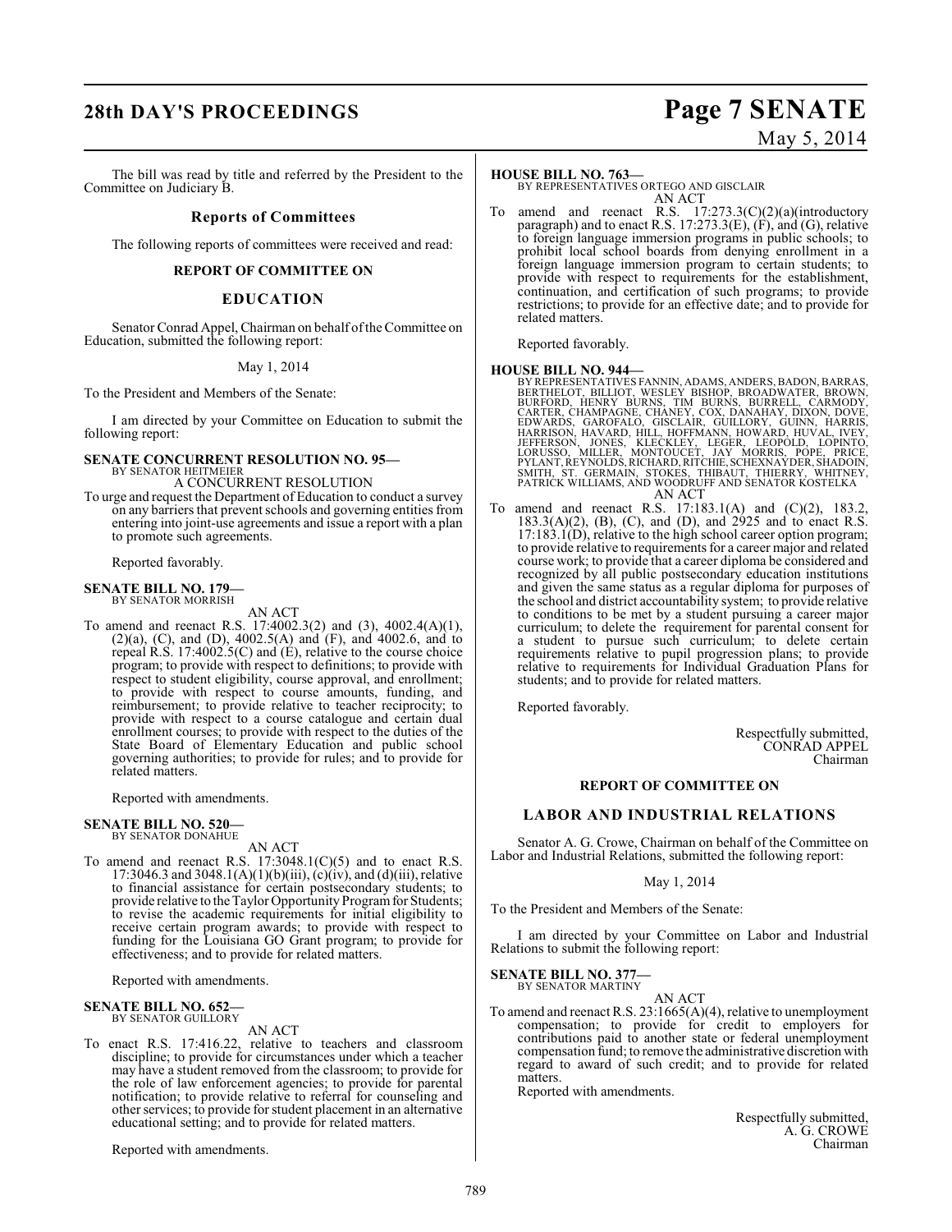The bill was read by title and referred by the President to the Committee on Judiciary B.

## Reports of Committees

The following reports of committees were received and read:

### REPORT OF COMMITTEE ON

### EDUCATION

Senator Conrad Appel, Chairman on behalf of the Committee on Education, submitted the following report:

May 1, 2014

To the President and Members of the Senate:

I am directed by your Committee on Education to submit the following report:

**SENATE CONCURRENT RESOLUTION NO. 95—**
BY SENATOR HEITMEIER
A CONCURRENT RESOLUTION

To urge and request the Department of Education to conduct a survey on any barriers that prevent schools and governing entities from entering into joint-use agreements and issue a report with a plan to promote such agreements.

Reported favorably.

**SENATE BILL NO. 179—**
BY SENATOR MORRISH
AN ACT

To amend and reenact R.S. 17:4002.3(2) and (3), 4002.4(A)(1), (2)(a), (C), and (D), 4002.5(A) and (F), and 4002.6, and to repeal R.S. 17:4002.5(C) and (E), relative to the course choice program; to provide with respect to definitions; to provide with respect to student eligibility, course approval, and enrollment; to provide with respect to course amounts, funding, and reimbursement; to provide relative to teacher reciprocity; to provide with respect to a course catalogue and certain dual enrollment courses; to provide with respect to the duties of the State Board of Elementary Education and public school governing authorities; to provide for rules; and to provide for related matters.

Reported with amendments.

**SENATE BILL NO. 520—**
BY SENATOR DONAHUE
AN ACT

To amend and reenact R.S. 17:3048.1(C)(5) and to enact R.S. 17:3046.3 and 3048.1(A)(1)(b)(iii), (c)(iv), and (d)(iii), relative to financial assistance for certain postsecondary students; to provide relative to the Taylor Opportunity Program for Students; to revise the academic requirements for initial eligibility to receive certain program awards; to provide with respect to funding for the Louisiana GO Grant program; to provide for effectiveness; and to provide for related matters.

Reported with amendments.

**SENATE BILL NO. 652—**
BY SENATOR GUILLORY
AN ACT

To enact R.S. 17:416.22, relative to teachers and classroom discipline; to provide for circumstances under which a teacher may have a student removed from the classroom; to provide for the role of law enforcement agencies; to provide for parental notification; to provide relative to referral for counseling and other services; to provide for student placement in an alternative educational setting; and to provide for related matters.

Reported with amendments.

**HOUSE BILL NO. 763—**
BY REPRESENTATIVES ORTEGO AND GISCLAIR
AN ACT

To amend and reenact R.S. 17:273.3(C)(2)(a)(introductory paragraph) and to enact R.S. 17:273.3(E), (F), and (G), relative to foreign language immersion programs in public schools; to prohibit local school boards from denying enrollment in a foreign language immersion program to certain students; to provide with respect to requirements for the establishment, continuation, and certification of such programs; to provide restrictions; to provide for an effective date; and to provide for related matters.

Reported favorably.

**HOUSE BILL NO. 944—**
BY REPRESENTATIVES FANNIN, ADAMS, ANDERS, BADON, BARRAS, BERTHELOT, BILLIOT, WESLEY BISHOP, BROADWATER, BROWN, BURFORD, HENRY BURNS, TIM BURNS, BURRELL, CARMODY, CARTER, CHAMPAGNE, CHANEY, COX, DANAHAY, DIXON, DOVE, EDWARDS, GAROFALO, GISCLAIR, GUILLORY, GUINN, HARRIS, HARRISON, HAVARD, HILL, HOFFMANN, HOWARD, HUVAL, IVEY, JEFFERSON, JONES, KLECKLEY, LEGER, LEOPOLD, LOPINTO, LORUSSO, MILLER, MONTOUCET, JAY MORRIS, POPE, PRICE, PYLANT, REYNOLDS, RICHARD, RITCHIE, SCHEXNAYDER, SHADOIN, SMITH, ST. GERMAIN, STOKES, THIBAUT, THIERRY, WHITNEY, PATRICK WILLIAMS, AND WOODRUFF AND SENATOR KOSTELKA
AN ACT

To amend and reenact R.S. 17:183.1(A) and (C)(2), 183.2, 183.3(A)(2), (B), (C), and (D), and 2925 and to enact R.S. 17:183.1(D), relative to the high school career option program; to provide relative to requirements for a career major and related course work; to provide that a career diploma be considered and recognized by all public postsecondary education institutions and given the same status as a regular diploma for purposes of the school and district accountability system; to provide relative to conditions to be met by a student pursuing a career major curriculum; to delete the requirement for parental consent for a student to pursue such curriculum; to delete certain requirements relative to pupil progression plans; to provide relative to requirements for Individual Graduation Plans for students; and to provide for related matters.

Reported favorably.

Respectfully submitted,
CONRAD APPEL
Chairman

### REPORT OF COMMITTEE ON

### LABOR AND INDUSTRIAL RELATIONS

Senator A. G. Crowe, Chairman on behalf of the Committee on Labor and Industrial Relations, submitted the following report:

May 1, 2014

To the President and Members of the Senate:

I am directed by your Committee on Labor and Industrial Relations to submit the following report:

**SENATE BILL NO. 377—**
BY SENATOR MARTINY
AN ACT

To amend and reenact R.S. 23:1665(A)(4), relative to unemployment compensation; to provide for credit to employers for contributions paid to another state or federal unemployment compensation fund; to remove the administrative discretion with regard to award of such credit; and to provide for related matters.

Reported with amendments.

Respectfully submitted,
A. G. CROWE
Chairman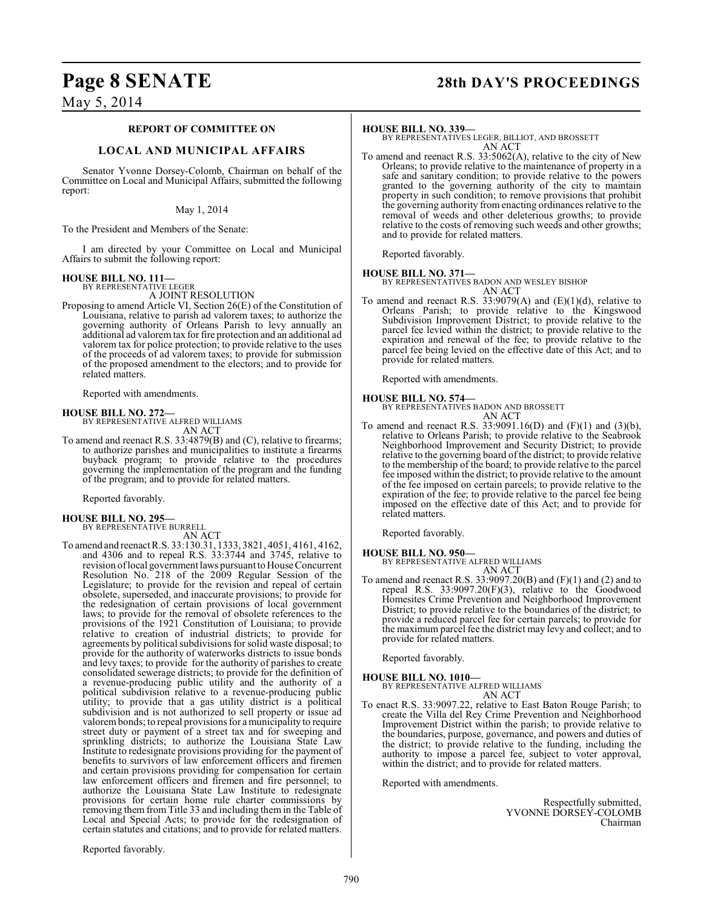## REPORT OF COMMITTEE ON

## LOCAL AND MUNICIPAL AFFAIRS

Senator Yvonne Dorsey-Colomb, Chairman on behalf of the Committee on Local and Municipal Affairs, submitted the following report:

May 1, 2014

To the President and Members of the Senate:

I am directed by your Committee on Local and Municipal Affairs to submit the following report:

**HOUSE BILL NO. 111—**
BY REPRESENTATIVE LEGER
A JOINT RESOLUTION

Proposing to amend Article VI, Section 26(E) of the Constitution of Louisiana, relative to parish ad valorem taxes; to authorize the governing authority of Orleans Parish to levy annually an additional ad valorem tax for fire protection and an additional ad valorem tax for police protection; to provide relative to the uses of the proceeds of ad valorem taxes; to provide for submission of the proposed amendment to the electors; and to provide for related matters.

Reported with amendments.

**HOUSE BILL NO. 272—**
BY REPRESENTATIVE ALFRED WILLIAMS
AN ACT

To amend and reenact R.S. 33:4879(B) and (C), relative to firearms; to authorize parishes and municipalities to institute a firearms buyback program; to provide relative to the procedures governing the implementation of the program and the funding of the program; and to provide for related matters.

Reported favorably.

**HOUSE BILL NO. 295—**
BY REPRESENTATIVE BURRELL
AN ACT

To amend and reenact R.S. 33:130.31, 1333, 3821, 4051, 4161, 4162, and 4306 and to repeal R.S. 33:3744 and 3745, relative to revision of local government laws pursuant to House Concurrent Resolution No. 218 of the 2009 Regular Session of the Legislature; to provide for the revision and repeal of certain obsolete, superseded, and inaccurate provisions; to provide for the redesignation of certain provisions of local government laws; to provide for the removal of obsolete references to the provisions of the 1921 Constitution of Louisiana; to provide relative to creation of industrial districts; to provide for agreements by political subdivisions for solid waste disposal; to provide for the authority of waterworks districts to issue bonds and levy taxes; to provide for the authority of parishes to create consolidated sewerage districts; to provide for the definition of a revenue-producing public utility and the authority of a political subdivision relative to a revenue-producing public utility; to provide that a gas utility district is a political subdivision and is not authorized to sell property or issue ad valorem bonds; to repeal provisions for a municipality to require street duty or payment of a street tax and for sweeping and sprinkling districts; to authorize the Louisiana State Law Institute to redesignate provisions providing for the payment of benefits to survivors of law enforcement officers and firemen and certain provisions providing for compensation for certain law enforcement officers and firemen and fire personnel; to authorize the Louisiana State Law Institute to redesignate provisions for certain home rule charter commissions by removing them from Title 33 and including them in the Table of Local and Special Acts; to provide for the redesignation of certain statutes and citations; and to provide for related matters.

Reported favorably.

**HOUSE BILL NO. 339—**
BY REPRESENTATIVES LEGER, BILLIOT, AND BROSSETT
AN ACT

To amend and reenact R.S. 33:5062(A), relative to the city of New Orleans; to provide relative to the maintenance of property in a safe and sanitary condition; to provide relative to the powers granted to the governing authority of the city to maintain property in such condition; to remove provisions that prohibit the governing authority from enacting ordinances relative to the removal of weeds and other deleterious growths; to provide relative to the costs of removing such weeds and other growths; and to provide for related matters.

Reported favorably.

**HOUSE BILL NO. 371—**
BY REPRESENTATIVES BADON AND WESLEY BISHOP
AN ACT

To amend and reenact R.S. 33:9079(A) and (E)(1)(d), relative to Orleans Parish; to provide relative to the Kingswood Subdivision Improvement District; to provide relative to the parcel fee levied within the district; to provide relative to the expiration and renewal of the fee; to provide relative to the parcel fee being levied on the effective date of this Act; and to provide for related matters.

Reported with amendments.

**HOUSE BILL NO. 574—**
BY REPRESENTATIVES BADON AND BROSSETT
AN ACT

To amend and reenact R.S. 33:9091.16(D) and (F)(1) and (3)(b), relative to Orleans Parish; to provide relative to the Seabrook Neighborhood Improvement and Security District; to provide relative to the governing board of the district; to provide relative to the membership of the board; to provide relative to the parcel fee imposed within the district; to provide relative to the amount of the fee imposed on certain parcels; to provide relative to the expiration of the fee; to provide relative to the parcel fee being imposed on the effective date of this Act; and to provide for related matters.

Reported favorably.

**HOUSE BILL NO. 950—**
BY REPRESENTATIVE ALFRED WILLIAMS
AN ACT

To amend and reenact R.S. 33:9097.20(B) and (F)(1) and (2) and to repeal R.S. 33:9097.20(F)(3), relative to the Goodwood Homesites Crime Prevention and Neighborhood Improvement District; to provide relative to the boundaries of the district; to provide a reduced parcel fee for certain parcels; to provide for the maximum parcel fee the district may levy and collect; and to provide for related matters.

Reported favorably.

**HOUSE BILL NO. 1010—**
BY REPRESENTATIVE ALFRED WILLIAMS
AN ACT

To enact R.S. 33:9097.22, relative to East Baton Rouge Parish; to create the Villa del Rey Crime Prevention and Neighborhood Improvement District within the parish; to provide relative to the boundaries, purpose, governance, and powers and duties of the district; to provide relative to the funding, including the authority to impose a parcel fee, subject to voter approval, within the district; and to provide for related matters.

Reported with amendments.

Respectfully submitted,
YVONNE DORSEY-COLOMB
Chairman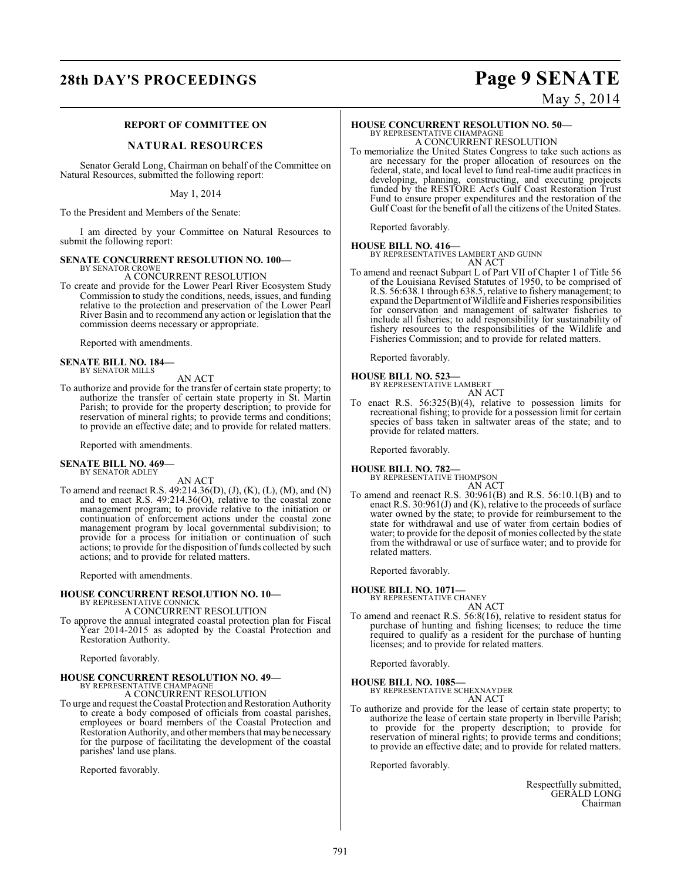## REPORT OF COMMITTEE ON

## NATURAL RESOURCES

Senator Gerald Long, Chairman on behalf of the Committee on Natural Resources, submitted the following report:

May 1, 2014

To the President and Members of the Senate:

I am directed by your Committee on Natural Resources to submit the following report:

**SENATE CONCURRENT RESOLUTION NO. 100—**
BY SENATOR CROWE
A CONCURRENT RESOLUTION

To create and provide for the Lower Pearl River Ecosystem Study Commission to study the conditions, needs, issues, and funding relative to the protection and preservation of the Lower Pearl River Basin and to recommend any action or legislation that the commission deems necessary or appropriate.

Reported with amendments.

**SENATE BILL NO. 184—**
BY SENATOR MILLS
AN ACT

To authorize and provide for the transfer of certain state property; to authorize the transfer of certain state property in St. Martin Parish; to provide for the property description; to provide for reservation of mineral rights; to provide terms and conditions; to provide an effective date; and to provide for related matters.

Reported with amendments.

**SENATE BILL NO. 469—**
BY SENATOR ADLEY
AN ACT

To amend and reenact R.S. 49:214.36(D), (J), (K), (L), (M), and (N) and to enact R.S. 49:214.36(O), relative to the coastal zone management program; to provide relative to the initiation or continuation of enforcement actions under the coastal zone management program by local governmental subdivision; to provide for a process for initiation or continuation of such actions; to provide for the disposition of funds collected by such actions; and to provide for related matters.

Reported with amendments.

**HOUSE CONCURRENT RESOLUTION NO. 10—**
BY REPRESENTATIVE CONNICK
A CONCURRENT RESOLUTION

To approve the annual integrated coastal protection plan for Fiscal Year 2014-2015 as adopted by the Coastal Protection and Restoration Authority.

Reported favorably.

**HOUSE CONCURRENT RESOLUTION NO. 49—**
BY REPRESENTATIVE CHAMPAGNE
A CONCURRENT RESOLUTION

To urge and request the Coastal Protection and Restoration Authority to create a body composed of officials from coastal parishes, employees or board members of the Coastal Protection and Restoration Authority, and other members that may be necessary for the purpose of facilitating the development of the coastal parishes' land use plans.

Reported favorably.

**HOUSE CONCURRENT RESOLUTION NO. 50—**
BY REPRESENTATIVE CHAMPAGNE
A CONCURRENT RESOLUTION

To memorialize the United States Congress to take such actions as are necessary for the proper allocation of resources on the federal, state, and local level to fund real-time audit practices in developing, planning, constructing, and executing projects funded by the RESTORE Act's Gulf Coast Restoration Trust Fund to ensure proper expenditures and the restoration of the Gulf Coast for the benefit of all the citizens of the United States.

Reported favorably.

**HOUSE BILL NO. 416—**
BY REPRESENTATIVES LAMBERT AND GUINN
AN ACT

To amend and reenact Subpart L of Part VII of Chapter 1 of Title 56 of the Louisiana Revised Statutes of 1950, to be comprised of R.S. 56:638.1 through 638.5, relative to fishery management; to expand the Department of Wildlife and Fisheries responsibilities for conservation and management of saltwater fisheries to include all fisheries; to add responsibility for sustainability of fishery resources to the responsibilities of the Wildlife and Fisheries Commission; and to provide for related matters.

Reported favorably.

**HOUSE BILL NO. 523—**
BY REPRESENTATIVE LAMBERT
AN ACT

To enact R.S. 56:325(B)(4), relative to possession limits for recreational fishing; to provide for a possession limit for certain species of bass taken in saltwater areas of the state; and to provide for related matters.

Reported favorably.

**HOUSE BILL NO. 782—**
BY REPRESENTATIVE THOMPSON
AN ACT

To amend and reenact R.S. 30:961(B) and R.S. 56:10.1(B) and to enact R.S. 30:961(J) and (K), relative to the proceeds of surface water owned by the state; to provide for reimbursement to the state for withdrawal and use of water from certain bodies of water; to provide for the deposit of monies collected by the state from the withdrawal or use of surface water; and to provide for related matters.

Reported favorably.

**HOUSE BILL NO. 1071—**
BY REPRESENTATIVE CHANEY
AN ACT

To amend and reenact R.S. 56:8(16), relative to resident status for purchase of hunting and fishing licenses; to reduce the time required to qualify as a resident for the purchase of hunting licenses; and to provide for related matters.

Reported favorably.

**HOUSE BILL NO. 1085—**
BY REPRESENTATIVE SCHEXNAYDER
AN ACT

To authorize and provide for the lease of certain state property; to authorize the lease of certain state property in Iberville Parish; to provide for the property description; to provide for reservation of mineral rights; to provide terms and conditions; to provide an effective date; and to provide for related matters.

Reported favorably.

Respectfully submitted,
GERALD LONG
Chairman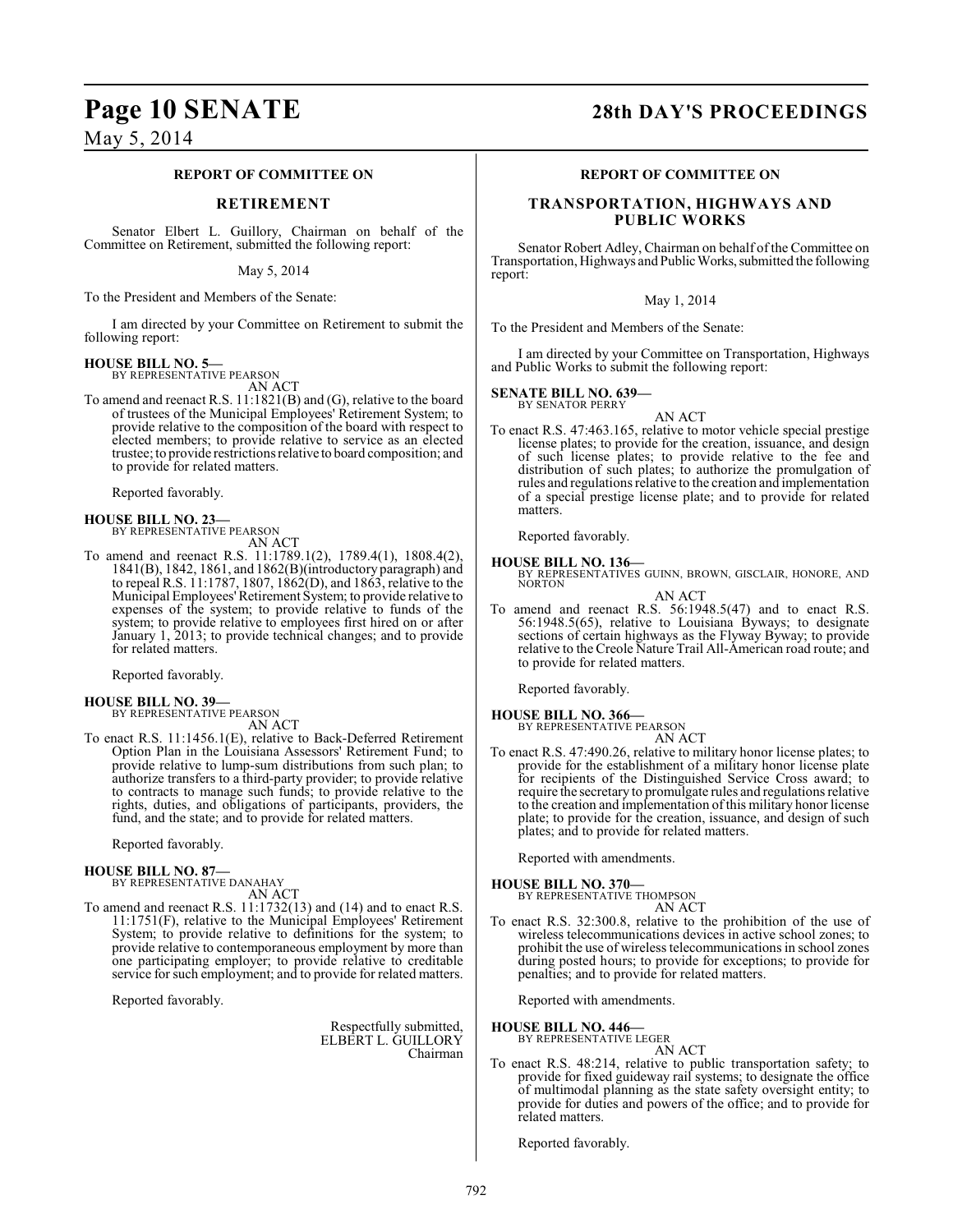## REPORT OF COMMITTEE ON

## RETIREMENT

Senator Elbert L. Guillory, Chairman on behalf of the Committee on Retirement, submitted the following report:

May 5, 2014

To the President and Members of the Senate:

I am directed by your Committee on Retirement to submit the following report:

**HOUSE BILL NO. 5—**
BY REPRESENTATIVE PEARSON
AN ACT

To amend and reenact R.S. 11:1821(B) and (G), relative to the board of trustees of the Municipal Employees' Retirement System; to provide relative to the composition of the board with respect to elected members; to provide relative to service as an elected trustee; to provide restrictions relative to board composition; and to provide for related matters.

Reported favorably.

**HOUSE BILL NO. 23—**
BY REPRESENTATIVE PEARSON
AN ACT

To amend and reenact R.S. 11:1789.1(2), 1789.4(1), 1808.4(2), 1841(B), 1842, 1861, and 1862(B)(introductory paragraph) and to repeal R.S. 11:1787, 1807, 1862(D), and 1863, relative to the Municipal Employees' Retirement System; to provide relative to expenses of the system; to provide relative to funds of the system; to provide relative to employees first hired on or after January 1, 2013; to provide technical changes; and to provide for related matters.

Reported favorably.

**HOUSE BILL NO. 39—**
BY REPRESENTATIVE PEARSON
AN ACT

To enact R.S. 11:1456.1(E), relative to Back-Deferred Retirement Option Plan in the Louisiana Assessors' Retirement Fund; to provide relative to lump-sum distributions from such plan; to authorize transfers to a third-party provider; to provide relative to contracts to manage such funds; to provide relative to the rights, duties, and obligations of participants, providers, the fund, and the state; and to provide for related matters.

Reported favorably.

**HOUSE BILL NO. 87—**
BY REPRESENTATIVE DANAHAY
AN ACT

To amend and reenact R.S. 11:1732(13) and (14) and to enact R.S. 11:1751(F), relative to the Municipal Employees' Retirement System; to provide relative to definitions for the system; to provide relative to contemporaneous employment by more than one participating employer; to provide relative to creditable service for such employment; and to provide for related matters.

Reported favorably.

Respectfully submitted,
ELBERT L. GUILLORY
Chairman

## REPORT OF COMMITTEE ON

## TRANSPORTATION, HIGHWAYS AND PUBLIC WORKS

Senator Robert Adley, Chairman on behalf of the Committee on Transportation, Highways and Public Works, submitted the following report:

May 1, 2014

To the President and Members of the Senate:

I am directed by your Committee on Transportation, Highways and Public Works to submit the following report:

**SENATE BILL NO. 639—**
BY SENATOR PERRY
AN ACT

To enact R.S. 47:463.165, relative to motor vehicle special prestige license plates; to provide for the creation, issuance, and design of such license plates; to provide relative to the fee and distribution of such plates; to authorize the promulgation of rules and regulations relative to the creation and implementation of a special prestige license plate; and to provide for related matters.

Reported favorably.

**HOUSE BILL NO. 136—**
BY REPRESENTATIVES GUINN, BROWN, GISCLAIR, HONORE, AND NORTON
AN ACT

To amend and reenact R.S. 56:1948.5(47) and to enact R.S. 56:1948.5(65), relative to Louisiana Byways; to designate sections of certain highways as the Flyway Byway; to provide relative to the Creole Nature Trail All-American road route; and to provide for related matters.

Reported favorably.

**HOUSE BILL NO. 366—**
BY REPRESENTATIVE PEARSON
AN ACT

To enact R.S. 47:490.26, relative to military honor license plates; to provide for the establishment of a military honor license plate for recipients of the Distinguished Service Cross award; to require the secretary to promulgate rules and regulations relative to the creation and implementation of this military honor license plate; to provide for the creation, issuance, and design of such plates; and to provide for related matters.

Reported with amendments.

**HOUSE BILL NO. 370—**
BY REPRESENTATIVE THOMPSON
AN ACT

To enact R.S. 32:300.8, relative to the prohibition of the use of wireless telecommunications devices in active school zones; to prohibit the use of wireless telecommunications in school zones during posted hours; to provide for exceptions; to provide for penalties; and to provide for related matters.

Reported with amendments.

**HOUSE BILL NO. 446—**
BY REPRESENTATIVE LEGER
AN ACT

To enact R.S. 48:214, relative to public transportation safety; to provide for fixed guideway rail systems; to designate the office of multimodal planning as the state safety oversight entity; to provide for duties and powers of the office; and to provide for related matters.

Reported favorably.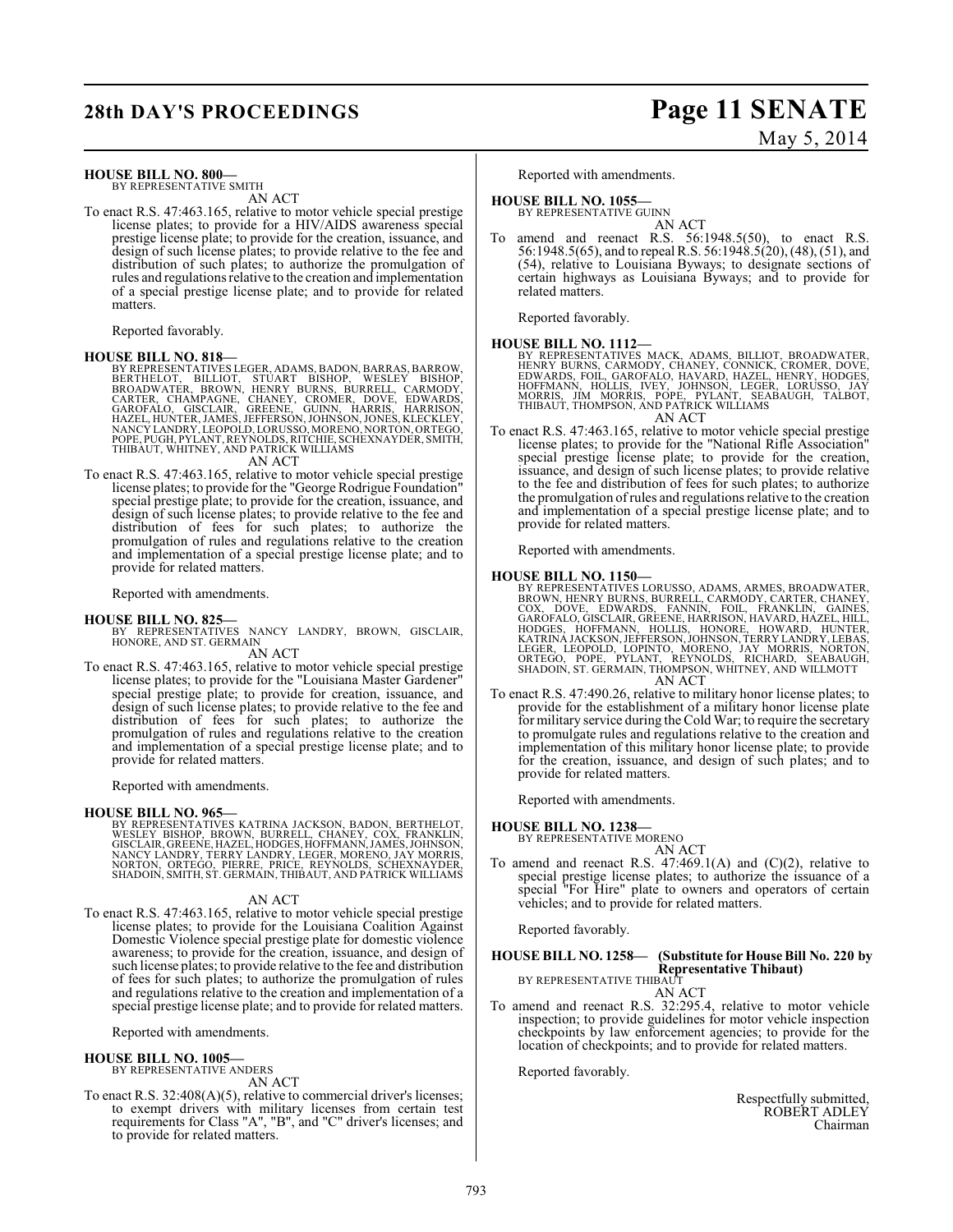**HOUSE BILL NO. 800—**
BY REPRESENTATIVE SMITH

AN ACT

To enact R.S. 47:463.165, relative to motor vehicle special prestige license plates; to provide for a HIV/AIDS awareness special prestige license plate; to provide for the creation, issuance, and design of such license plates; to provide relative to the fee and distribution of such plates; to authorize the promulgation of rules and regulations relative to the creation and implementation of a special prestige license plate; and to provide for related matters.

Reported favorably.

**HOUSE BILL NO. 818—**
BY REPRESENTATIVES LEGER, ADAMS, BADON, BARRAS, BARROW, BERTHELOT, BILLIOT, STUART BISHOP, WESLEY BISHOP, BROADWATER, BROWN, HENRY BURNS, BURRELL, CARMODY, CARTER, CHAMPAGNE, CHANEY, CROMER, DOVE, EDWARDS, GAROFALO, GISCLAIR, GREENE, GUINN, HARRIS, HARRISON, HAZEL, HUNTER, JAMES, JEFFERSON, JOHNSON, JONES, KLECKLEY, NANCY LANDRY, LEOPOLD, LORUSSO, MORENO, NORTON, ORTEGO, POPE, PUGH, PYLANT, REYNOLDS, RITCHIE, SCHEXNAYDER, SMITH, THIBAUT, WHITNEY, AND PATRICK WILLIAMS

AN ACT

To enact R.S. 47:463.165, relative to motor vehicle special prestige license plates; to provide for the "George Rodrigue Foundation" special prestige plate; to provide for the creation, issuance, and design of such license plates; to provide relative to the fee and distribution of fees for such plates; to authorize the promulgation of rules and regulations relative to the creation and implementation of a special prestige license plate; and to provide for related matters.

Reported with amendments.

**HOUSE BILL NO. 825—**
BY REPRESENTATIVES NANCY LANDRY, BROWN, GISCLAIR, HONORE, AND ST. GERMAIN

AN ACT

To enact R.S. 47:463.165, relative to motor vehicle special prestige license plates; to provide for the "Louisiana Master Gardener" special prestige plate; to provide for creation, issuance, and design of such license plates; to provide relative to the fee and distribution of fees for such plates; to authorize the promulgation of rules and regulations relative to the creation and implementation of a special prestige license plate; and to provide for related matters.

Reported with amendments.

**HOUSE BILL NO. 965—**
BY REPRESENTATIVES KATRINA JACKSON, BADON, BERTHELOT, WESLEY BISHOP, BROWN, BURRELL, CHANEY, COX, FRANKLIN, GISCLAIR, GREENE, HAZEL, HODGES, HOFFMANN, JAMES, JOHNSON, NANCY LANDRY, TERRY LANDRY, LEGER, MORENO, JAY MORRIS, NORTON, ORTEGO, PIERRE, PRICE, REYNOLDS, SCHEXNAYDER, SHADOIN, SMITH, ST. GERMAIN, THIBAUT, AND PATRICK WILLIAMS

AN ACT

To enact R.S. 47:463.165, relative to motor vehicle special prestige license plates; to provide for the Louisiana Coalition Against Domestic Violence special prestige plate for domestic violence awareness; to provide for the creation, issuance, and design of such license plates; to provide relative to the fee and distribution of fees for such plates; to authorize the promulgation of rules and regulations relative to the creation and implementation of a special prestige license plate; and to provide for related matters.

Reported with amendments.

**HOUSE BILL NO. 1005—**
BY REPRESENTATIVE ANDERS

AN ACT

To enact R.S. 32:408(A)(5), relative to commercial driver's licenses; to exempt drivers with military licenses from certain test requirements for Class "A", "B", and "C" driver's licenses; and to provide for related matters.

Reported with amendments.

**HOUSE BILL NO. 1055—**
BY REPRESENTATIVE GUINN

AN ACT

To amend and reenact R.S. 56:1948.5(50), to enact R.S. 56:1948.5(65), and to repeal R.S. 56:1948.5(20), (48), (51), and (54), relative to Louisiana Byways; to designate sections of certain highways as Louisiana Byways; and to provide for related matters.

Reported favorably.

**HOUSE BILL NO. 1112—**
BY REPRESENTATIVES MACK, ADAMS, BILLIOT, BROADWATER, HENRY BURNS, CARMODY, CHANEY, CONNICK, CROMER, DOVE, EDWARDS, FOIL, GAROFALO, HAVARD, HAZEL, HENRY, HODGES, HOFFMANN, HOLLIS, IVEY, JOHNSON, LEGER, LORUSSO, JAY MORRIS, JIM MORRIS, POPE, PYLANT, SEABAUGH, TALBOT, THIBAUT, THOMPSON, AND PATRICK WILLIAMS

AN ACT

To enact R.S. 47:463.165, relative to motor vehicle special prestige license plates; to provide for the "National Rifle Association" special prestige license plate; to provide for the creation, issuance, and design of such license plates; to provide relative to the fee and distribution of fees for such plates; to authorize the promulgation of rules and regulations relative to the creation and implementation of a special prestige license plate; and to provide for related matters.

Reported with amendments.

**HOUSE BILL NO. 1150—**
BY REPRESENTATIVES LORUSSO, ADAMS, ARMES, BROADWATER, BROWN, HENRY BURNS, BURRELL, CARMODY, CARTER, CHANEY, COX, DOVE, EDWARDS, FANNIN, FOIL, FRANKLIN, GAINES, GAROFALO, GISCLAIR, GREENE, HARRISON, HAVARD, HAZEL, HILL, HODGES, HOFFMANN, HOLLIS, HONORE, HOWARD, HUNTER, KATRINA JACKSON, JEFFERSON, JOHNSON, TERRY LANDRY, LEBAS, LEGER, LEOPOLD, LOPINTO, MORENO, JAY MORRIS, NORTON, ORTEGO, POPE, PYLANT, REYNOLDS, RICHARD, SEABAUGH, SHADOIN, ST. GERMAIN, THOMPSON, WHITNEY, AND WILLMOTT

AN ACT

To enact R.S. 47:490.26, relative to military honor license plates; to provide for the establishment of a military honor license plate for military service during the Cold War; to require the secretary to promulgate rules and regulations relative to the creation and implementation of this military honor license plate; to provide for the creation, issuance, and design of such plates; and to provide for related matters.

Reported with amendments.

**HOUSE BILL NO. 1238—**
BY REPRESENTATIVE MORENO

AN ACT

To amend and reenact R.S. 47:469.1(A) and (C)(2), relative to special prestige license plates; to authorize the issuance of a special "For Hire" plate to owners and operators of certain vehicles; and to provide for related matters.

Reported favorably.

**HOUSE BILL NO. 1258— (Substitute for House Bill No. 220 by Representative Thibaut)**
BY REPRESENTATIVE THIBAUT

AN ACT

To amend and reenact R.S. 32:295.4, relative to motor vehicle inspection; to provide guidelines for motor vehicle inspection checkpoints by law enforcement agencies; to provide for the location of checkpoints; and to provide for related matters.

Reported favorably.

Respectfully submitted,
ROBERT ADLEY
Chairman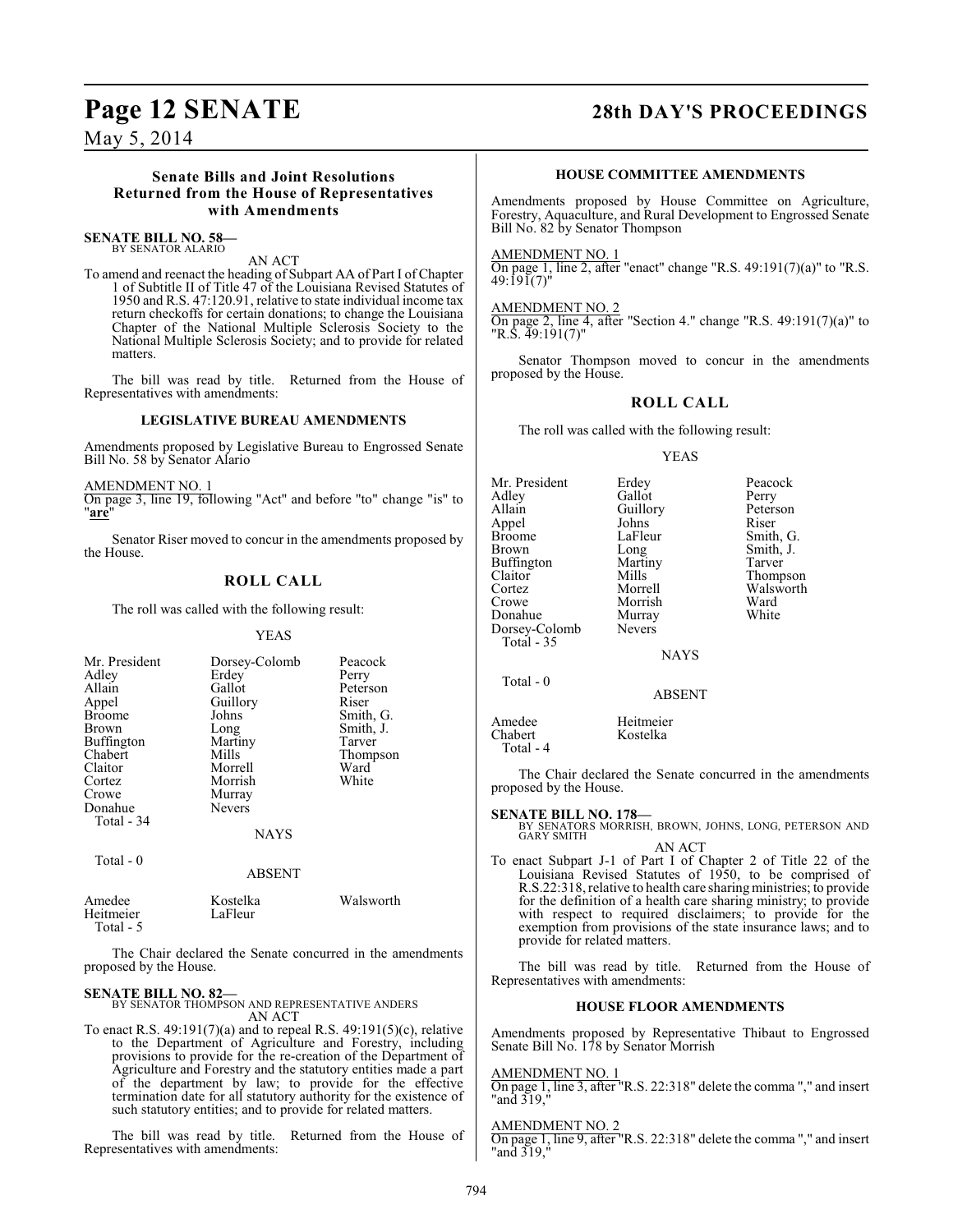### Senate Bills and Joint Resolutions Returned from the House of Representatives with Amendments

**SENATE BILL NO. 58—**
BY SENATOR ALARIO

AN ACT

To amend and reenact the heading of Subpart AA of Part I of Chapter 1 of Subtitle II of Title 47 of the Louisiana Revised Statutes of 1950 and R.S. 47:120.91, relative to state individual income tax return checkoffs for certain donations; to change the Louisiana Chapter of the National Multiple Sclerosis Society to the National Multiple Sclerosis Society; and to provide for related matters.

The bill was read by title. Returned from the House of Representatives with amendments:

#### LEGISLATIVE BUREAU AMENDMENTS

Amendments proposed by Legislative Bureau to Engrossed Senate Bill No. 58 by Senator Alario

AMENDMENT NO. 1
On page 3, line 19, following "Act" and before "to" change "is" to "**are**"

Senator Riser moved to concur in the amendments proposed by the House.

#### ROLL CALL

The roll was called with the following result:

YEAS

| | | |
|---|---|---|
| Mr. President | Dorsey-Colomb | Peacock |
| Adley | Erdey | Perry |
| Allain | Gallot | Peterson |
| Appel | Guillory | Riser |
| Broome | Johns | Smith, G. |
| Brown | Long | Smith, J. |
| Buffington | Martiny | Tarver |
| Chabert | Mills | Thompson |
| Claitor | Morrell | Ward |
| Cortez | Morrish | White |
| Crowe | Murray | |
| Donahue | Nevers | |

Total - 34

NAYS

Total - 0

ABSENT

| | | |
|---|---|---|
| Amedee | Kostelka | Walsworth |
| Heitmeier | LaFleur | |

Total - 5

The Chair declared the Senate concurred in the amendments proposed by the House.

**SENATE BILL NO. 82—**
BY SENATOR THOMPSON AND REPRESENTATIVE ANDERS

AN ACT

To enact R.S. 49:191(7)(a) and to repeal R.S. 49:191(5)(c), relative to the Department of Agriculture and Forestry, including provisions to provide for the re-creation of the Department of Agriculture and Forestry and the statutory entities made a part of the department by law; to provide for the effective termination date for all statutory authority for the existence of such statutory entities; and to provide for related matters.

The bill was read by title. Returned from the House of Representatives with amendments:

#### HOUSE COMMITTEE AMENDMENTS

Amendments proposed by House Committee on Agriculture, Forestry, Aquaculture, and Rural Development to Engrossed Senate Bill No. 82 by Senator Thompson

AMENDMENT NO. 1
On page 1, line 2, after "enact" change "R.S. 49:191(7)(a)" to "R.S. 49:191(7)"

AMENDMENT NO. 2
On page 2, line 4, after "Section 4." change "R.S. 49:191(7)(a)" to "R.S. 49:191(7)"

Senator Thompson moved to concur in the amendments proposed by the House.

#### ROLL CALL

The roll was called with the following result:

YEAS

| | | |
|---|---|---|
| Mr. President | Erdey | Peacock |
| Adley | Gallot | Perry |
| Allain | Guillory | Peterson |
| Appel | Johns | Riser |
| Broome | LaFleur | Smith, G. |
| Brown | Long | Smith, J. |
| Buffington | Martiny | Tarver |
| Claitor | Mills | Thompson |
| Cortez | Morrell | Walsworth |
| Crowe | Morrish | Ward |
| Donahue | Murray | White |
| Dorsey-Colomb | Nevers | |

Total - 35

NAYS

Total - 0

ABSENT

| | |
|---|---|
| Amedee | Heitmeier |
| Chabert | Kostelka |

Total - 4

The Chair declared the Senate concurred in the amendments proposed by the House.

**SENATE BILL NO. 178—**
BY SENATORS MORRISH, BROWN, JOHNS, LONG, PETERSON AND GARY SMITH

AN ACT

To enact Subpart J-1 of Part I of Chapter 2 of Title 22 of the Louisiana Revised Statutes of 1950, to be comprised of R.S.22:318, relative to health care sharing ministries; to provide for the definition of a health care sharing ministry; to provide with respect to required disclaimers; to provide for the exemption from provisions of the state insurance laws; and to provide for related matters.

The bill was read by title. Returned from the House of Representatives with amendments:

#### HOUSE FLOOR AMENDMENTS

Amendments proposed by Representative Thibaut to Engrossed Senate Bill No. 178 by Senator Morrish

AMENDMENT NO. 1
On page 1, line 3, after "R.S. 22:318" delete the comma "," and insert "and 319,"

AMENDMENT NO. 2
On page 1, line 9, after "R.S. 22:318" delete the comma "," and insert "and 319,"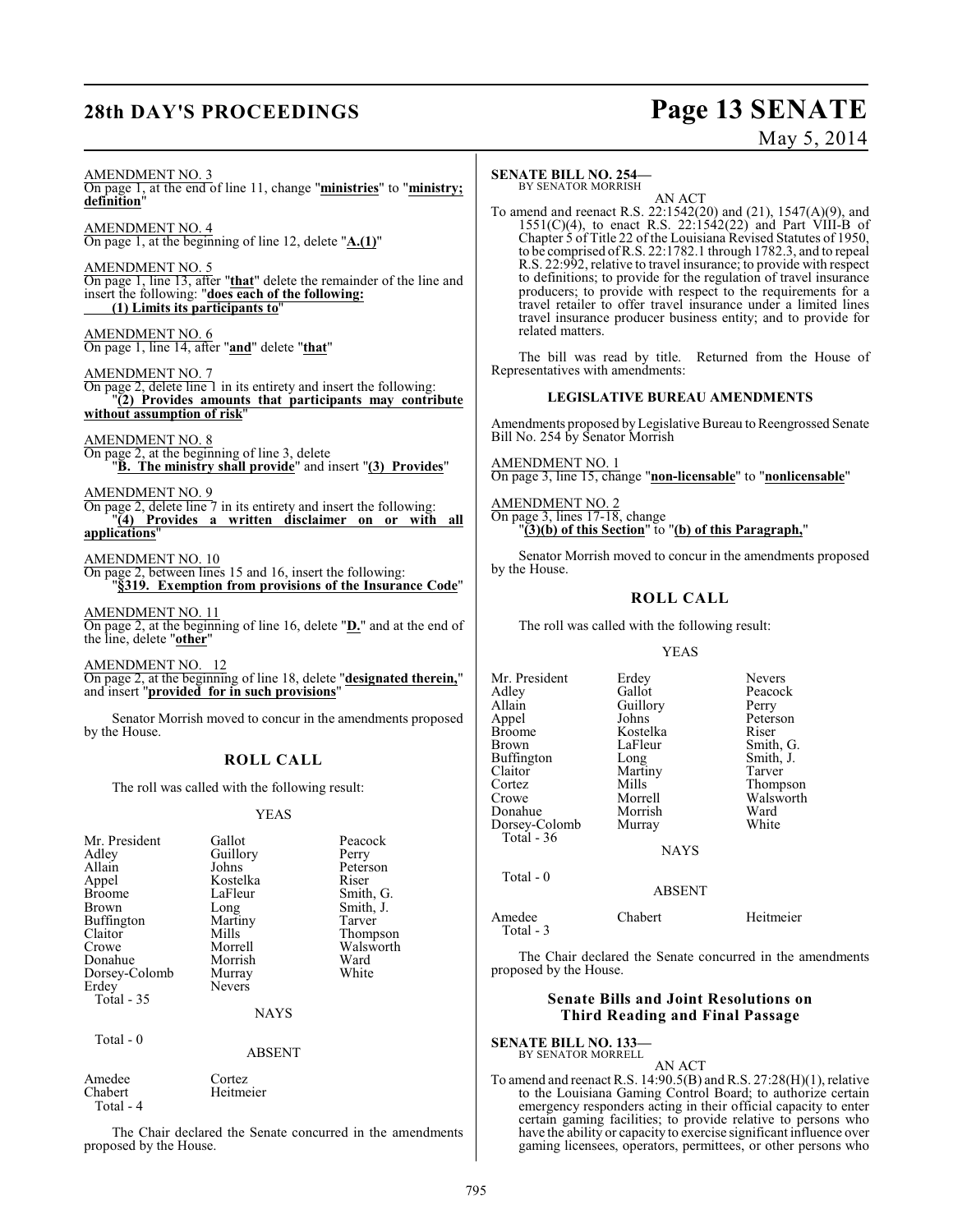AMENDMENT NO. 3
On page 1, at the end of line 11, change "**ministries**" to "**ministry; definition**"

AMENDMENT NO. 4
On page 1, at the beginning of line 12, delete "**A.(1)**"

AMENDMENT NO. 5
On page 1, line 13, after "**that**" delete the remainder of the line and insert the following: "**does each of the following:**
**(1) Limits its participants to**"

AMENDMENT NO. 6
On page 1, line 14, after "**and**" delete "**that**"

AMENDMENT NO. 7
On page 2, delete line 1 in its entirety and insert the following:
"**(2) Provides amounts that participants may contribute without assumption of risk**"

AMENDMENT NO. 8
On page 2, at the beginning of line 3, delete
"**B. The ministry shall provide**" and insert "**(3) Provides**"

AMENDMENT NO. 9
On page 2, delete line 7 in its entirety and insert the following:
"**(4) Provides a written disclaimer on or with all applications**"

AMENDMENT NO. 10
On page 2, between lines 15 and 16, insert the following:
"**§319. Exemption from provisions of the Insurance Code**"

AMENDMENT NO. 11
On page 2, at the beginning of line 16, delete "**D.**" and at the end of the line, delete "**other**"

AMENDMENT NO. 12
On page 2, at the beginning of line 18, delete "**designated therein,**" and insert "**provided for in such provisions**"

Senator Morrish moved to concur in the amendments proposed by the House.

## ROLL CALL

The roll was called with the following result:

YEAS

| | | |
|---|---|---|
| Mr. President | Gallot | Peacock |
| Adley | Guillory | Perry |
| Allain | Johns | Peterson |
| Appel | Kostelka | Riser |
| Broome | LaFleur | Smith, G. |
| Brown | Long | Smith, J. |
| Buffington | Martiny | Tarver |
| Claitor | Mills | Thompson |
| Crowe | Morrell | Walsworth |
| Donahue | Morrish | Ward |
| Dorsey-Colomb | Murray | White |
| Erdey | Nevers | |

Total - 35

NAYS

Total - 0

ABSENT

| | |
|---|---|
| Amedee | Cortez |
| Chabert | Heitmeier |

Total - 4

The Chair declared the Senate concurred in the amendments proposed by the House.

**SENATE BILL NO. 254—**
BY SENATOR MORRISH

AN ACT

To amend and reenact R.S. 22:1542(20) and (21), 1547(A)(9), and 1551(C)(4), to enact R.S. 22:1542(22) and Part VIII-B of Chapter 5 of Title 22 of the Louisiana Revised Statutes of 1950, to be comprised of R.S. 22:1782.1 through 1782.3, and to repeal R.S. 22:992, relative to travel insurance; to provide with respect to definitions; to provide for the regulation of travel insurance producers; to provide with respect to the requirements for a travel retailer to offer travel insurance under a limited lines travel insurance producer business entity; and to provide for related matters.

The bill was read by title. Returned from the House of Representatives with amendments:

### LEGISLATIVE BUREAU AMENDMENTS

Amendments proposed by Legislative Bureau to Reengrossed Senate Bill No. 254 by Senator Morrish

AMENDMENT NO. 1
On page 3, line 15, change "**non-licensable**" to "**nonlicensable**"

AMENDMENT NO. 2
On page 3, lines 17-18, change
"**(3)(b) of this Section**" to "**(b) of this Paragraph,**"

Senator Morrish moved to concur in the amendments proposed by the House.

## ROLL CALL

The roll was called with the following result:

YEAS

| | | |
|---|---|---|
| Mr. President | Erdey | Nevers |
| Adley | Gallot | Peacock |
| Allain | Guillory | Perry |
| Appel | Johns | Peterson |
| Broome | Kostelka | Riser |
| Brown | LaFleur | Smith, G. |
| Buffington | Long | Smith, J. |
| Claitor | Martiny | Tarver |
| Cortez | Mills | Thompson |
| Crowe | Morrell | Walsworth |
| Donahue | Morrish | Ward |
| Dorsey-Colomb | Murray | White |

Total - 36

NAYS

Total - 0

ABSENT

| | | |
|---|---|---|
| Amedee | Chabert | Heitmeier |

Total - 3

The Chair declared the Senate concurred in the amendments proposed by the House.

## Senate Bills and Joint Resolutions on Third Reading and Final Passage

**SENATE BILL NO. 133—**
BY SENATOR MORRELL

AN ACT

To amend and reenact R.S. 14:90.5(B) and R.S. 27:28(H)(1), relative to the Louisiana Gaming Control Board; to authorize certain emergency responders acting in their official capacity to enter certain gaming facilities; to provide relative to persons who have the ability or capacity to exercise significant influence over gaming licensees, operators, permittees, or other persons who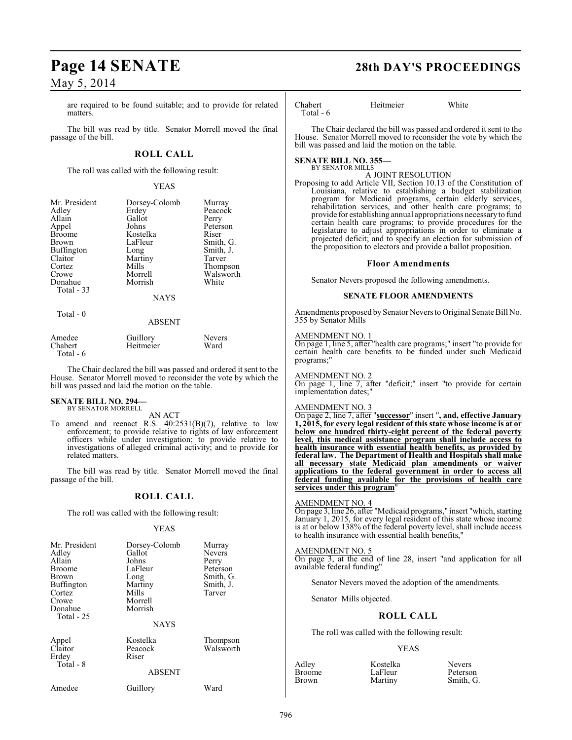are required to be found suitable; and to provide for related matters.

The bill was read by title. Senator Morrell moved the final passage of the bill.

## ROLL CALL

The roll was called with the following result:

YEAS

| | | |
|---|---|---|
| Mr. President | Dorsey-Colomb | Murray |
| Adley | Erdey | Peacock |
| Allain | Gallot | Perry |
| Appel | Johns | Peterson |
| Broome | Kostelka | Riser |
| Brown | LaFleur | Smith, G. |
| Buffington | Long | Smith, J. |
| Claitor | Martiny | Tarver |
| Cortez | Mills | Thompson |
| Crowe | Morrell | Walsworth |
| Donahue | Morrish | White |

Total - 33

NAYS

Total - 0

ABSENT

| | | |
|---|---|---|
| Amedee | Guillory | Nevers |
| Chabert | Heitmeier | Ward |

Total - 6

The Chair declared the bill was passed and ordered it sent to the House. Senator Morrell moved to reconsider the vote by which the bill was passed and laid the motion on the table.

**SENATE BILL NO. 294—**
BY SENATOR MORRELL

AN ACT

To amend and reenact R.S. 40:2531(B)(7), relative to law enforcement; to provide relative to rights of law enforcement officers while under investigation; to provide relative to investigations of alleged criminal activity; and to provide for related matters.

The bill was read by title. Senator Morrell moved the final passage of the bill.

## ROLL CALL

The roll was called with the following result:

YEAS

| | | |
|---|---|---|
| Mr. President | Dorsey-Colomb | Murray |
| Adley | Gallot | Nevers |
| Allain | Johns | Perry |
| Broome | LaFleur | Peterson |
| Brown | Long | Smith, G. |
| Buffington | Martiny | Smith, J. |
| Cortez | Mills | Tarver |
| Crowe | Morrell | |
| Donahue | Morrish | |

Total - 25

NAYS

| | | |
|---|---|---|
| Appel | Kostelka | Thompson |
| Claitor | Peacock | Walsworth |
| Erdey | Riser | |

Total - 8

ABSENT

| | | |
|---|---|---|
| Amedee | Guillory | Ward |
| Chabert | Heitmeier | White |

Total - 6

The Chair declared the bill was passed and ordered it sent to the House. Senator Morrell moved to reconsider the vote by which the bill was passed and laid the motion on the table.

**SENATE BILL NO. 355—**
BY SENATOR MILLS

A JOINT RESOLUTION

Proposing to add Article VII, Section 10.13 of the Constitution of Louisiana, relative to establishing a budget stabilization program for Medicaid programs, certain elderly services, rehabilitation services, and other health care programs; to provide for establishing annual appropriations necessary to fund certain health care programs; to provide procedures for the legislature to adjust appropriations in order to eliminate a projected deficit; and to specify an election for submission of the proposition to electors and provide a ballot proposition.

## Floor Amendments

Senator Nevers proposed the following amendments.

### SENATE FLOOR AMENDMENTS

Amendments proposed by Senator Nevers to Original Senate Bill No. 355 by Senator Mills

AMENDMENT NO. 1

On page 1, line 5, after "health care programs;" insert "to provide for certain health care benefits to be funded under such Medicaid programs;"

AMENDMENT NO. 2

On page 1, line 7, after "deficit;" insert "to provide for certain implementation dates;"

AMENDMENT NO. 3

On page 2, line 7, after "**successor**" insert "**, and, effective January 1, 2015, for every legal resident of this state whose income is at or below one hundred thirty-eight percent of the federal poverty level, this medical assistance program shall include access to health insurance with essential health benefits, as provided by federal law. The Department of Health and Hospitals shall make all necessary state Medicaid plan amendments or waiver applications to the federal government in order to access all federal funding available for the provisions of health care services under this program**"

AMENDMENT NO. 4

On page 3, line 26, after "Medicaid programs," insert "which, starting January 1, 2015, for every legal resident of this state whose income is at or below 138% of the federal poverty level, shall include access to health insurance with essential health benefits,"

AMENDMENT NO. 5

On page 3, at the end of line 28, insert "and application for all available federal funding"

Senator Nevers moved the adoption of the amendments.

Senator Mills objected.

## ROLL CALL

The roll was called with the following result:

YEAS

| | | |
|---|---|---|
| Adley | Kostelka | Nevers |
| Broome | LaFleur | Peterson |
| Brown | Martiny | Smith, G. |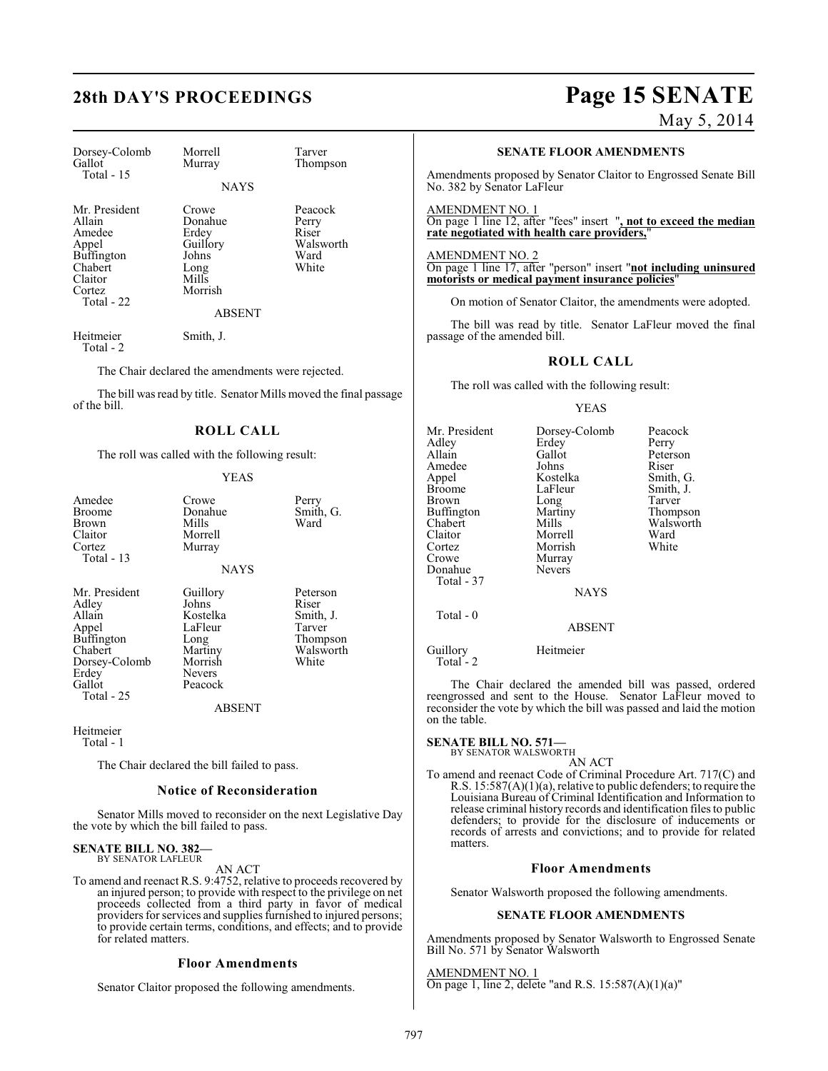| | | |
|---|---|---|
| Dorsey-Colomb | Morrell | Tarver |
| Gallot | Murray | Thompson |
| Total - 15 | | |

NAYS

| | | |
|---|---|---|
| Mr. President | Crowe | Peacock |
| Allain | Donahue | Perry |
| Amedee | Erdey | Riser |
| Appel | Guillory | Walsworth |
| Buffington | Johns | Ward |
| Chabert | Long | White |
| Claitor | Mills | |
| Cortez | Morrish | |
| Total - 22 | | |

ABSENT

| | |
|---|---|
| Heitmeier | Smith, J. |
| Total - 2 | |

The Chair declared the amendments were rejected.

The bill was read by title. Senator Mills moved the final passage of the bill.

## ROLL CALL

The roll was called with the following result:

YEAS

| | | |
|---|---|---|
| Amedee | Crowe | Perry |
| Broome | Donahue | Smith, G. |
| Brown | Mills | Ward |
| Claitor | Morrell | |
| Cortez | Murray | |
| Total - 13 | | |

NAYS

| | | |
|---|---|---|
| Mr. President | Guillory | Peterson |
| Adley | Johns | Riser |
| Allain | Kostelka | Smith, J. |
| Appel | LaFleur | Tarver |
| Buffington | Long | Thompson |
| Chabert | Martiny | Walsworth |
| Dorsey-Colomb | Morrish | White |
| Erdey | Nevers | |
| Gallot | Peacock | |
| Total - 25 | | |

ABSENT

Heitmeier
Total - 1

The Chair declared the bill failed to pass.

### Notice of Reconsideration

Senator Mills moved to reconsider on the next Legislative Day the vote by which the bill failed to pass.

**SENATE BILL NO. 382—**
BY SENATOR LAFLEUR

AN ACT

To amend and reenact R.S. 9:4752, relative to proceeds recovered by an injured person; to provide with respect to the privilege on net proceeds collected from a third party in favor of medical providers for services and supplies furnished to injured persons; to provide certain terms, conditions, and effects; and to provide for related matters.

### Floor Amendments

Senator Claitor proposed the following amendments.

**SENATE FLOOR AMENDMENTS**

Amendments proposed by Senator Claitor to Engrossed Senate Bill No. 382 by Senator LaFleur

AMENDMENT NO. 1
On page 1 line 12, after "fees" insert "**, not to exceed the median rate negotiated with health care providers,**"

AMENDMENT NO. 2
On page 1 line 17, after "person" insert "**not including uninsured motorists or medical payment insurance policies**"

On motion of Senator Claitor, the amendments were adopted.

The bill was read by title. Senator LaFleur moved the final passage of the amended bill.

## ROLL CALL

The roll was called with the following result:

YEAS

| | | |
|---|---|---|
| Mr. President | Dorsey-Colomb | Peacock |
| Adley | Erdey | Perry |
| Allain | Gallot | Peterson |
| Amedee | Johns | Riser |
| Appel | Kostelka | Smith, G. |
| Broome | LaFleur | Smith, J. |
| Brown | Long | Tarver |
| Buffington | Martiny | Thompson |
| Chabert | Mills | Walsworth |
| Claitor | Morrell | Ward |
| Cortez | Morrish | White |
| Crowe | Murray | |
| Donahue | Nevers | |
| Total - 37 | | |

NAYS

Total - 0

ABSENT

| | |
|---|---|
| Guillory | Heitmeier |
| Total - 2 | |

The Chair declared the amended bill was passed, ordered reengrossed and sent to the House. Senator LaFleur moved to reconsider the vote by which the bill was passed and laid the motion on the table.

**SENATE BILL NO. 571—**
BY SENATOR WALSWORTH

AN ACT

To amend and reenact Code of Criminal Procedure Art. 717(C) and R.S. 15:587(A)(1)(a), relative to public defenders; to require the Louisiana Bureau of Criminal Identification and Information to release criminal history records and identification files to public defenders; to provide for the disclosure of inducements or records of arrests and convictions; and to provide for related matters.

### Floor Amendments

Senator Walsworth proposed the following amendments.

**SENATE FLOOR AMENDMENTS**

Amendments proposed by Senator Walsworth to Engrossed Senate Bill No. 571 by Senator Walsworth

AMENDMENT NO. 1
On page 1, line 2, delete "and R.S. 15:587(A)(1)(a)"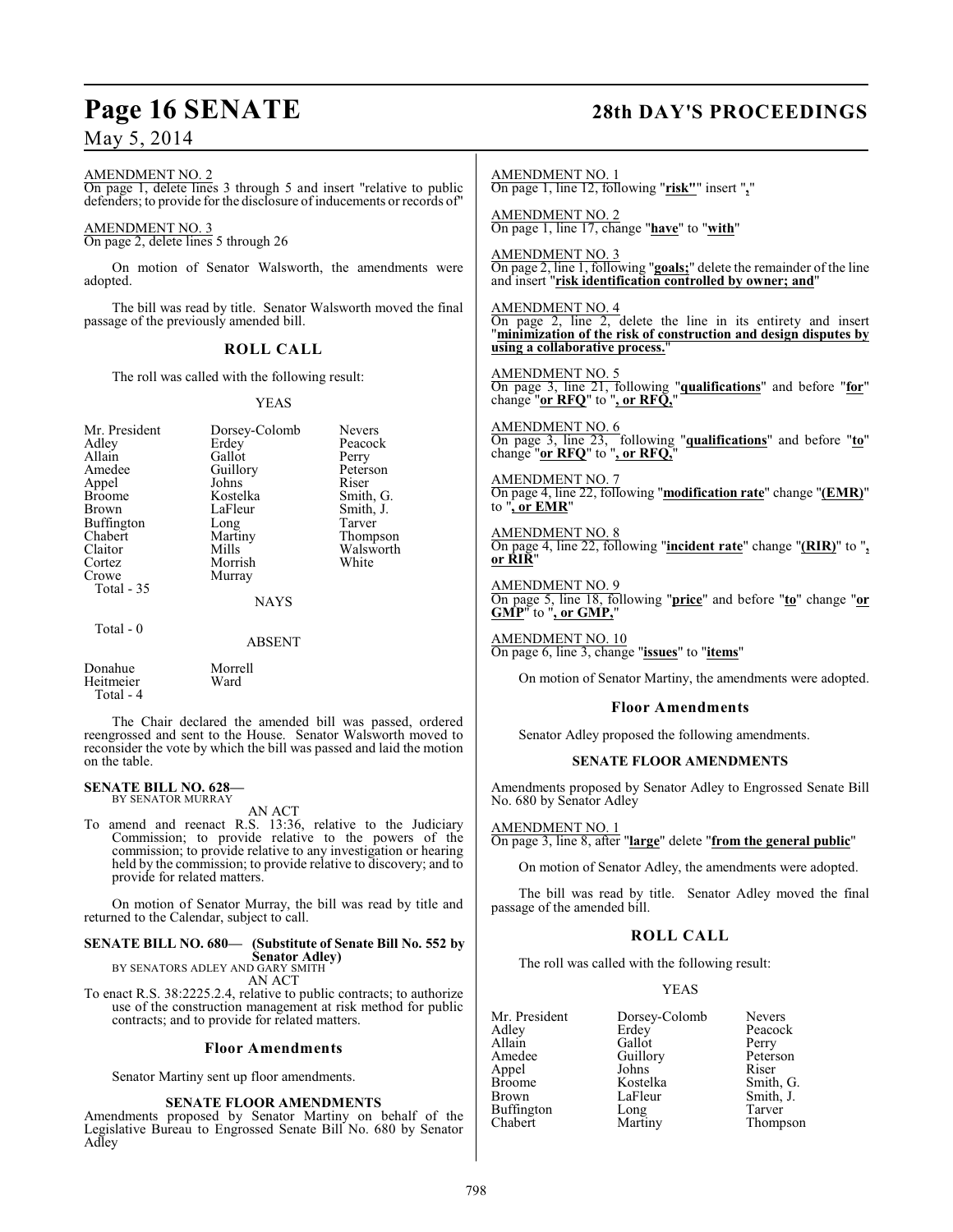AMENDMENT NO. 2
On page 1, delete lines 3 through 5 and insert "relative to public defenders; to provide for the disclosure of inducements or records of"

AMENDMENT NO. 3
On page 2, delete lines 5 through 26

On motion of Senator Walsworth, the amendments were adopted.

The bill was read by title. Senator Walsworth moved the final passage of the previously amended bill.

## ROLL CALL

The roll was called with the following result:

YEAS

| | | |
|---|---|---|
| Mr. President | Dorsey-Colomb | Nevers |
| Adley | Erdey | Peacock |
| Allain | Gallot | Perry |
| Amedee | Guillory | Peterson |
| Appel | Johns | Riser |
| Broome | Kostelka | Smith, G. |
| Brown | LaFleur | Smith, J. |
| Buffington | Long | Tarver |
| Chabert | Martiny | Thompson |
| Claitor | Mills | Walsworth |
| Cortez | Morrish | White |
| Crowe | Murray | |
| Total - 35 | | |

NAYS

Total - 0

ABSENT

| | |
|---|---|
| Donahue | Morrell |
| Heitmeier | Ward |
| Total - 4 | |

The Chair declared the amended bill was passed, ordered reengrossed and sent to the House. Senator Walsworth moved to reconsider the vote by which the bill was passed and laid the motion on the table.

**SENATE BILL NO. 628—**
BY SENATOR MURRAY

AN ACT

To amend and reenact R.S. 13:36, relative to the Judiciary Commission; to provide relative to the powers of the commission; to provide relative to any investigation or hearing held by the commission; to provide relative to discovery; and to provide for related matters.

On motion of Senator Murray, the bill was read by title and returned to the Calendar, subject to call.

**SENATE BILL NO. 680— (Substitute of Senate Bill No. 552 by Senator Adley)**
BY SENATORS ADLEY AND GARY SMITH

AN ACT

To enact R.S. 38:2225.2.4, relative to public contracts; to authorize use of the construction management at risk method for public contracts; and to provide for related matters.

### Floor Amendments

Senator Martiny sent up floor amendments.

#### SENATE FLOOR AMENDMENTS

Amendments proposed by Senator Martiny on behalf of the Legislative Bureau to Engrossed Senate Bill No. 680 by Senator Adley

AMENDMENT NO. 1
On page 1, line 12, following "**risk"**" insert "**,**"

AMENDMENT NO. 2
On page 1, line 17, change "**have**" to "**with**"

AMENDMENT NO. 3
On page 2, line 1, following "**goals;**" delete the remainder of the line and insert "**risk identification controlled by owner; and**"

AMENDMENT NO. 4
On page 2, line 2, delete the line in its entirety and insert "**minimization of the risk of construction and design disputes by using a collaborative process.**"

AMENDMENT NO. 5
On page 3, line 21, following "**qualifications**" and before "**for**" change "**or RFQ**" to "**, or RFQ,**"

AMENDMENT NO. 6
On page 3, line 23, following "**qualifications**" and before "**to**" change "**or RFQ**" to "**, or RFQ,**"

AMENDMENT NO. 7
On page 4, line 22, following "**modification rate**" change "**(EMR)**" to "**, or EMR**"

AMENDMENT NO. 8
On page 4, line 22, following "**incident rate**" change "**(RIR)**" to "**, or RIR**"

AMENDMENT NO. 9
On page 5, line 18, following "**price**" and before "**to**" change "**or GMP**" to "**, or GMP,**"

AMENDMENT NO. 10
On page 6, line 3, change "**issues**" to "**items**"

On motion of Senator Martiny, the amendments were adopted.

### Floor Amendments

Senator Adley proposed the following amendments.

#### SENATE FLOOR AMENDMENTS

Amendments proposed by Senator Adley to Engrossed Senate Bill No. 680 by Senator Adley

AMENDMENT NO. 1
On page 3, line 8, after "**large**" delete "**from the general public**"

On motion of Senator Adley, the amendments were adopted.

The bill was read by title. Senator Adley moved the final passage of the amended bill.

## ROLL CALL

The roll was called with the following result:

YEAS

| | | |
|---|---|---|
| Mr. President | Dorsey-Colomb | Nevers |
| Adley | Erdey | Peacock |
| Allain | Gallot | Perry |
| Amedee | Guillory | Peterson |
| Appel | Johns | Riser |
| Broome | Kostelka | Smith, G. |
| Brown | LaFleur | Smith, J. |
| Buffington | Long | Tarver |
| Chabert | Martiny | Thompson |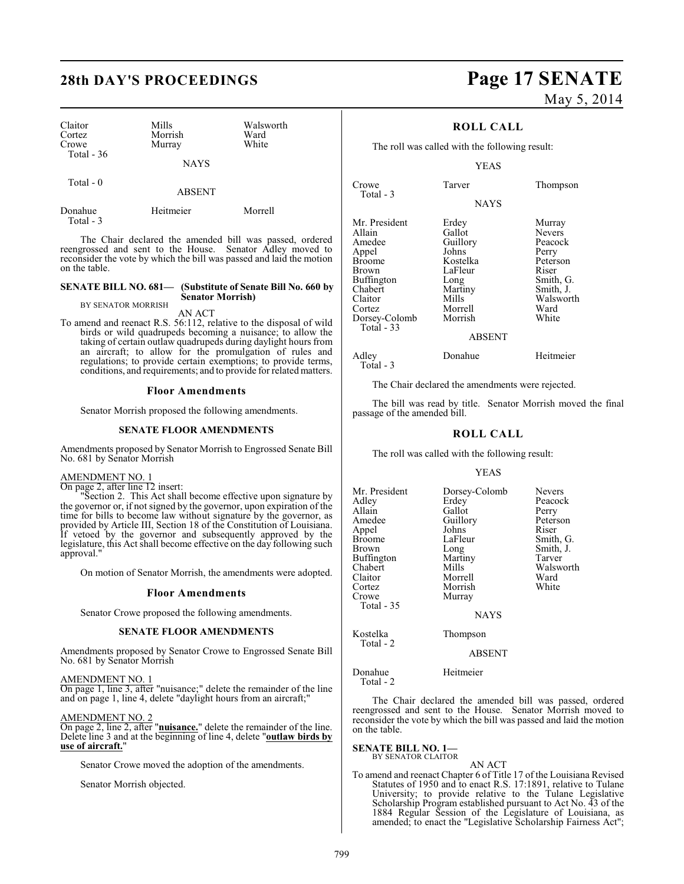| | | |
|---|---|---|
| Claitor | Mills | Walsworth |
| Cortez | Morrish | Ward |
| Crowe | Murray | White |
| Total - 36 | | |

NAYS

Total - 0

ABSENT

| | | |
|---|---|---|
| Donahue | Heitmeier | Morrell |
| Total - 3 | | |

The Chair declared the amended bill was passed, ordered reengrossed and sent to the House. Senator Adley moved to reconsider the vote by which the bill was passed and laid the motion on the table.

**SENATE BILL NO. 681— (Substitute of Senate Bill No. 660 by Senator Morrish)**
BY SENATOR MORRISH

AN ACT

To amend and reenact R.S. 56:112, relative to the disposal of wild birds or wild quadrupeds becoming a nuisance; to allow the taking of certain outlaw quadrupeds during daylight hours from an aircraft; to allow for the promulgation of rules and regulations; to provide certain exemptions; to provide terms, conditions, and requirements; and to provide for related matters.

## Floor Amendments

Senator Morrish proposed the following amendments.

### SENATE FLOOR AMENDMENTS

Amendments proposed by Senator Morrish to Engrossed Senate Bill No. 681 by Senator Morrish

AMENDMENT NO. 1
On page 2, after line 12 insert:
"Section 2. This Act shall become effective upon signature by the governor or, if not signed by the governor, upon expiration of the time for bills to become law without signature by the governor, as provided by Article III, Section 18 of the Constitution of Louisiana. If vetoed by the governor and subsequently approved by the legislature, this Act shall become effective on the day following such approval."

On motion of Senator Morrish, the amendments were adopted.

## Floor Amendments

Senator Crowe proposed the following amendments.

### SENATE FLOOR AMENDMENTS

Amendments proposed by Senator Crowe to Engrossed Senate Bill No. 681 by Senator Morrish

AMENDMENT NO. 1
On page 1, line 3, after "nuisance;" delete the remainder of the line and on page 1, line 4, delete "daylight hours from an aircraft;"

AMENDMENT NO. 2
On page 2, line 2, after "**nuisance.**" delete the remainder of the line. Delete line 3 and at the beginning of line 4, delete "**outlaw birds by use of aircraft.**"

Senator Crowe moved the adoption of the amendments.

Senator Morrish objected.

## ROLL CALL

The roll was called with the following result:

YEAS

| | | |
|---|---|---|
| Crowe | Tarver | Thompson |
| Total - 3 | | |

NAYS

| | | |
|---|---|---|
| Mr. President | Erdey | Murray |
| Allain | Gallot | Nevers |
| Amedee | Guillory | Peacock |
| Appel | Johns | Perry |
| Broome | Kostelka | Peterson |
| Brown | LaFleur | Riser |
| Buffington | Long | Smith, G. |
| Chabert | Martiny | Smith, J. |
| Claitor | Mills | Walsworth |
| Cortez | Morrell | Ward |
| Dorsey-Colomb | Morrish | White |
| Total - 33 | | |

ABSENT

| | | |
|---|---|---|
| Adley | Donahue | Heitmeier |
| Total - 3 | | |

The Chair declared the amendments were rejected.

The bill was read by title. Senator Morrish moved the final passage of the amended bill.

## ROLL CALL

The roll was called with the following result:

YEAS

| | | |
|---|---|---|
| Mr. President | Dorsey-Colomb | Nevers |
| Adley | Erdey | Peacock |
| Allain | Gallot | Perry |
| Amedee | Guillory | Peterson |
| Appel | Johns | Riser |
| Broome | LaFleur | Smith, G. |
| Brown | Long | Smith, J. |
| Buffington | Martiny | Tarver |
| Chabert | Mills | Walsworth |
| Claitor | Morrell | Ward |
| Cortez | Morrish | White |
| Crowe | Murray | |
| Total - 35 | | |

NAYS

| | |
|---|---|
| Kostelka | Thompson |
| Total - 2 | |

ABSENT

| | |
|---|---|
| Donahue | Heitmeier |
| Total - 2 | |

The Chair declared the amended bill was passed, ordered reengrossed and sent to the House. Senator Morrish moved to reconsider the vote by which the bill was passed and laid the motion on the table.

**SENATE BILL NO. 1—**
BY SENATOR CLAITOR

AN ACT

To amend and reenact Chapter 6 of Title 17 of the Louisiana Revised Statutes of 1950 and to enact R.S. 17:1891, relative to Tulane University; to provide relative to the Tulane Legislative Scholarship Program established pursuant to Act No. 43 of the 1884 Regular Session of the Legislature of Louisiana, as amended; to enact the "Legislative Scholarship Fairness Act";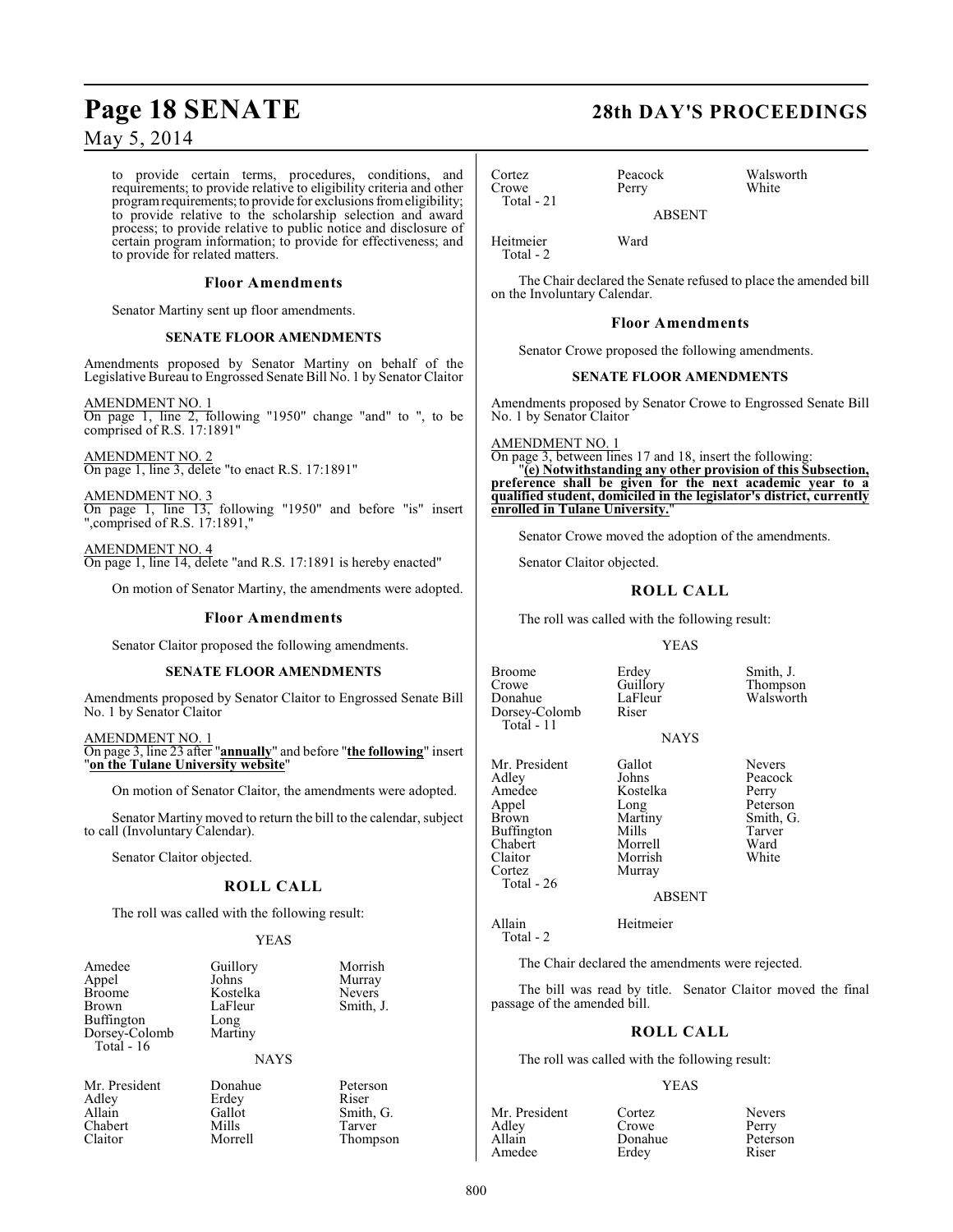to provide certain terms, procedures, conditions, and requirements; to provide relative to eligibility criteria and other program requirements; to provide for exclusions from eligibility; to provide relative to the scholarship selection and award process; to provide relative to public notice and disclosure of certain program information; to provide for effectiveness; and to provide for related matters.

### Floor Amendments

Senator Martiny sent up floor amendments.

#### SENATE FLOOR AMENDMENTS

Amendments proposed by Senator Martiny on behalf of the Legislative Bureau to Engrossed Senate Bill No. 1 by Senator Claitor

AMENDMENT NO. 1
On page 1, line 2, following "1950" change "and" to ", to be comprised of R.S. 17:1891"

AMENDMENT NO. 2
On page 1, line 3, delete "to enact R.S. 17:1891"

AMENDMENT NO. 3
On page 1, line 13, following "1950" and before "is" insert ",comprised of R.S. 17:1891,"

AMENDMENT NO. 4
On page 1, line 14, delete "and R.S. 17:1891 is hereby enacted"

On motion of Senator Martiny, the amendments were adopted.

### Floor Amendments

Senator Claitor proposed the following amendments.

#### SENATE FLOOR AMENDMENTS

Amendments proposed by Senator Claitor to Engrossed Senate Bill No. 1 by Senator Claitor

AMENDMENT NO. 1
On page 3, line 23 after "**annually**" and before "**the following**" insert "**on the Tulane University website**"

On motion of Senator Claitor, the amendments were adopted.

Senator Martiny moved to return the bill to the calendar, subject to call (Involuntary Calendar).

Senator Claitor objected.

### ROLL CALL

The roll was called with the following result:

YEAS

| | | |
|---|---|---|
| Amedee | Guillory | Morrish |
| Appel | Johns | Murray |
| Broome | Kostelka | Nevers |
| Brown | LaFleur | Smith, J. |
| Buffington | Long | |
| Dorsey-Colomb | Martiny | |

Total - 16

NAYS

| | | |
|---|---|---|
| Mr. President | Donahue | Peterson |
| Adley | Erdey | Riser |
| Allain | Gallot | Smith, G. |
| Chabert | Mills | Tarver |
| Claitor | Morrell | Thompson |
| Cortez | Peacock | Walsworth |
| Crowe | Perry | White |

Total - 21

ABSENT

| | |
|---|---|
| Heitmeier | Ward |

Total - 2

The Chair declared the Senate refused to place the amended bill on the Involuntary Calendar.

### Floor Amendments

Senator Crowe proposed the following amendments.

#### SENATE FLOOR AMENDMENTS

Amendments proposed by Senator Crowe to Engrossed Senate Bill No. 1 by Senator Claitor

AMENDMENT NO. 1
On page 3, between lines 17 and 18, insert the following:
"**(e) Notwithstanding any other provision of this Subsection, preference shall be given for the next academic year to a qualified student, domiciled in the legislator's district, currently enrolled in Tulane University.**"

Senator Crowe moved the adoption of the amendments.

Senator Claitor objected.

### ROLL CALL

The roll was called with the following result:

YEAS

| | | |
|---|---|---|
| Broome | Erdey | Smith, J. |
| Crowe | Guillory | Thompson |
| Donahue | LaFleur | Walsworth |
| Dorsey-Colomb | Riser | |

Total - 11

NAYS

| | | |
|---|---|---|
| Mr. President | Gallot | Nevers |
| Adley | Johns | Peacock |
| Amedee | Kostelka | Perry |
| Appel | Long | Peterson |
| Brown | Martiny | Smith, G. |
| Buffington | Mills | Tarver |
| Chabert | Morrell | Ward |
| Claitor | Morrish | White |
| Cortez | Murray | |

Total - 26

ABSENT

| | |
|---|---|
| Allain | Heitmeier |

Total - 2

The Chair declared the amendments were rejected.

The bill was read by title. Senator Claitor moved the final passage of the amended bill.

### ROLL CALL

The roll was called with the following result:

YEAS

| | | |
|---|---|---|
| Mr. President | Cortez | Nevers |
| Adley | Crowe | Perry |
| Allain | Donahue | Peterson |
| Amedee | Erdey | Riser |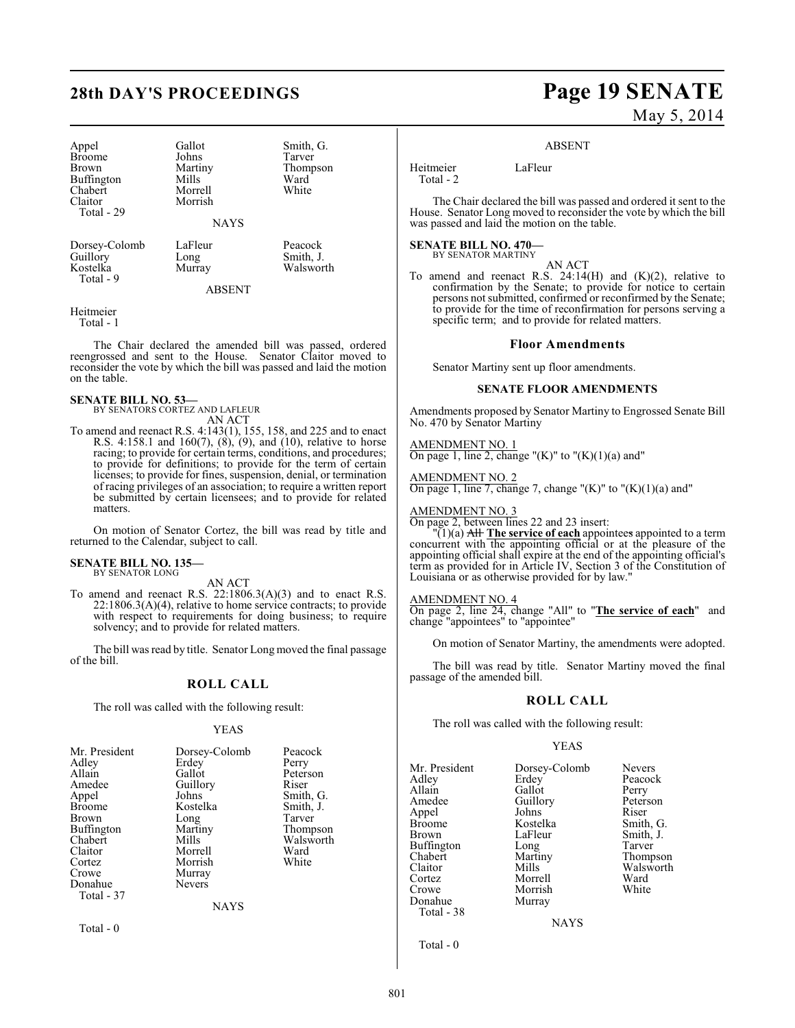| | | |
|---|---|---|
| Appel | Gallot | Smith, G. |
| Broome | Johns | Tarver |
| Brown | Martiny | Thompson |
| Buffington | Mills | Ward |
| Chabert | Morrell | White |
| Claitor | Morrish | |
| Total - 29 | | |

NAYS

| | | |
|---|---|---|
| Dorsey-Colomb | LaFleur | Peacock |
| Guillory | Long | Smith, J. |
| Kostelka | Murray | Walsworth |
| Total - 9 | | |

ABSENT

Heitmeier
Total - 1

The Chair declared the amended bill was passed, ordered reengrossed and sent to the House. Senator Claitor moved to reconsider the vote by which the bill was passed and laid the motion on the table.

**SENATE BILL NO. 53—**
BY SENATORS CORTEZ AND LAFLEUR

AN ACT

To amend and reenact R.S. 4:143(1), 155, 158, and 225 and to enact R.S. 4:158.1 and 160(7), (8), (9), and (10), relative to horse racing; to provide for certain terms, conditions, and procedures; to provide for definitions; to provide for the term of certain licenses; to provide for fines, suspension, denial, or termination of racing privileges of an association; to require a written report be submitted by certain licensees; and to provide for related matters.

On motion of Senator Cortez, the bill was read by title and returned to the Calendar, subject to call.

**SENATE BILL NO. 135—**
BY SENATOR LONG

AN ACT

To amend and reenact R.S. 22:1806.3(A)(3) and to enact R.S. 22:1806.3(A)(4), relative to home service contracts; to provide with respect to requirements for doing business; to require solvency; and to provide for related matters.

The bill was read by title. Senator Long moved the final passage of the bill.

## ROLL CALL

The roll was called with the following result:

YEAS

| | | |
|---|---|---|
| Mr. President | Dorsey-Colomb | Peacock |
| Adley | Erdey | Perry |
| Allain | Gallot | Peterson |
| Amedee | Guillory | Riser |
| Appel | Johns | Smith, G. |
| Broome | Kostelka | Smith, J. |
| Brown | Long | Tarver |
| Buffington | Martiny | Thompson |
| Chabert | Mills | Walsworth |
| Claitor | Morrell | Ward |
| Cortez | Morrish | White |
| Crowe | Murray | |
| Donahue | Nevers | |
| Total - 37 | | |

NAYS

Total - 0

ABSENT

| | |
|---|---|
| Heitmeier | LaFleur |
| Total - 2 | |

The Chair declared the bill was passed and ordered it sent to the House. Senator Long moved to reconsider the vote by which the bill was passed and laid the motion on the table.

**SENATE BILL NO. 470—**
BY SENATOR MARTINY

AN ACT

To amend and reenact R.S. 24:14(H) and (K)(2), relative to confirmation by the Senate; to provide for notice to certain persons not submitted, confirmed or reconfirmed by the Senate; to provide for the time of reconfirmation for persons serving a specific term; and to provide for related matters.

### Floor Amendments

Senator Martiny sent up floor amendments.

#### SENATE FLOOR AMENDMENTS

Amendments proposed by Senator Martiny to Engrossed Senate Bill No. 470 by Senator Martiny

AMENDMENT NO. 1
On page 1, line 2, change "(K)" to "(K)(1)(a) and"

AMENDMENT NO. 2
On page 1, line 7, change 7, change "(K)" to "(K)(1)(a) and"

AMENDMENT NO. 3
On page 2, between lines 22 and 23 insert:

"(1)(a) ~~All~~ **The service of each** appointee~~s~~ appointed to a term concurrent with the appointing official or at the pleasure of the appointing official shall expire at the end of the appointing official's term as provided for in Article IV, Section 3 of the Constitution of Louisiana or as otherwise provided for by law."

AMENDMENT NO. 4
On page 2, line 24, change "All" to "**The service of each**" and change "appointees" to "appointee"

On motion of Senator Martiny, the amendments were adopted.

The bill was read by title. Senator Martiny moved the final passage of the amended bill.

## ROLL CALL

The roll was called with the following result:

YEAS

| | | |
|---|---|---|
| Mr. President | Dorsey-Colomb | Nevers |
| Adley | Erdey | Peacock |
| Allain | Gallot | Perry |
| Amedee | Guillory | Peterson |
| Appel | Johns | Riser |
| Broome | Kostelka | Smith, G. |
| Brown | LaFleur | Smith, J. |
| Buffington | Long | Tarver |
| Chabert | Martiny | Thompson |
| Claitor | Mills | Walsworth |
| Cortez | Morrell | Ward |
| Crowe | Morrish | White |
| Donahue | Murray | |
| Total - 38 | | |

NAYS

Total - 0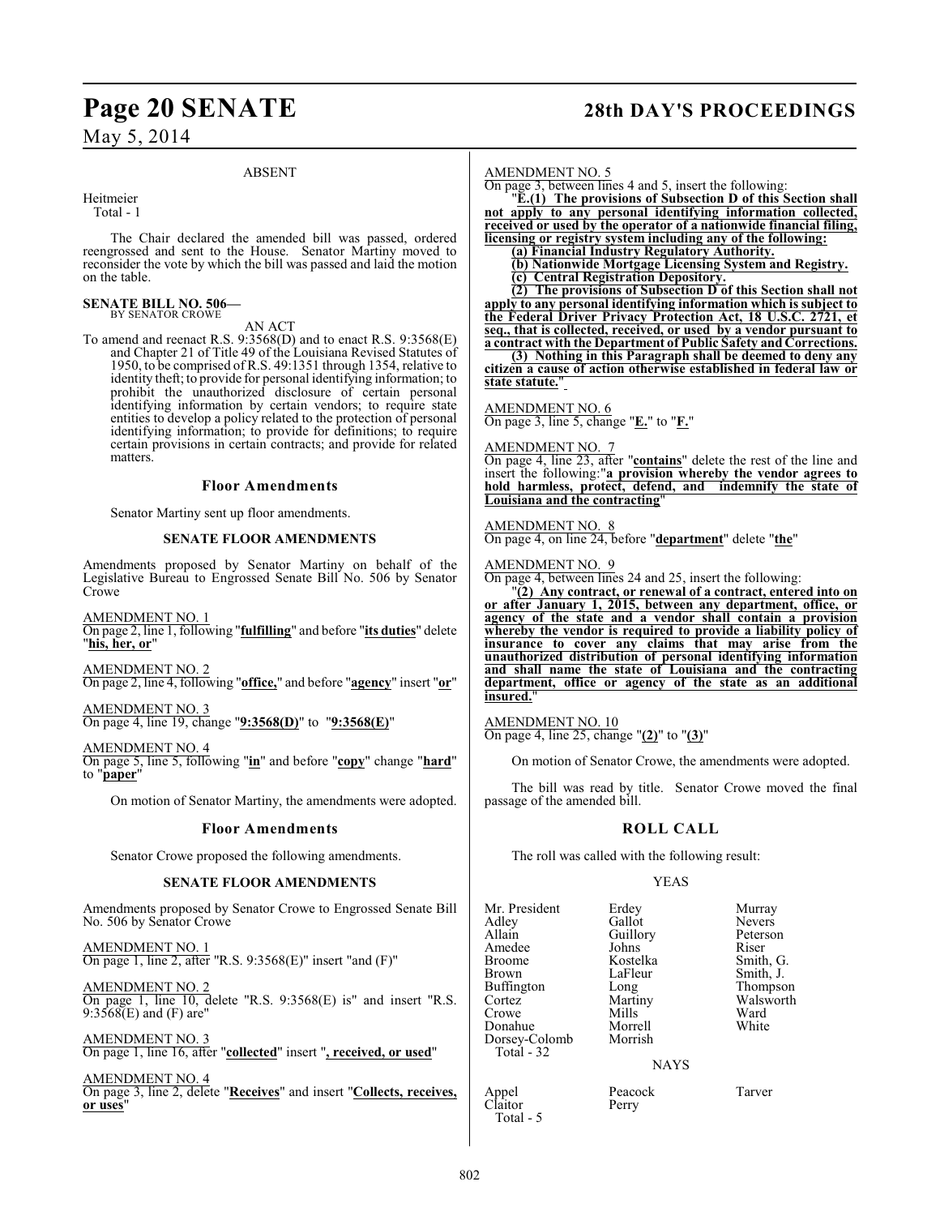ABSENT

Heitmeier
Total - 1

The Chair declared the amended bill was passed, ordered reengrossed and sent to the House. Senator Martiny moved to reconsider the vote by which the bill was passed and laid the motion on the table.

**SENATE BILL NO. 506—**
BY SENATOR CROWE

AN ACT

To amend and reenact R.S. 9:3568(D) and to enact R.S. 9:3568(E) and Chapter 21 of Title 49 of the Louisiana Revised Statutes of 1950, to be comprised of R.S. 49:1351 through 1354, relative to identity theft; to provide for personal identifying information; to prohibit the unauthorized disclosure of certain personal identifying information by certain vendors; to require state entities to develop a policy related to the protection of personal identifying information; to provide for definitions; to require certain provisions in certain contracts; and provide for related matters.

### Floor Amendments

Senator Martiny sent up floor amendments.

#### SENATE FLOOR AMENDMENTS

Amendments proposed by Senator Martiny on behalf of the Legislative Bureau to Engrossed Senate Bill No. 506 by Senator Crowe

AMENDMENT NO. 1
On page 2, line 1, following "**fulfilling**" and before "**its duties**" delete "**his, her, or**"

AMENDMENT NO. 2
On page 2, line 4, following "**office,**" and before "**agency**" insert "**or**"

AMENDMENT NO. 3
On page 4, line 19, change "**9:3568(D)**" to "**9:3568(E)**"

AMENDMENT NO. 4
On page 5, line 5, following "**in**" and before "**copy**" change "**hard**" to "**paper**"

On motion of Senator Martiny, the amendments were adopted.

### Floor Amendments

Senator Crowe proposed the following amendments.

#### SENATE FLOOR AMENDMENTS

Amendments proposed by Senator Crowe to Engrossed Senate Bill No. 506 by Senator Crowe

AMENDMENT NO. 1
On page 1, line 2, after "R.S. 9:3568(E)" insert "and (F)"

AMENDMENT NO. 2
On page 1, line 10, delete "R.S. 9:3568(E) is" and insert "R.S. 9:3568(E) and (F) are"

AMENDMENT NO. 3
On page 1, line 16, after "**collected**" insert "**, received, or used**"

AMENDMENT NO. 4
On page 3, line 2, delete "**Receives**" and insert "**Collects, receives, or uses**"

AMENDMENT NO. 5
On page 3, between lines 4 and 5, insert the following:

"**E.(1) The provisions of Subsection D of this Section shall not apply to any personal identifying information collected, received or used by the operator of a nationwide financial filing, licensing or registry system including any of the following:**

**(a) Financial Industry Regulatory Authority.**

**(b) Nationwide Mortgage Licensing System and Registry.**

**(c) Central Registration Depository.**

**(2) The provisions of Subsection D of this Section shall not apply to any personal identifying information which is subject to the Federal Driver Privacy Protection Act, 18 U.S.C. 2721, et seq., that is collected, received, or used by a vendor pursuant to a contract with the Department of Public Safety and Corrections.**

**(3) Nothing in this Paragraph shall be deemed to deny any citizen a cause of action otherwise established in federal law or state statute.**"

AMENDMENT NO. 6
On page 3, line 5, change "**E.**" to "**F.**"

AMENDMENT NO. 7
On page 4, line 23, after "**contains**" delete the rest of the line and insert the following:"**a provision whereby the vendor agrees to hold harmless, protect, defend, and indemnify the state of Louisiana and the contracting**"

AMENDMENT NO. 8
On page 4, on line 24, before "**department**" delete "**the**"

AMENDMENT NO. 9
On page 4, between lines 24 and 25, insert the following:

"**(2) Any contract, or renewal of a contract, entered into on or after January 1, 2015, between any department, office, or agency of the state and a vendor shall contain a provision whereby the vendor is required to provide a liability policy of insurance to cover any claims that may arise from the unauthorized distribution of personal identifying information and shall name the state of Louisiana and the contracting department, office or agency of the state as an additional insured.**"

AMENDMENT NO. 10
On page 4, line 25, change "**(2)**" to "**(3)**"

On motion of Senator Crowe, the amendments were adopted.

The bill was read by title. Senator Crowe moved the final passage of the amended bill.

### ROLL CALL

The roll was called with the following result:

YEAS

| | | |
|---|---|---|
| Mr. President | Erdey | Murray |
| Adley | Gallot | Nevers |
| Allain | Guillory | Peterson |
| Amedee | Johns | Riser |
| Broome | Kostelka | Smith, G. |
| Brown | LaFleur | Smith, J. |
| Buffington | Long | Thompson |
| Cortez | Martiny | Walsworth |
| Crowe | Mills | Ward |
| Donahue | Morrell | White |
| Dorsey-Colomb | Morrish | |

Total - 32

NAYS

| | | |
|---|---|---|
| Appel | Peacock | Tarver |
| Claitor | Perry | |

Total - 5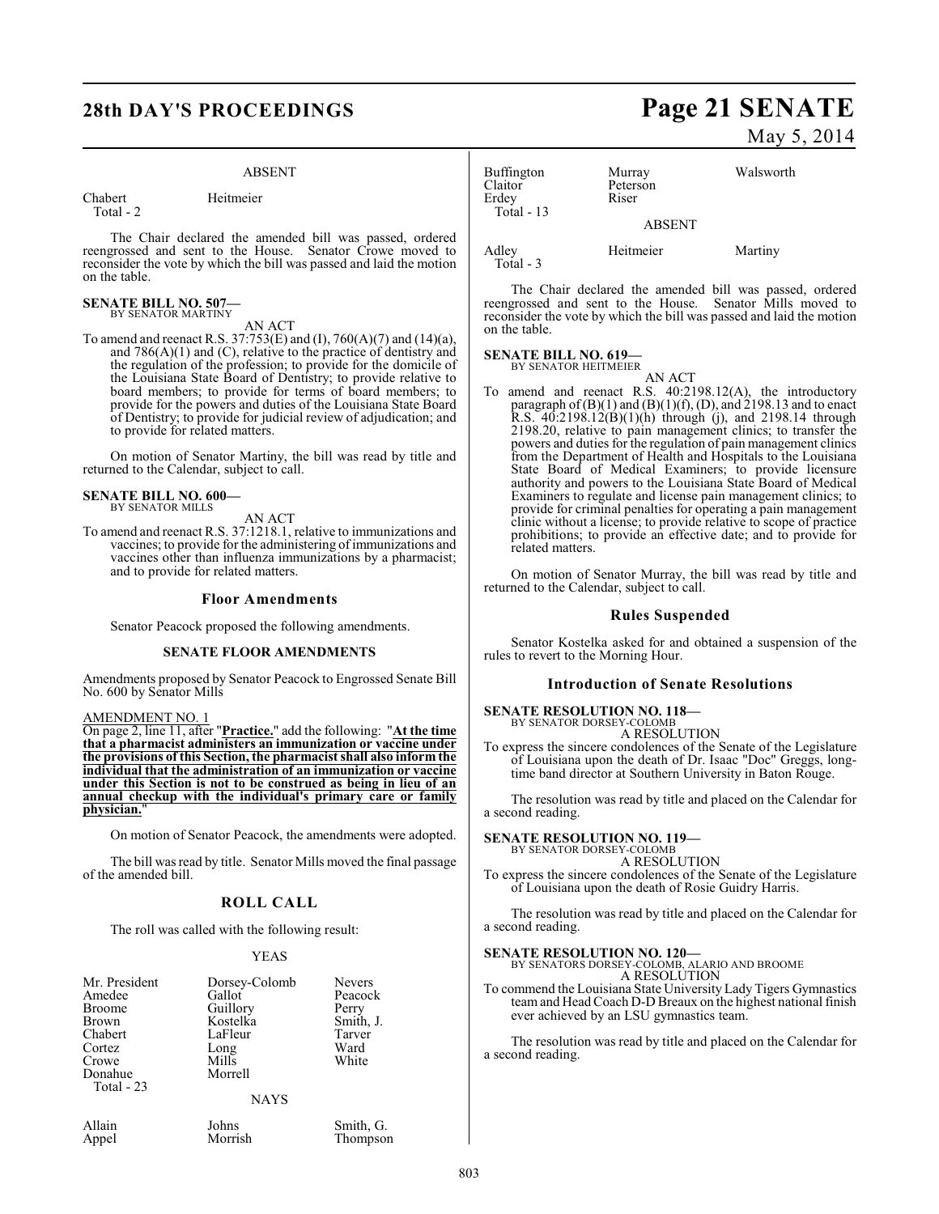ABSENT

| | |
|---|---|
| Chabert | Heitmeier |
| Total - 2 | |

The Chair declared the amended bill was passed, ordered reengrossed and sent to the House. Senator Crowe moved to reconsider the vote by which the bill was passed and laid the motion on the table.

**SENATE BILL NO. 507—**
BY SENATOR MARTINY

AN ACT

To amend and reenact R.S. 37:753(E) and (I), 760(A)(7) and (14)(a), and 786(A)(1) and (C), relative to the practice of dentistry and the regulation of the profession; to provide for the domicile of the Louisiana State Board of Dentistry; to provide relative to board members; to provide for terms of board members; to provide for the powers and duties of the Louisiana State Board of Dentistry; to provide for judicial review of adjudication; and to provide for related matters.

On motion of Senator Martiny, the bill was read by title and returned to the Calendar, subject to call.

**SENATE BILL NO. 600—**
BY SENATOR MILLS

AN ACT

To amend and reenact R.S. 37:1218.1, relative to immunizations and vaccines; to provide for the administering of immunizations and vaccines other than influenza immunizations by a pharmacist; and to provide for related matters.

## Floor Amendments

Senator Peacock proposed the following amendments.

### SENATE FLOOR AMENDMENTS

Amendments proposed by Senator Peacock to Engrossed Senate Bill No. 600 by Senator Mills

AMENDMENT NO. 1

On page 2, line 11, after "**Practice.**" add the following: "**At the time that a pharmacist administers an immunization or vaccine under the provisions of this Section, the pharmacist shall also inform the individual that the administration of an immunization or vaccine under this Section is not to be construed as being in lieu of an annual checkup with the individual's primary care or family physician.**"

On motion of Senator Peacock, the amendments were adopted.

The bill was read by title. Senator Mills moved the final passage of the amended bill.

## ROLL CALL

The roll was called with the following result:

YEAS

| | | |
|---|---|---|
| Mr. President | Dorsey-Colomb | Nevers |
| Amedee | Gallot | Peacock |
| Broome | Guillory | Perry |
| Brown | Kostelka | Smith, J. |
| Chabert | LaFleur | Tarver |
| Cortez | Long | Ward |
| Crowe | Mills | White |
| Donahue | Morrell | |
| Total - 23 | | |

NAYS

| | | |
|---|---|---|
| Allain | Johns | Smith, G. |
| Appel | Morrish | Thompson |
| Buffington | Murray | Walsworth |
| Claitor | Peterson | |
| Erdey | Riser | |
| Total - 13 | | |

ABSENT

| | | |
|---|---|---|
| Adley | Heitmeier | Martiny |
| Total - 3 | | |

The Chair declared the amended bill was passed, ordered reengrossed and sent to the House. Senator Mills moved to reconsider the vote by which the bill was passed and laid the motion on the table.

**SENATE BILL NO. 619—**
BY SENATOR HEITMEIER

AN ACT

To amend and reenact R.S. 40:2198.12(A), the introductory paragraph of (B)(1) and (B)(1)(f), (D), and 2198.13 and to enact R.S. 40:2198.12(B)(1)(h) through (j), and 2198.14 through 2198.20, relative to pain management clinics; to transfer the powers and duties for the regulation of pain management clinics from the Department of Health and Hospitals to the Louisiana State Board of Medical Examiners; to provide licensure authority and powers to the Louisiana State Board of Medical Examiners to regulate and license pain management clinics; to provide for criminal penalties for operating a pain management clinic without a license; to provide relative to scope of practice prohibitions; to provide an effective date; and to provide for related matters.

On motion of Senator Murray, the bill was read by title and returned to the Calendar, subject to call.

## Rules Suspended

Senator Kostelka asked for and obtained a suspension of the rules to revert to the Morning Hour.

## Introduction of Senate Resolutions

**SENATE RESOLUTION NO. 118—**
BY SENATOR DORSEY-COLOMB

A RESOLUTION

To express the sincere condolences of the Senate of the Legislature of Louisiana upon the death of Dr. Isaac "Doc" Greggs, long-time band director at Southern University in Baton Rouge.

The resolution was read by title and placed on the Calendar for a second reading.

**SENATE RESOLUTION NO. 119—**
BY SENATOR DORSEY-COLOMB

A RESOLUTION

To express the sincere condolences of the Senate of the Legislature of Louisiana upon the death of Rosie Guidry Harris.

The resolution was read by title and placed on the Calendar for a second reading.

**SENATE RESOLUTION NO. 120—**
BY SENATORS DORSEY-COLOMB, ALARIO AND BROOME

A RESOLUTION

To commend the Louisiana State University Lady Tigers Gymnastics team and Head Coach D-D Breaux on the highest national finish ever achieved by an LSU gymnastics team.

The resolution was read by title and placed on the Calendar for a second reading.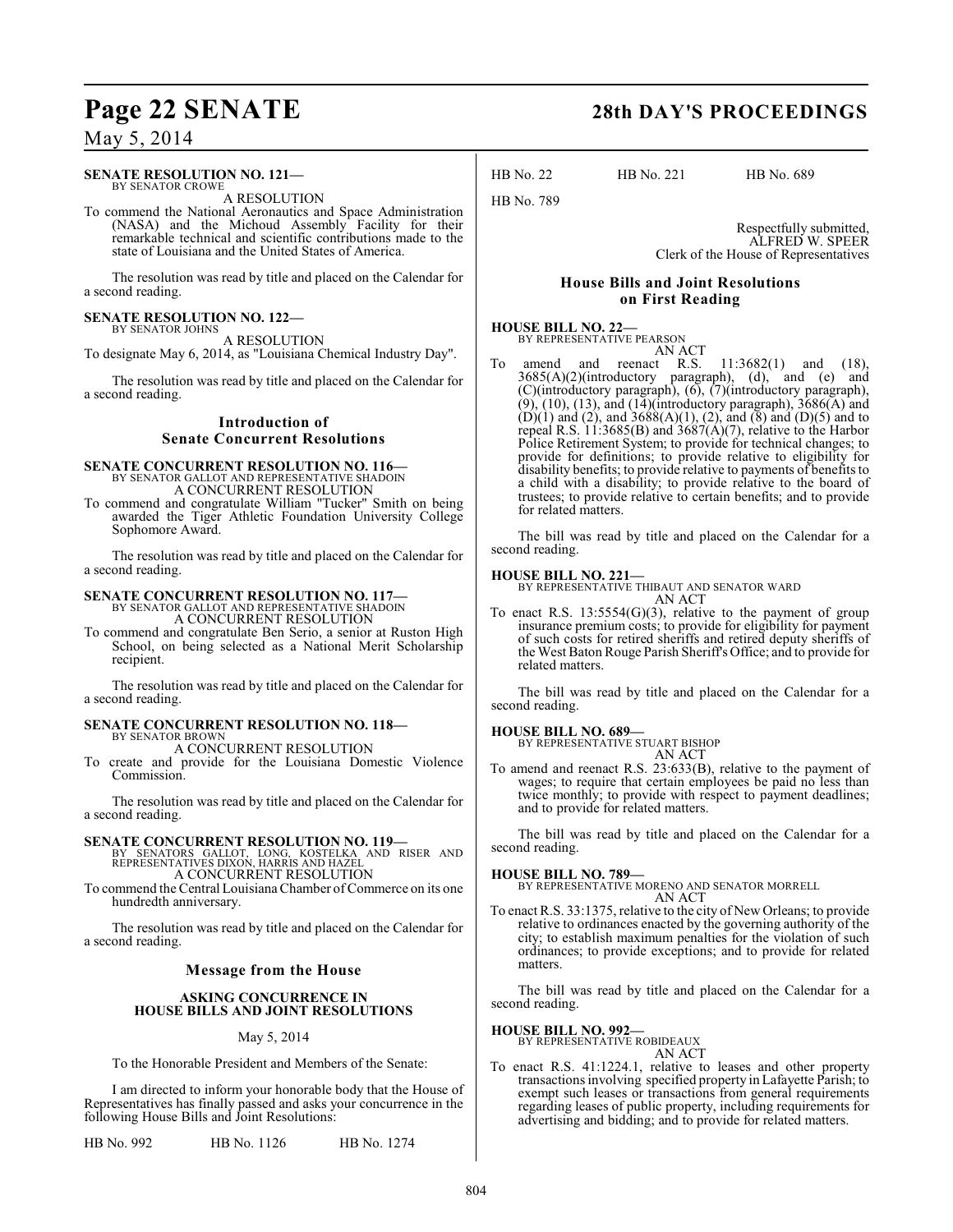**SENATE RESOLUTION NO. 121—**
BY SENATOR CROWE

A RESOLUTION

To commend the National Aeronautics and Space Administration (NASA) and the Michoud Assembly Facility for their remarkable technical and scientific contributions made to the state of Louisiana and the United States of America.

The resolution was read by title and placed on the Calendar for a second reading.

**SENATE RESOLUTION NO. 122—**
BY SENATOR JOHNS

A RESOLUTION

To designate May 6, 2014, as "Louisiana Chemical Industry Day".

The resolution was read by title and placed on the Calendar for a second reading.

## Introduction of Senate Concurrent Resolutions

**SENATE CONCURRENT RESOLUTION NO. 116—**
BY SENATOR GALLOT AND REPRESENTATIVE SHADOIN

A CONCURRENT RESOLUTION

To commend and congratulate William "Tucker" Smith on being awarded the Tiger Athletic Foundation University College Sophomore Award.

The resolution was read by title and placed on the Calendar for a second reading.

**SENATE CONCURRENT RESOLUTION NO. 117—**
BY SENATOR GALLOT AND REPRESENTATIVE SHADOIN

A CONCURRENT RESOLUTION

To commend and congratulate Ben Serio, a senior at Ruston High School, on being selected as a National Merit Scholarship recipient.

The resolution was read by title and placed on the Calendar for a second reading.

**SENATE CONCURRENT RESOLUTION NO. 118—**
BY SENATOR BROWN

A CONCURRENT RESOLUTION

To create and provide for the Louisiana Domestic Violence Commission.

The resolution was read by title and placed on the Calendar for a second reading.

**SENATE CONCURRENT RESOLUTION NO. 119—**
BY SENATORS GALLOT, LONG, KOSTELKA AND RISER AND REPRESENTATIVES DIXON, HARRIS AND HAZEL

A CONCURRENT RESOLUTION

To commend the Central Louisiana Chamber of Commerce on its one hundredth anniversary.

The resolution was read by title and placed on the Calendar for a second reading.

## Message from the House

### ASKING CONCURRENCE IN HOUSE BILLS AND JOINT RESOLUTIONS

May 5, 2014

To the Honorable President and Members of the Senate:

I am directed to inform your honorable body that the House of Representatives has finally passed and asks your concurrence in the following House Bills and Joint Resolutions:

| | | |
|---|---|---|
| HB No. 992 | HB No. 1126 | HB No. 1274 |
| HB No. 22 | HB No. 221 | HB No. 689 |
| HB No. 789 | | |

Respectfully submitted,
ALFRED W. SPEER
Clerk of the House of Representatives

## House Bills and Joint Resolutions on First Reading

**HOUSE BILL NO. 22—**
BY REPRESENTATIVE PEARSON

AN ACT

To amend and reenact R.S. 11:3682(1) and (18), 3685(A)(2)(introductory paragraph), (d), and (e) and (C)(introductory paragraph), (6), (7)(introductory paragraph), (9), (10), (13), and (14)(introductory paragraph), 3686(A) and (D)(1) and (2), and 3688(A)(1), (2), and (8) and (D)(5) and to repeal R.S. 11:3685(B) and 3687(A)(7), relative to the Harbor Police Retirement System; to provide for technical changes; to provide for definitions; to provide relative to eligibility for disability benefits; to provide relative to payments of benefits to a child with a disability; to provide relative to the board of trustees; to provide relative to certain benefits; and to provide for related matters.

The bill was read by title and placed on the Calendar for a second reading.

**HOUSE BILL NO. 221—**
BY REPRESENTATIVE THIBAUT AND SENATOR WARD

AN ACT

To enact R.S. 13:5554(G)(3), relative to the payment of group insurance premium costs; to provide for eligibility for payment of such costs for retired sheriffs and retired deputy sheriffs of the West Baton Rouge Parish Sheriff's Office; and to provide for related matters.

The bill was read by title and placed on the Calendar for a second reading.

**HOUSE BILL NO. 689—**
BY REPRESENTATIVE STUART BISHOP

AN ACT

To amend and reenact R.S. 23:633(B), relative to the payment of wages; to require that certain employees be paid no less than twice monthly; to provide with respect to payment deadlines; and to provide for related matters.

The bill was read by title and placed on the Calendar for a second reading.

**HOUSE BILL NO. 789—**
BY REPRESENTATIVE MORENO AND SENATOR MORRELL

AN ACT

To enact R.S. 33:1375, relative to the city of New Orleans; to provide relative to ordinances enacted by the governing authority of the city; to establish maximum penalties for the violation of such ordinances; to provide exceptions; and to provide for related matters.

The bill was read by title and placed on the Calendar for a second reading.

**HOUSE BILL NO. 992—**
BY REPRESENTATIVE ROBIDEAUX

AN ACT

To enact R.S. 41:1224.1, relative to leases and other property transactions involving specified property in Lafayette Parish; to exempt such leases or transactions from general requirements regarding leases of public property, including requirements for advertising and bidding; and to provide for related matters.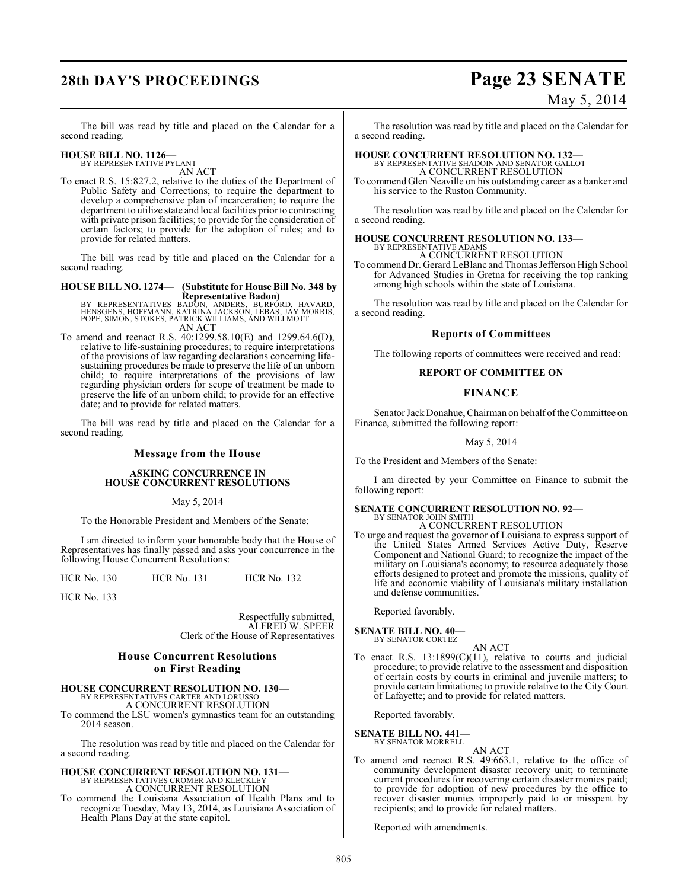The bill was read by title and placed on the Calendar for a second reading.

**HOUSE BILL NO. 1126—**
BY REPRESENTATIVE PYLANT
AN ACT

To enact R.S. 15:827.2, relative to the duties of the Department of Public Safety and Corrections; to require the department to develop a comprehensive plan of incarceration; to require the department to utilize state and local facilities prior to contracting with private prison facilities; to provide for the consideration of certain factors; to provide for the adoption of rules; and to provide for related matters.

The bill was read by title and placed on the Calendar for a second reading.

**HOUSE BILL NO. 1274— (Substitute for House Bill No. 348 by Representative Badon)**
BY REPRESENTATIVES BADON, ANDERS, BURFORD, HAVARD, HENSGENS, HOFFMANN, KATRINA JACKSON, LEBAS, JAY MORRIS, POPE, SIMON, STOKES, PATRICK WILLIAMS, AND WILLMOTT
AN ACT

To amend and reenact R.S. 40:1299.58.10(E) and 1299.64.6(D), relative to life-sustaining procedures; to require interpretations of the provisions of law regarding declarations concerning life-sustaining procedures be made to preserve the life of an unborn child; to require interpretations of the provisions of law regarding physician orders for scope of treatment be made to preserve the life of an unborn child; to provide for an effective date; and to provide for related matters.

The bill was read by title and placed on the Calendar for a second reading.

## Message from the House

**ASKING CONCURRENCE IN HOUSE CONCURRENT RESOLUTIONS**

May 5, 2014

To the Honorable President and Members of the Senate:

I am directed to inform your honorable body that the House of Representatives has finally passed and asks your concurrence in the following House Concurrent Resolutions:

HCR No. 130 HCR No. 131 HCR No. 132

HCR No. 133

Respectfully submitted,
ALFRED W. SPEER
Clerk of the House of Representatives

## House Concurrent Resolutions on First Reading

**HOUSE CONCURRENT RESOLUTION NO. 130—**
BY REPRESENTATIVES CARTER AND LORUSSO
A CONCURRENT RESOLUTION

To commend the LSU women's gymnastics team for an outstanding 2014 season.

The resolution was read by title and placed on the Calendar for a second reading.

**HOUSE CONCURRENT RESOLUTION NO. 131—**
BY REPRESENTATIVES CROMER AND KLECKLEY
A CONCURRENT RESOLUTION

To commend the Louisiana Association of Health Plans and to recognize Tuesday, May 13, 2014, as Louisiana Association of Health Plans Day at the state capitol.

The resolution was read by title and placed on the Calendar for a second reading.

**HOUSE CONCURRENT RESOLUTION NO. 132—**
BY REPRESENTATIVE SHADOIN AND SENATOR GALLOT
A CONCURRENT RESOLUTION

To commend Glen Neaville on his outstanding career as a banker and his service to the Ruston Community.

The resolution was read by title and placed on the Calendar for a second reading.

**HOUSE CONCURRENT RESOLUTION NO. 133—**
BY REPRESENTATIVE ADAMS
A CONCURRENT RESOLUTION

To commend Dr. Gerard LeBlanc and Thomas Jefferson High School for Advanced Studies in Gretna for receiving the top ranking among high schools within the state of Louisiana.

The resolution was read by title and placed on the Calendar for a second reading.

## Reports of Committees

The following reports of committees were received and read:

**REPORT OF COMMITTEE ON**

**FINANCE**

Senator Jack Donahue, Chairman on behalf of the Committee on Finance, submitted the following report:

May 5, 2014

To the President and Members of the Senate:

I am directed by your Committee on Finance to submit the following report:

**SENATE CONCURRENT RESOLUTION NO. 92—**
BY SENATOR JOHN SMITH
A CONCURRENT RESOLUTION

To urge and request the governor of Louisiana to express support of the United States Armed Services Active Duty, Reserve Component and National Guard; to recognize the impact of the military on Louisiana's economy; to resource adequately those efforts designed to protect and promote the missions, quality of life and economic viability of Louisiana's military installation and defense communities.

Reported favorably.

**SENATE BILL NO. 40—**
BY SENATOR CORTEZ
AN ACT

To enact R.S. 13:1899(C)(11), relative to courts and judicial procedure; to provide relative to the assessment and disposition of certain costs by courts in criminal and juvenile matters; to provide certain limitations; to provide relative to the City Court of Lafayette; and to provide for related matters.

Reported favorably.

**SENATE BILL NO. 441—**
BY SENATOR MORRELL
AN ACT

To amend and reenact R.S. 49:663.1, relative to the office of community development disaster recovery unit; to terminate current procedures for recovering certain disaster monies paid; to provide for adoption of new procedures by the office to recover disaster monies improperly paid to or misspent by recipients; and to provide for related matters.

Reported with amendments.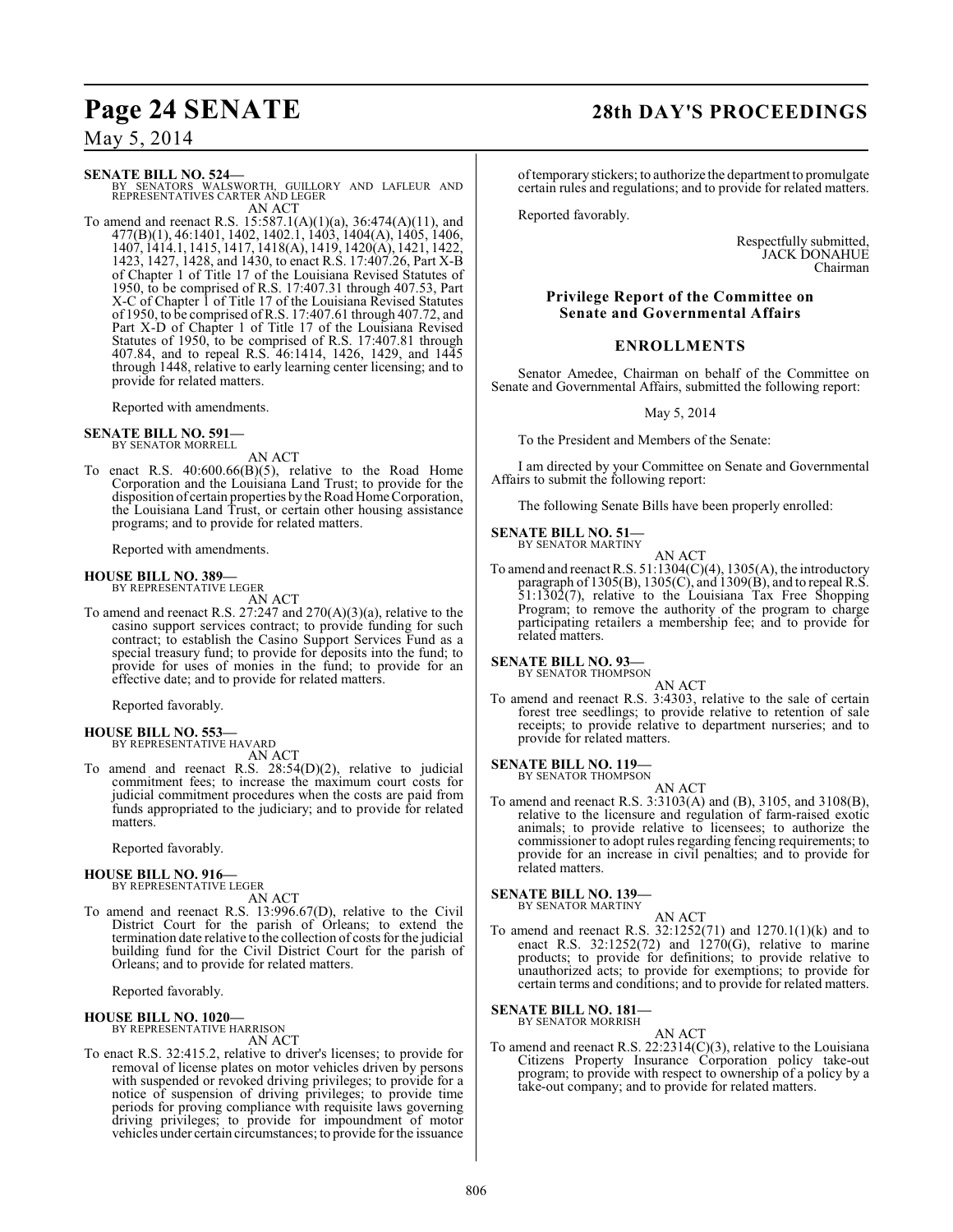**SENATE BILL NO. 524—**
BY SENATORS WALSWORTH, GUILLORY AND LAFLEUR AND REPRESENTATIVES CARTER AND LEGER
AN ACT

To amend and reenact R.S. 15:587.1(A)(1)(a), 36:474(A)(11), and 477(B)(1), 46:1401, 1402, 1402.1, 1403, 1404(A), 1405, 1406, 1407, 1414.1, 1415, 1417, 1418(A), 1419, 1420(A), 1421, 1422, 1423, 1427, 1428, and 1430, to enact R.S. 17:407.26, Part X-B of Chapter 1 of Title 17 of the Louisiana Revised Statutes of 1950, to be comprised of R.S. 17:407.31 through 407.53, Part X-C of Chapter 1 of Title 17 of the Louisiana Revised Statutes of 1950, to be comprised of R.S. 17:407.61 through 407.72, and Part X-D of Chapter 1 of Title 17 of the Louisiana Revised Statutes of 1950, to be comprised of R.S. 17:407.81 through 407.84, and to repeal R.S. 46:1414, 1426, 1429, and 1445 through 1448, relative to early learning center licensing; and to provide for related matters.

Reported with amendments.

**SENATE BILL NO. 591—**
BY SENATOR MORRELL
AN ACT

To enact R.S. 40:600.66(B)(5), relative to the Road Home Corporation and the Louisiana Land Trust; to provide for the disposition of certain properties by the Road Home Corporation, the Louisiana Land Trust, or certain other housing assistance programs; and to provide for related matters.

Reported with amendments.

**HOUSE BILL NO. 389—**
BY REPRESENTATIVE LEGER
AN ACT

To amend and reenact R.S. 27:247 and 270(A)(3)(a), relative to the casino support services contract; to provide funding for such contract; to establish the Casino Support Services Fund as a special treasury fund; to provide for deposits into the fund; to provide for uses of monies in the fund; to provide for an effective date; and to provide for related matters.

Reported favorably.

**HOUSE BILL NO. 553—**
BY REPRESENTATIVE HAVARD
AN ACT

To amend and reenact R.S. 28:54(D)(2), relative to judicial commitment fees; to increase the maximum court costs for judicial commitment procedures when the costs are paid from funds appropriated to the judiciary; and to provide for related matters.

Reported favorably.

**HOUSE BILL NO. 916—**
BY REPRESENTATIVE LEGER
AN ACT

To amend and reenact R.S. 13:996.67(D), relative to the Civil District Court for the parish of Orleans; to extend the termination date relative to the collection of costs for the judicial building fund for the Civil District Court for the parish of Orleans; and to provide for related matters.

Reported favorably.

**HOUSE BILL NO. 1020—**
BY REPRESENTATIVE HARRISON
AN ACT

To enact R.S. 32:415.2, relative to driver's licenses; to provide for removal of license plates on motor vehicles driven by persons with suspended or revoked driving privileges; to provide for a notice of suspension of driving privileges; to provide time periods for proving compliance with requisite laws governing driving privileges; to provide for impoundment of motor vehicles under certain circumstances; to provide for the issuance of temporary stickers; to authorize the department to promulgate certain rules and regulations; and to provide for related matters.

Reported favorably.

Respectfully submitted,
JACK DONAHUE
Chairman

## Privilege Report of the Committee on Senate and Governmental Affairs

## ENROLLMENTS

Senator Amedee, Chairman on behalf of the Committee on Senate and Governmental Affairs, submitted the following report:

May 5, 2014

To the President and Members of the Senate:

I am directed by your Committee on Senate and Governmental Affairs to submit the following report:

The following Senate Bills have been properly enrolled:

**SENATE BILL NO. 51—**
BY SENATOR MARTINY
AN ACT

To amend and reenact R.S. 51:1304(C)(4), 1305(A), the introductory paragraph of 1305(B), 1305(C), and 1309(B), and to repeal R.S. 51:1302(7), relative to the Louisiana Tax Free Shopping Program; to remove the authority of the program to charge participating retailers a membership fee; and to provide for related matters.

**SENATE BILL NO. 93—**
BY SENATOR THOMPSON
AN ACT

To amend and reenact R.S. 3:4303, relative to the sale of certain forest tree seedlings; to provide relative to retention of sale receipts; to provide relative to department nurseries; and to provide for related matters.

**SENATE BILL NO. 119—**
BY SENATOR THOMPSON
AN ACT

To amend and reenact R.S. 3:3103(A) and (B), 3105, and 3108(B), relative to the licensure and regulation of farm-raised exotic animals; to provide relative to licensees; to authorize the commissioner to adopt rules regarding fencing requirements; to provide for an increase in civil penalties; and to provide for related matters.

**SENATE BILL NO. 139—**
BY SENATOR MARTINY
AN ACT

To amend and reenact R.S. 32:1252(71) and 1270.1(1)(k) and to enact R.S. 32:1252(72) and 1270(G), relative to marine products; to provide for definitions; to provide relative to unauthorized acts; to provide for exemptions; to provide for certain terms and conditions; and to provide for related matters.

**SENATE BILL NO. 181—**
BY SENATOR MORRISH
AN ACT

To amend and reenact R.S. 22:2314(C)(3), relative to the Louisiana Citizens Property Insurance Corporation policy take-out program; to provide with respect to ownership of a policy by a take-out company; and to provide for related matters.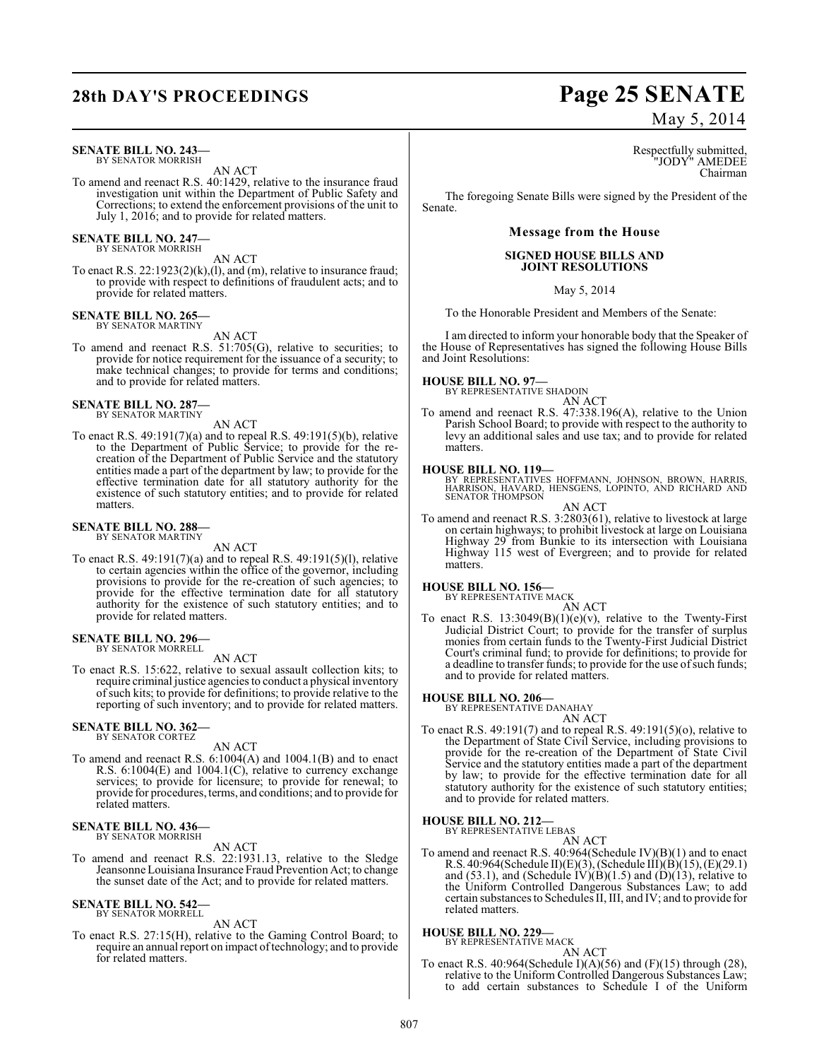**SENATE BILL NO. 243—**
BY SENATOR MORRISH

AN ACT

To amend and reenact R.S. 40:1429, relative to the insurance fraud investigation unit within the Department of Public Safety and Corrections; to extend the enforcement provisions of the unit to July 1, 2016; and to provide for related matters.

**SENATE BILL NO. 247—**
BY SENATOR MORRISH

AN ACT

To enact R.S. 22:1923(2)(k),(l), and (m), relative to insurance fraud; to provide with respect to definitions of fraudulent acts; and to provide for related matters.

**SENATE BILL NO. 265—**
BY SENATOR MARTINY

AN ACT

To amend and reenact R.S. 51:705(G), relative to securities; to provide for notice requirement for the issuance of a security; to make technical changes; to provide for terms and conditions; and to provide for related matters.

**SENATE BILL NO. 287—**
BY SENATOR MARTINY

AN ACT

To enact R.S. 49:191(7)(a) and to repeal R.S. 49:191(5)(b), relative to the Department of Public Service; to provide for the re-creation of the Department of Public Service and the statutory entities made a part of the department by law; to provide for the effective termination date for all statutory authority for the existence of such statutory entities; and to provide for related matters.

**SENATE BILL NO. 288—**
BY SENATOR MARTINY

AN ACT

To enact R.S. 49:191(7)(a) and to repeal R.S. 49:191(5)(l), relative to certain agencies within the office of the governor, including provisions to provide for the re-creation of such agencies; to provide for the effective termination date for all statutory authority for the existence of such statutory entities; and to provide for related matters.

**SENATE BILL NO. 296—**
BY SENATOR MORRELL

AN ACT

To enact R.S. 15:622, relative to sexual assault collection kits; to require criminal justice agencies to conduct a physical inventory of such kits; to provide for definitions; to provide relative to the reporting of such inventory; and to provide for related matters.

**SENATE BILL NO. 362—**
BY SENATOR CORTEZ

AN ACT

To amend and reenact R.S. 6:1004(A) and 1004.1(B) and to enact R.S. 6:1004(E) and 1004.1(C), relative to currency exchange services; to provide for licensure; to provide for renewal; to provide for procedures, terms, and conditions; and to provide for related matters.

**SENATE BILL NO. 436—**
BY SENATOR MORRISH

AN ACT

To amend and reenact R.S. 22:1931.13, relative to the Sledge Jeansonne Louisiana Insurance Fraud Prevention Act; to change the sunset date of the Act; and to provide for related matters.

**SENATE BILL NO. 542—**
BY SENATOR MORRELL

AN ACT

To enact R.S. 27:15(H), relative to the Gaming Control Board; to require an annual report on impact of technology; and to provide for related matters.

Respectfully submitted,
"JODY" AMEDEE
Chairman

The foregoing Senate Bills were signed by the President of the Senate.

## Message from the House

### SIGNED HOUSE BILLS AND JOINT RESOLUTIONS

May 5, 2014

To the Honorable President and Members of the Senate:

I am directed to inform your honorable body that the Speaker of the House of Representatives has signed the following House Bills and Joint Resolutions:

**HOUSE BILL NO. 97—**
BY REPRESENTATIVE SHADOIN

AN ACT

To amend and reenact R.S. 47:338.196(A), relative to the Union Parish School Board; to provide with respect to the authority to levy an additional sales and use tax; and to provide for related matters.

**HOUSE BILL NO. 119—**
BY REPRESENTATIVES HOFFMANN, JOHNSON, BROWN, HARRIS, HARRISON, HAVARD, HENSGENS, LOPINTO, AND RICHARD AND SENATOR THOMPSON

AN ACT

To amend and reenact R.S. 3:2803(61), relative to livestock at large on certain highways; to prohibit livestock at large on Louisiana Highway 29 from Bunkie to its intersection with Louisiana Highway 115 west of Evergreen; and to provide for related matters.

**HOUSE BILL NO. 156—**
BY REPRESENTATIVE MACK

AN ACT

To enact R.S. 13:3049(B)(1)(e)(v), relative to the Twenty-First Judicial District Court; to provide for the transfer of surplus monies from certain funds to the Twenty-First Judicial District Court's criminal fund; to provide for definitions; to provide for a deadline to transfer funds; to provide for the use of such funds; and to provide for related matters.

**HOUSE BILL NO. 206—**
BY REPRESENTATIVE DANAHAY

AN ACT

To enact R.S. 49:191(7) and to repeal R.S. 49:191(5)(o), relative to the Department of State Civil Service, including provisions to provide for the re-creation of the Department of State Civil Service and the statutory entities made a part of the department by law; to provide for the effective termination date for all statutory authority for the existence of such statutory entities; and to provide for related matters.

**HOUSE BILL NO. 212—**
BY REPRESENTATIVE LEBAS

AN ACT

To amend and reenact R.S. 40:964(Schedule IV)(B)(1) and to enact R.S. 40:964(Schedule II)(E)(3), (Schedule III)(B)(15), (E)(29.1) and (53.1), and (Schedule IV)(B)(1.5) and (D)(13), relative to the Uniform Controlled Dangerous Substances Law; to add certain substances to Schedules II, III, and IV; and to provide for related matters.

**HOUSE BILL NO. 229—**
BY REPRESENTATIVE MACK

AN ACT

To enact R.S. 40:964(Schedule I)(A)(56) and (F)(15) through (28), relative to the Uniform Controlled Dangerous Substances Law; to add certain substances to Schedule I of the Uniform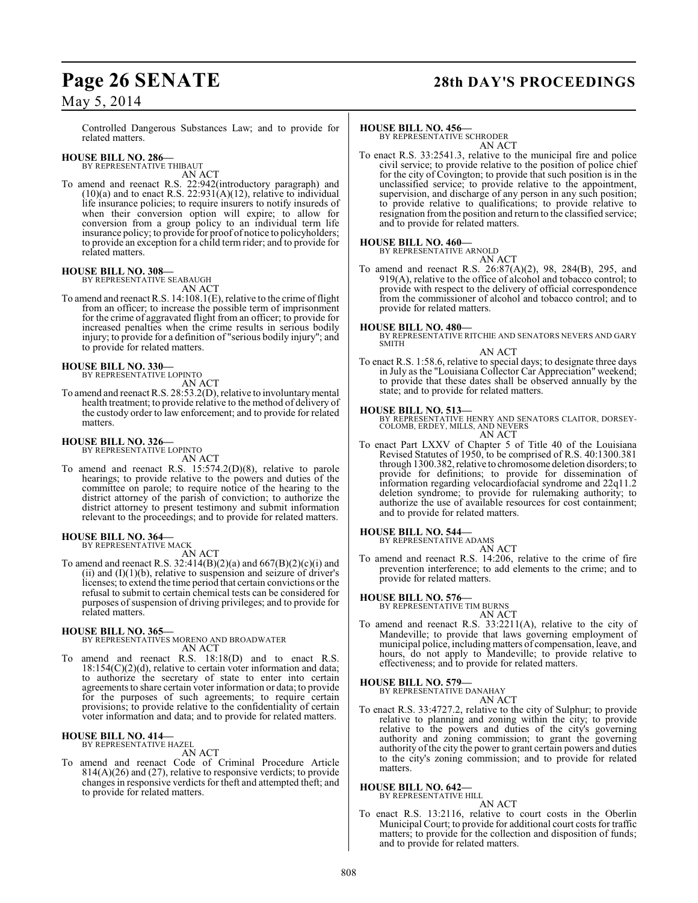Controlled Dangerous Substances Law; and to provide for related matters.

**HOUSE BILL NO. 286—**
BY REPRESENTATIVE THIBAUT
AN ACT

To amend and reenact R.S. 22:942(introductory paragraph) and (10)(a) and to enact R.S. 22:931(A)(12), relative to individual life insurance policies; to require insurers to notify insureds of when their conversion option will expire; to allow for conversion from a group policy to an individual term life insurance policy; to provide for proof of notice to policyholders; to provide an exception for a child term rider; and to provide for related matters.

**HOUSE BILL NO. 308—**
BY REPRESENTATIVE SEABAUGH
AN ACT

To amend and reenact R.S. 14:108.1(E), relative to the crime of flight from an officer; to increase the possible term of imprisonment for the crime of aggravated flight from an officer; to provide for increased penalties when the crime results in serious bodily injury; to provide for a definition of "serious bodily injury"; and to provide for related matters.

**HOUSE BILL NO. 330—**
BY REPRESENTATIVE LOPINTO
AN ACT

To amend and reenact R.S. 28:53.2(D), relative to involuntary mental health treatment; to provide relative to the method of delivery of the custody order to law enforcement; and to provide for related matters.

**HOUSE BILL NO. 326—**
BY REPRESENTATIVE LOPINTO
AN ACT

To amend and reenact R.S. 15:574.2(D)(8), relative to parole hearings; to provide relative to the powers and duties of the committee on parole; to require notice of the hearing to the district attorney of the parish of conviction; to authorize the district attorney to present testimony and submit information relevant to the proceedings; and to provide for related matters.

**HOUSE BILL NO. 364—**
BY REPRESENTATIVE MACK
AN ACT

To amend and reenact R.S. 32:414(B)(2)(a) and 667(B)(2)(c)(i) and (ii) and (I)(1)(b), relative to suspension and seizure of driver's licenses; to extend the time period that certain convictions or the refusal to submit to certain chemical tests can be considered for purposes of suspension of driving privileges; and to provide for related matters.

**HOUSE BILL NO. 365—**
BY REPRESENTATIVES MORENO AND BROADWATER
AN ACT

To amend and reenact R.S. 18:18(D) and to enact R.S. 18:154(C)(2)(d), relative to certain voter information and data; to authorize the secretary of state to enter into certain agreements to share certain voter information or data; to provide for the purposes of such agreements; to require certain provisions; to provide relative to the confidentiality of certain voter information and data; and to provide for related matters.

**HOUSE BILL NO. 414—**
BY REPRESENTATIVE HAZEL
AN ACT

To amend and reenact Code of Criminal Procedure Article 814(A)(26) and (27), relative to responsive verdicts; to provide changes in responsive verdicts for theft and attempted theft; and to provide for related matters.

**HOUSE BILL NO. 456—**
BY REPRESENTATIVE SCHRODER
AN ACT

To enact R.S. 33:2541.3, relative to the municipal fire and police civil service; to provide relative to the position of police chief for the city of Covington; to provide that such position is in the unclassified service; to provide relative to the appointment, supervision, and discharge of any person in any such position; to provide relative to qualifications; to provide relative to resignation from the position and return to the classified service; and to provide for related matters.

**HOUSE BILL NO. 460—**
BY REPRESENTATIVE ARNOLD
AN ACT

To amend and reenact R.S. 26:87(A)(2), 98, 284(B), 295, and 919(A), relative to the office of alcohol and tobacco control; to provide with respect to the delivery of official correspondence from the commissioner of alcohol and tobacco control; and to provide for related matters.

**HOUSE BILL NO. 480—**
BY REPRESENTATIVE RITCHIE AND SENATORS NEVERS AND GARY SMITH
AN ACT

To enact R.S. 1:58.6, relative to special days; to designate three days in July as the "Louisiana Collector Car Appreciation" weekend; to provide that these dates shall be observed annually by the state; and to provide for related matters.

**HOUSE BILL NO. 513—**
BY REPRESENTATIVE HENRY AND SENATORS CLAITOR, DORSEY-COLOMB, ERDEY, MILLS, AND NEVERS
AN ACT

To enact Part LXXV of Chapter 5 of Title 40 of the Louisiana Revised Statutes of 1950, to be comprised of R.S. 40:1300.381 through 1300.382, relative to chromosome deletion disorders; to provide for definitions; to provide for dissemination of information regarding velocardiofacial syndrome and 22q11.2 deletion syndrome; to provide for rulemaking authority; to authorize the use of available resources for cost containment; and to provide for related matters.

**HOUSE BILL NO. 544—**
BY REPRESENTATIVE ADAMS
AN ACT

To amend and reenact R.S. 14:206, relative to the crime of fire prevention interference; to add elements to the crime; and to provide for related matters.

**HOUSE BILL NO. 576—**
BY REPRESENTATIVE TIM BURNS
AN ACT

To amend and reenact R.S. 33:2211(A), relative to the city of Mandeville; to provide that laws governing employment of municipal police, including matters of compensation, leave, and hours, do not apply to Mandeville; to provide relative to effectiveness; and to provide for related matters.

**HOUSE BILL NO. 579—**
BY REPRESENTATIVE DANAHAY
AN ACT

To enact R.S. 33:4727.2, relative to the city of Sulphur; to provide relative to planning and zoning within the city; to provide relative to the powers and duties of the city's governing authority and zoning commission; to grant the governing authority of the city the power to grant certain powers and duties to the city's zoning commission; and to provide for related matters.

**HOUSE BILL NO. 642—**
BY REPRESENTATIVE HILL
AN ACT

To enact R.S. 13:2116, relative to court costs in the Oberlin Municipal Court; to provide for additional court costs for traffic matters; to provide for the collection and disposition of funds; and to provide for related matters.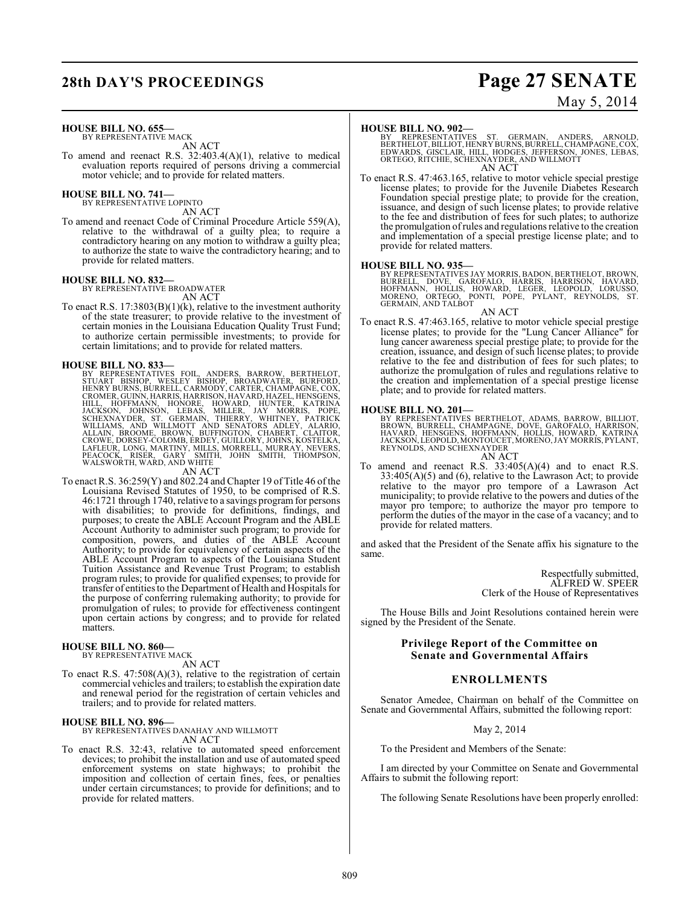**HOUSE BILL NO. 655—**
BY REPRESENTATIVE MACK

AN ACT

To amend and reenact R.S. 32:403.4(A)(1), relative to medical evaluation reports required of persons driving a commercial motor vehicle; and to provide for related matters.

**HOUSE BILL NO. 741—**
BY REPRESENTATIVE LOPINTO

AN ACT

To amend and reenact Code of Criminal Procedure Article 559(A), relative to the withdrawal of a guilty plea; to require a contradictory hearing on any motion to withdraw a guilty plea; to authorize the state to waive the contradictory hearing; and to provide for related matters.

**HOUSE BILL NO. 832—**
BY REPRESENTATIVE BROADWATER

AN ACT

To enact R.S. 17:3803(B)(1)(k), relative to the investment authority of the state treasurer; to provide relative to the investment of certain monies in the Louisiana Education Quality Trust Fund; to authorize certain permissible investments; to provide for certain limitations; and to provide for related matters.

**HOUSE BILL NO. 833—**
BY REPRESENTATIVES FOIL, ANDERS, BARROW, BERTHELOT, STUART BISHOP, WESLEY BISHOP, BROADWATER, BURFORD, HENRY BURNS, BURRELL, CARMODY, CARTER, CHAMPAGNE, COX, CROMER, GUINN, HARRIS, HARRISON, HAVARD, HAZEL, HENSGENS, HILL, HOFFMANN, HONORE, HOWARD, HUNTER, KATRINA JACKSON, JOHNSON, LEBAS, MILLER, JAY MORRIS, POPE, SCHEXNAYDER, ST. GERMAIN, THIERRY, WHITNEY, PATRICK WILLIAMS, AND WILLMOTT AND SENATORS ADLEY, ALARIO, ALLAIN, BROOME, BROWN, BUFFINGTON, CHABERT, CLAITOR, CROWE, DORSEY-COLOMB, ERDEY, GUILLORY, JOHNS, KOSTELKA, LAFLEUR, LONG, MARTINY, MILLS, MORRELL, MURRAY, NEVERS, PEACOCK, RISER, GARY SMITH, JOHN SMITH, THOMPSON, WALSWORTH, WARD, AND WHITE

AN ACT

To enact R.S. 36:259(Y) and 802.24 and Chapter 19 of Title 46 of the Louisiana Revised Statutes of 1950, to be comprised of R.S. 46:1721 through 1740, relative to a savings program for persons with disabilities; to provide for definitions, findings, and purposes; to create the ABLE Account Program and the ABLE Account Authority to administer such program; to provide for composition, powers, and duties of the ABLE Account Authority; to provide for equivalency of certain aspects of the ABLE Account Program to aspects of the Louisiana Student Tuition Assistance and Revenue Trust Program; to establish program rules; to provide for qualified expenses; to provide for transfer of entities to the Department of Health and Hospitals for the purpose of conferring rulemaking authority; to provide for promulgation of rules; to provide for effectiveness contingent upon certain actions by congress; and to provide for related matters.

**HOUSE BILL NO. 860—**
BY REPRESENTATIVE MACK

AN ACT

To enact R.S. 47:508(A)(3), relative to the registration of certain commercial vehicles and trailers; to establish the expiration date and renewal period for the registration of certain vehicles and trailers; and to provide for related matters.

**HOUSE BILL NO. 896—**
BY REPRESENTATIVES DANAHAY AND WILLMOTT

AN ACT

To enact R.S. 32:43, relative to automated speed enforcement devices; to prohibit the installation and use of automated speed enforcement systems on state highways; to prohibit the imposition and collection of certain fines, fees, or penalties under certain circumstances; to provide for definitions; and to provide for related matters.

**HOUSE BILL NO. 902—**
BY REPRESENTATIVES ST. GERMAIN, ANDERS, ARNOLD, BERTHELOT, BILLIOT, HENRY BURNS, BURRELL, CHAMPAGNE, COX, EDWARDS, GISCLAIR, HILL, HODGES, JEFFERSON, JONES, LEBAS, ORTEGO, RITCHIE, SCHEXNAYDER, AND WILLMOTT

AN ACT

To enact R.S. 47:463.165, relative to motor vehicle special prestige license plates; to provide for the Juvenile Diabetes Research Foundation special prestige plate; to provide for the creation, issuance, and design of such license plates; to provide relative to the fee and distribution of fees for such plates; to authorize the promulgation of rules and regulations relative to the creation and implementation of a special prestige license plate; and to provide for related matters.

**HOUSE BILL NO. 935—**
BY REPRESENTATIVES JAY MORRIS, BADON, BERTHELOT, BROWN, BURRELL, DOVE, GAROFALO, HARRIS, HARRISON, HAVARD, HOFFMANN, HOLLIS, HOWARD, LEGER, LEOPOLD, LORUSSO, MORENO, ORTEGO, PONTI, POPE, PYLANT, REYNOLDS, ST. GERMAIN, AND TALBOT

AN ACT

To enact R.S. 47:463.165, relative to motor vehicle special prestige license plates; to provide for the "Lung Cancer Alliance" for lung cancer awareness special prestige plate; to provide for the creation, issuance, and design of such license plates; to provide relative to the fee and distribution of fees for such plates; to authorize the promulgation of rules and regulations relative to the creation and implementation of a special prestige license plate; and to provide for related matters.

**HOUSE BILL NO. 201—**
BY REPRESENTATIVES BERTHELOT, ADAMS, BARROW, BILLIOT, BROWN, BURRELL, CHAMPAGNE, DOVE, GAROFALO, HARRISON, HAVARD, HENSGENS, HOFFMANN, HOLLIS, HOWARD, KATRINA JACKSON, LEOPOLD, MONTOUCET, MORENO, JAY MORRIS, PYLANT, REYNOLDS, AND SCHEXNAYDER

AN ACT

To amend and reenact R.S. 33:405(A)(4) and to enact R.S. 33:405(A)(5) and (6), relative to the Lawrason Act; to provide relative to the mayor pro tempore of a Lawrason Act municipality; to provide relative to the powers and duties of the mayor pro tempore; to authorize the mayor pro tempore to perform the duties of the mayor in the case of a vacancy; and to provide for related matters.

and asked that the President of the Senate affix his signature to the same.

Respectfully submitted,
ALFRED W. SPEER
Clerk of the House of Representatives

The House Bills and Joint Resolutions contained herein were signed by the President of the Senate.

## Privilege Report of the Committee on Senate and Governmental Affairs

## ENROLLMENTS

Senator Amedee, Chairman on behalf of the Committee on Senate and Governmental Affairs, submitted the following report:

May 2, 2014

To the President and Members of the Senate:

I am directed by your Committee on Senate and Governmental Affairs to submit the following report:

The following Senate Resolutions have been properly enrolled: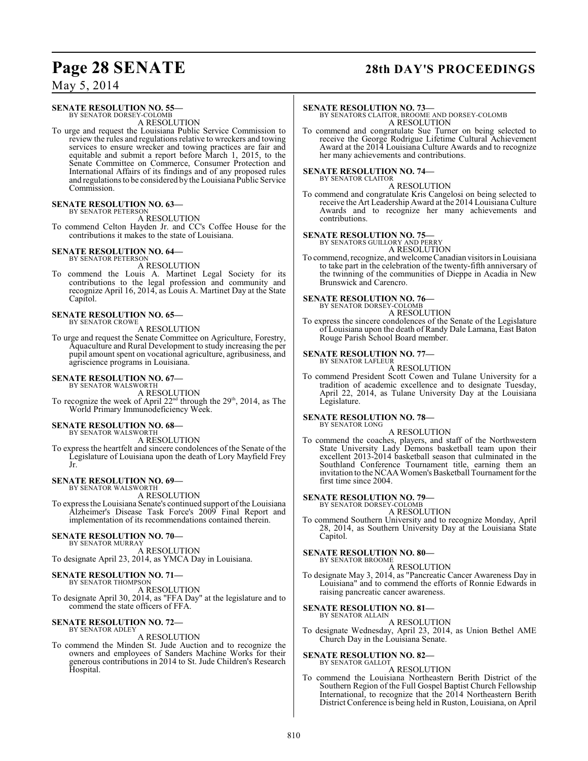**SENATE RESOLUTION NO. 55—**
BY SENATOR DORSEY-COLOMB

A RESOLUTION

To urge and request the Louisiana Public Service Commission to review the rules and regulations relative to wreckers and towing services to ensure wrecker and towing practices are fair and equitable and submit a report before March 1, 2015, to the Senate Committee on Commerce, Consumer Protection and International Affairs of its findings and of any proposed rules and regulations to be considered by the Louisiana Public Service Commission.

**SENATE RESOLUTION NO. 63—**
BY SENATOR PETERSON

A RESOLUTION

To commend Celton Hayden Jr. and CC's Coffee House for the contributions it makes to the state of Louisiana.

**SENATE RESOLUTION NO. 64—**
BY SENATOR PETERSON

A RESOLUTION

To commend the Louis A. Martinet Legal Society for its contributions to the legal profession and community and recognize April 16, 2014, as Louis A. Martinet Day at the State Capitol.

**SENATE RESOLUTION NO. 65—**
BY SENATOR CROWE

A RESOLUTION

To urge and request the Senate Committee on Agriculture, Forestry, Aquaculture and Rural Development to study increasing the per pupil amount spent on vocational agriculture, agribusiness, and agriscience programs in Louisiana.

**SENATE RESOLUTION NO. 67—**
BY SENATOR WALSWORTH

A RESOLUTION

To recognize the week of April 22nd through the 29th, 2014, as The World Primary Immunodeficiency Week.

**SENATE RESOLUTION NO. 68—**
BY SENATOR WALSWORTH

A RESOLUTION

To express the heartfelt and sincere condolences of the Senate of the Legislature of Louisiana upon the death of Lory Mayfield Frey Jr.

**SENATE RESOLUTION NO. 69—**
BY SENATOR WALSWORTH

A RESOLUTION

To express the Louisiana Senate's continued support of the Louisiana Alzheimer's Disease Task Force's 2009 Final Report and implementation of its recommendations contained therein.

**SENATE RESOLUTION NO. 70—**
BY SENATOR MURRAY

A RESOLUTION

To designate April 23, 2014, as YMCA Day in Louisiana.

**SENATE RESOLUTION NO. 71—**
BY SENATOR THOMPSON

A RESOLUTION

To designate April 30, 2014, as "FFA Day" at the legislature and to commend the state officers of FFA.

**SENATE RESOLUTION NO. 72—**
BY SENATOR ADLEY

A RESOLUTION

To commend the Minden St. Jude Auction and to recognize the owners and employees of Sanders Machine Works for their generous contributions in 2014 to St. Jude Children's Research Hospital.

**SENATE RESOLUTION NO. 73—**
BY SENATORS CLAITOR, BROOME AND DORSEY-COLOMB

A RESOLUTION

To commend and congratulate Sue Turner on being selected to receive the George Rodrigue Lifetime Cultural Achievement Award at the 2014 Louisiana Culture Awards and to recognize her many achievements and contributions.

**SENATE RESOLUTION NO. 74—**
BY SENATOR CLAITOR

A RESOLUTION

To commend and congratulate Kris Cangelosi on being selected to receive the Art Leadership Award at the 2014 Louisiana Culture Awards and to recognize her many achievements and contributions.

**SENATE RESOLUTION NO. 75—**
BY SENATORS GUILLORY AND PERRY

A RESOLUTION

To commend, recognize, and welcome Canadian visitors in Louisiana to take part in the celebration of the twenty-fifth anniversary of the twinning of the communities of Dieppe in Acadia in New Brunswick and Carencro.

**SENATE RESOLUTION NO. 76—**
BY SENATOR DORSEY-COLOMB

A RESOLUTION

To express the sincere condolences of the Senate of the Legislature of Louisiana upon the death of Randy Dale Lamana, East Baton Rouge Parish School Board member.

**SENATE RESOLUTION NO. 77—**
BY SENATOR LAFLEUR

A RESOLUTION

To commend President Scott Cowen and Tulane University for a tradition of academic excellence and to designate Tuesday, April 22, 2014, as Tulane University Day at the Louisiana Legislature.

**SENATE RESOLUTION NO. 78—**
BY SENATOR LONG

A RESOLUTION

To commend the coaches, players, and staff of the Northwestern State University Lady Demons basketball team upon their excellent 2013-2014 basketball season that culminated in the Southland Conference Tournament title, earning them an invitation to the NCAA Women's Basketball Tournament for the first time since 2004.

**SENATE RESOLUTION NO. 79—**
BY SENATOR DORSEY-COLOMB

A RESOLUTION

To commend Southern University and to recognize Monday, April 28, 2014, as Southern University Day at the Louisiana State Capitol.

**SENATE RESOLUTION NO. 80—**
BY SENATOR BROOME

A RESOLUTION

To designate May 3, 2014, as "Pancreatic Cancer Awareness Day in Louisiana" and to commend the efforts of Ronnie Edwards in raising pancreatic cancer awareness.

**SENATE RESOLUTION NO. 81—**
BY SENATOR ALLAIN

A RESOLUTION

To designate Wednesday, April 23, 2014, as Union Bethel AME Church Day in the Louisiana Senate.

**SENATE RESOLUTION NO. 82—**
BY SENATOR GALLOT

A RESOLUTION

To commend the Louisiana Northeastern Berith District of the Southern Region of the Full Gospel Baptist Church Fellowship International, to recognize that the 2014 Northeastern Berith District Conference is being held in Ruston, Louisiana, on April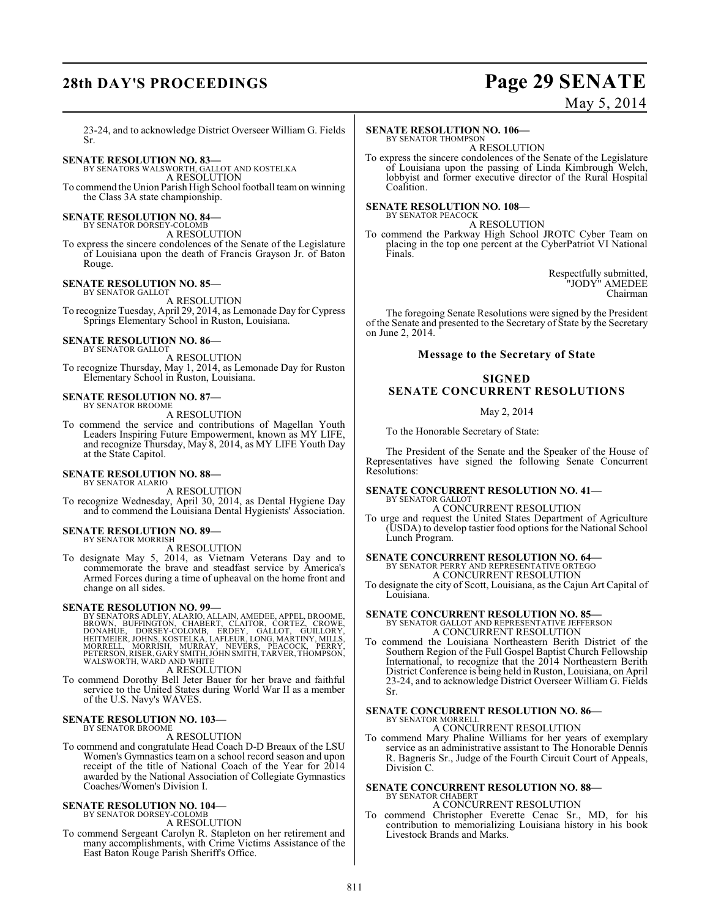23-24, and to acknowledge District Overseer William G. Fields Sr.

**SENATE RESOLUTION NO. 83—**
BY SENATORS WALSWORTH, GALLOT AND KOSTELKA
A RESOLUTION
To commend the Union Parish High School football team on winning the Class 3A state championship.

**SENATE RESOLUTION NO. 84—**
BY SENATOR DORSEY-COLOMB
A RESOLUTION
To express the sincere condolences of the Senate of the Legislature of Louisiana upon the death of Francis Grayson Jr. of Baton Rouge.

**SENATE RESOLUTION NO. 85—**
BY SENATOR GALLOT
A RESOLUTION
To recognize Tuesday, April 29, 2014, as Lemonade Day for Cypress Springs Elementary School in Ruston, Louisiana.

**SENATE RESOLUTION NO. 86—**
BY SENATOR GALLOT
A RESOLUTION
To recognize Thursday, May 1, 2014, as Lemonade Day for Ruston Elementary School in Ruston, Louisiana.

**SENATE RESOLUTION NO. 87—**
BY SENATOR BROOME
A RESOLUTION
To commend the service and contributions of Magellan Youth Leaders Inspiring Future Empowerment, known as MY LIFE, and recognize Thursday, May 8, 2014, as MY LIFE Youth Day at the State Capitol.

**SENATE RESOLUTION NO. 88—**
BY SENATOR ALARIO
A RESOLUTION
To recognize Wednesday, April 30, 2014, as Dental Hygiene Day and to commend the Louisiana Dental Hygienists' Association.

**SENATE RESOLUTION NO. 89—**
BY SENATOR MORRISH
A RESOLUTION
To designate May 5, 2014, as Vietnam Veterans Day and to commemorate the brave and steadfast service by America's Armed Forces during a time of upheaval on the home front and change on all sides.

**SENATE RESOLUTION NO. 99—**
BY SENATORS ADLEY, ALARIO, ALLAIN, AMEDEE, APPEL, BROOME, BROWN, BUFFINGTON, CHABERT, CLAITOR, CORTEZ, CROWE, DONAHUE, DORSEY-COLOMB, ERDEY, GALLOT, GUILLORY, HEITMEIER, JOHNS, KOSTELKA, LAFLEUR, LONG, MARTINY, MILLS, MORRELL, MORRISH, MURRAY, NEVERS, PEACOCK, PERRY, PETERSON, RISER, GARY SMITH, JOHN SMITH, TARVER, THOMPSON, WALSWORTH, WARD AND WHITE
A RESOLUTION
To commend Dorothy Bell Jeter Bauer for her brave and faithful service to the United States during World War II as a member of the U.S. Navy's WAVES.

**SENATE RESOLUTION NO. 103—**
BY SENATOR BROOME
A RESOLUTION
To commend and congratulate Head Coach D-D Breaux of the LSU Women's Gymnastics team on a school record season and upon receipt of the title of National Coach of the Year for 2014 awarded by the National Association of Collegiate Gymnastics Coaches/Women's Division I.

**SENATE RESOLUTION NO. 104—**
BY SENATOR DORSEY-COLOMB
A RESOLUTION
To commend Sergeant Carolyn R. Stapleton on her retirement and many accomplishments, with Crime Victims Assistance of the East Baton Rouge Parish Sheriff's Office.

**SENATE RESOLUTION NO. 106—**
BY SENATOR THOMPSON
A RESOLUTION
To express the sincere condolences of the Senate of the Legislature of Louisiana upon the passing of Linda Kimbrough Welch, lobbyist and former executive director of the Rural Hospital Coalition.

**SENATE RESOLUTION NO. 108—**
BY SENATOR PEACOCK
A RESOLUTION
To commend the Parkway High School JROTC Cyber Team on placing in the top one percent at the CyberPatriot VI National Finals.

Respectfully submitted,
"JODY" AMEDEE
Chairman

The foregoing Senate Resolutions were signed by the President of the Senate and presented to the Secretary of State by the Secretary on June 2, 2014.

### Message to the Secretary of State

## SIGNED SENATE CONCURRENT RESOLUTIONS

May 2, 2014

To the Honorable Secretary of State:

The President of the Senate and the Speaker of the House of Representatives have signed the following Senate Concurrent Resolutions:

**SENATE CONCURRENT RESOLUTION NO. 41—**
BY SENATOR GALLOT
A CONCURRENT RESOLUTION
To urge and request the United States Department of Agriculture (USDA) to develop tastier food options for the National School Lunch Program.

**SENATE CONCURRENT RESOLUTION NO. 64—**
BY SENATOR PERRY AND REPRESENTATIVE ORTEGO
A CONCURRENT RESOLUTION
To designate the city of Scott, Louisiana, as the Cajun Art Capital of Louisiana.

**SENATE CONCURRENT RESOLUTION NO. 85—**
BY SENATOR GALLOT AND REPRESENTATIVE JEFFERSON
A CONCURRENT RESOLUTION
To commend the Louisiana Northeastern Berith District of the Southern Region of the Full Gospel Baptist Church Fellowship International, to recognize that the 2014 Northeastern Berith District Conference is being held in Ruston, Louisiana, on April 23-24, and to acknowledge District Overseer William G. Fields Sr.

**SENATE CONCURRENT RESOLUTION NO. 86—**
BY SENATOR MORRELL
A CONCURRENT RESOLUTION
To commend Mary Phaline Williams for her years of exemplary service as an administrative assistant to The Honorable Dennis R. Bagneris Sr., Judge of the Fourth Circuit Court of Appeals, Division C.

**SENATE CONCURRENT RESOLUTION NO. 88—**
BY SENATOR CHABERT
A CONCURRENT RESOLUTION
To commend Christopher Everette Cenac Sr., MD, for his contribution to memorializing Louisiana history in his book Livestock Brands and Marks.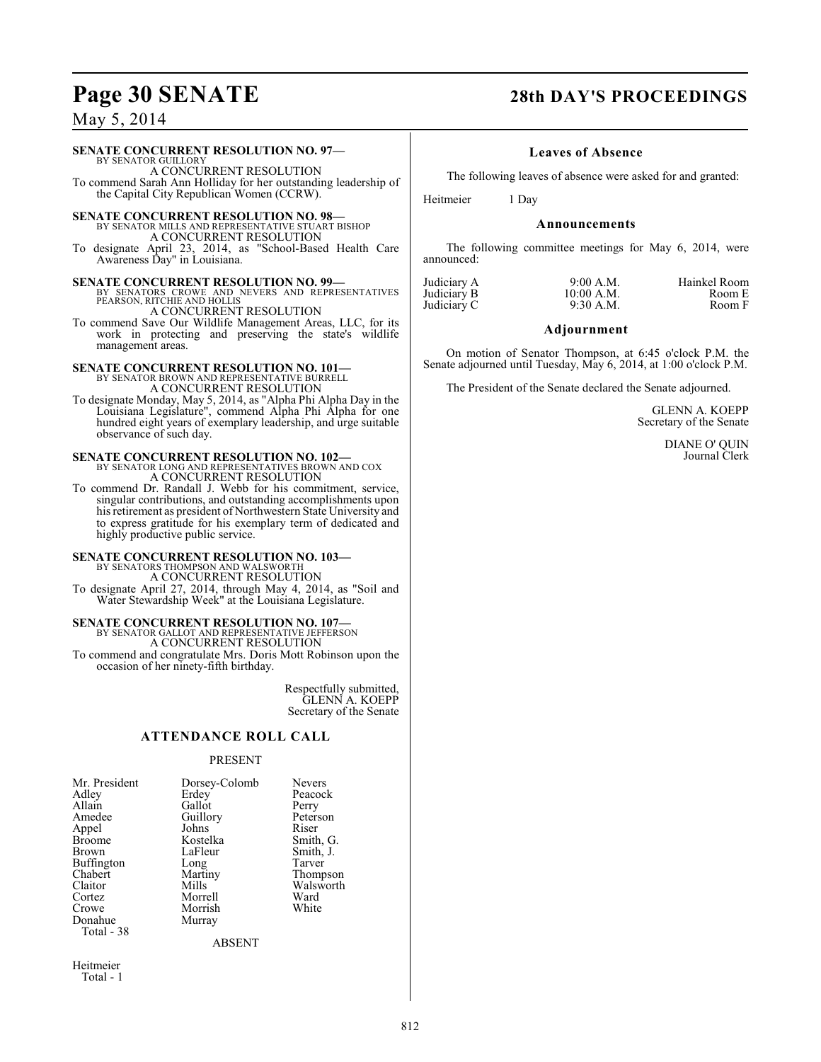**SENATE CONCURRENT RESOLUTION NO. 97—**
BY SENATOR GUILLORY
A CONCURRENT RESOLUTION
To commend Sarah Ann Holliday for her outstanding leadership of the Capital City Republican Women (CCRW).

**SENATE CONCURRENT RESOLUTION NO. 98—**
BY SENATOR MILLS AND REPRESENTATIVE STUART BISHOP
A CONCURRENT RESOLUTION
To designate April 23, 2014, as "School-Based Health Care Awareness Day" in Louisiana.

**SENATE CONCURRENT RESOLUTION NO. 99—**
BY SENATORS CROWE AND NEVERS AND REPRESENTATIVES PEARSON, RITCHIE AND HOLLIS
A CONCURRENT RESOLUTION
To commend Save Our Wildlife Management Areas, LLC, for its work in protecting and preserving the state's wildlife management areas.

**SENATE CONCURRENT RESOLUTION NO. 101—**
BY SENATOR BROWN AND REPRESENTATIVE BURRELL
A CONCURRENT RESOLUTION
To designate Monday, May 5, 2014, as "Alpha Phi Alpha Day in the Louisiana Legislature", commend Alpha Phi Alpha for one hundred eight years of exemplary leadership, and urge suitable observance of such day.

**SENATE CONCURRENT RESOLUTION NO. 102—**
BY SENATOR LONG AND REPRESENTATIVES BROWN AND COX
A CONCURRENT RESOLUTION
To commend Dr. Randall J. Webb for his commitment, service, singular contributions, and outstanding accomplishments upon his retirement as president of Northwestern State University and to express gratitude for his exemplary term of dedicated and highly productive public service.

**SENATE CONCURRENT RESOLUTION NO. 103—**
BY SENATORS THOMPSON AND WALSWORTH
A CONCURRENT RESOLUTION
To designate April 27, 2014, through May 4, 2014, as "Soil and Water Stewardship Week" at the Louisiana Legislature.

**SENATE CONCURRENT RESOLUTION NO. 107—**
BY SENATOR GALLOT AND REPRESENTATIVE JEFFERSON
A CONCURRENT RESOLUTION
To commend and congratulate Mrs. Doris Mott Robinson upon the occasion of her ninety-fifth birthday.

Respectfully submitted,
GLENN A. KOEPP
Secretary of the Senate

## ATTENDANCE ROLL CALL

PRESENT

| | | |
|---|---|---|
| Mr. President | Dorsey-Colomb | Nevers |
| Adley | Erdey | Peacock |
| Allain | Gallot | Perry |
| Amedee | Guillory | Peterson |
| Appel | Johns | Riser |
| Broome | Kostelka | Smith, G. |
| Brown | LaFleur | Smith, J. |
| Buffington | Long | Tarver |
| Chabert | Martiny | Thompson |
| Claitor | Mills | Walsworth |
| Cortez | Morrell | Ward |
| Crowe | Morrish | White |
| Donahue | Murray | |

Total - 38

ABSENT

Heitmeier
Total - 1

## Leaves of Absence

The following leaves of absence were asked for and granted:

Heitmeier 1 Day

## Announcements

The following committee meetings for May 6, 2014, were announced:

| | | |
|---|---|---|
| Judiciary A | 9:00 A.M. | Hainkel Room |
| Judiciary B | 10:00 A.M. | Room E |
| Judiciary C | 9:30 A.M. | Room F |

## Adjournment

On motion of Senator Thompson, at 6:45 o'clock P.M. the Senate adjourned until Tuesday, May 6, 2014, at 1:00 o'clock P.M.

The President of the Senate declared the Senate adjourned.

GLENN A. KOEPP
Secretary of the Senate

DIANE O' QUIN
Journal Clerk